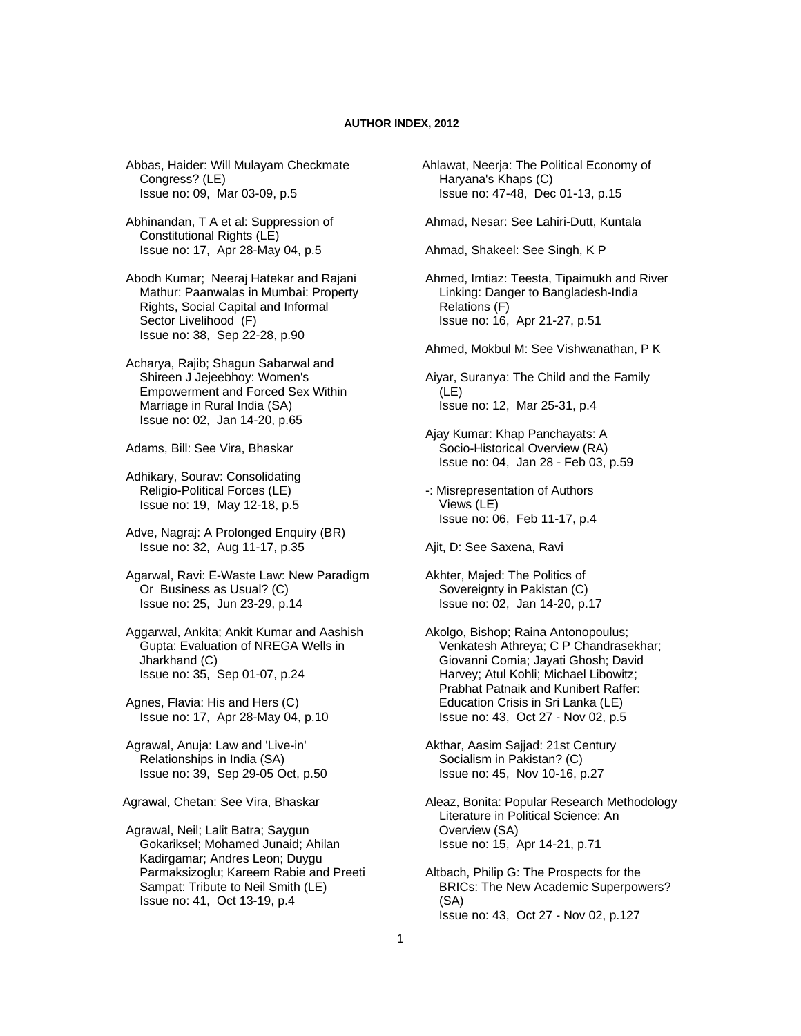# AUTHOR INDEX, 2012

Abbas, Haider: Will Mulayam Checkmate Congress? (LE)
Issue no: 09, Mar 03-09, p.5

Abhinandan, T A et al: Suppression of Constitutional Rights (LE)
Issue no: 17, Apr 28-May 04, p.5

Abodh Kumar; Neeraj Hatekar and Rajani Mathur: Paanwalas in Mumbai: Property Rights, Social Capital and Informal Sector Livelihood (F)
Issue no: 38, Sep 22-28, p.90

Acharya, Rajib; Shagun Sabarwal and Shireen J Jejeebhoy: Women's Empowerment and Forced Sex Within Marriage in Rural India (SA)
Issue no: 02, Jan 14-20, p.65

Adams, Bill: See Vira, Bhaskar

Adhikary, Sourav: Consolidating Religio-Political Forces (LE)
Issue no: 19, May 12-18, p.5

Adve, Nagraj: A Prolonged Enquiry (BR)
Issue no: 32, Aug 11-17, p.35

Agarwal, Ravi: E-Waste Law: New Paradigm Or Business as Usual? (C)
Issue no: 25, Jun 23-29, p.14

Aggarwal, Ankita; Ankit Kumar and Aashish Gupta: Evaluation of NREGA Wells in Jharkhand (C)
Issue no: 35, Sep 01-07, p.24

Agnes, Flavia: His and Hers (C)
Issue no: 17, Apr 28-May 04, p.10

Agrawal, Anuja: Law and 'Live-in' Relationships in India (SA)
Issue no: 39, Sep 29-05 Oct, p.50

Agrawal, Chetan: See Vira, Bhaskar

Agrawal, Neil; Lalit Batra; Saygun Gokariksel; Mohamed Junaid; Ahilan Kadirgamar; Andres Leon; Duygu Parmaksizoglu; Kareem Rabie and Preeti Sampat: Tribute to Neil Smith (LE)
Issue no: 41, Oct 13-19, p.4

Ahlawat, Neerja: The Political Economy of Haryana's Khaps (C)
Issue no: 47-48, Dec 01-13, p.15

Ahmad, Nesar: See Lahiri-Dutt, Kuntala

Ahmad, Shakeel: See Singh, K P

Ahmed, Imtiaz: Teesta, Tipaimukh and River Linking: Danger to Bangladesh-India Relations (F)
Issue no: 16, Apr 21-27, p.51

Ahmed, Mokbul M: See Vishwanathan, P K

Aiyar, Suranya: The Child and the Family (LE)
Issue no: 12, Mar 25-31, p.4

Ajay Kumar: Khap Panchayats: A Socio-Historical Overview (RA)
Issue no: 04, Jan 28 - Feb 03, p.59

-: Misrepresentation of Authors Views (LE)
Issue no: 06, Feb 11-17, p.4

Ajit, D: See Saxena, Ravi

Akhter, Majed: The Politics of Sovereignty in Pakistan (C)
Issue no: 02, Jan 14-20, p.17

Akolgo, Bishop; Raina Antonopoulus; Venkatesh Athreya; C P Chandrasekhar; Giovanni Comia; Jayati Ghosh; David Harvey; Atul Kohli; Michael Libowitz; Prabhat Patnaik and Kunibert Raffer: Education Crisis in Sri Lanka (LE)
Issue no: 43, Oct 27 - Nov 02, p.5

Akthar, Aasim Sajjad: 21st Century Socialism in Pakistan? (C)
Issue no: 45, Nov 10-16, p.27

Aleaz, Bonita: Popular Research Methodology Literature in Political Science: An Overview (SA)
Issue no: 15, Apr 14-21, p.71

Altbach, Philip G: The Prospects for the BRICs: The New Academic Superpowers? (SA)
Issue no: 43, Oct 27 - Nov 02, p.127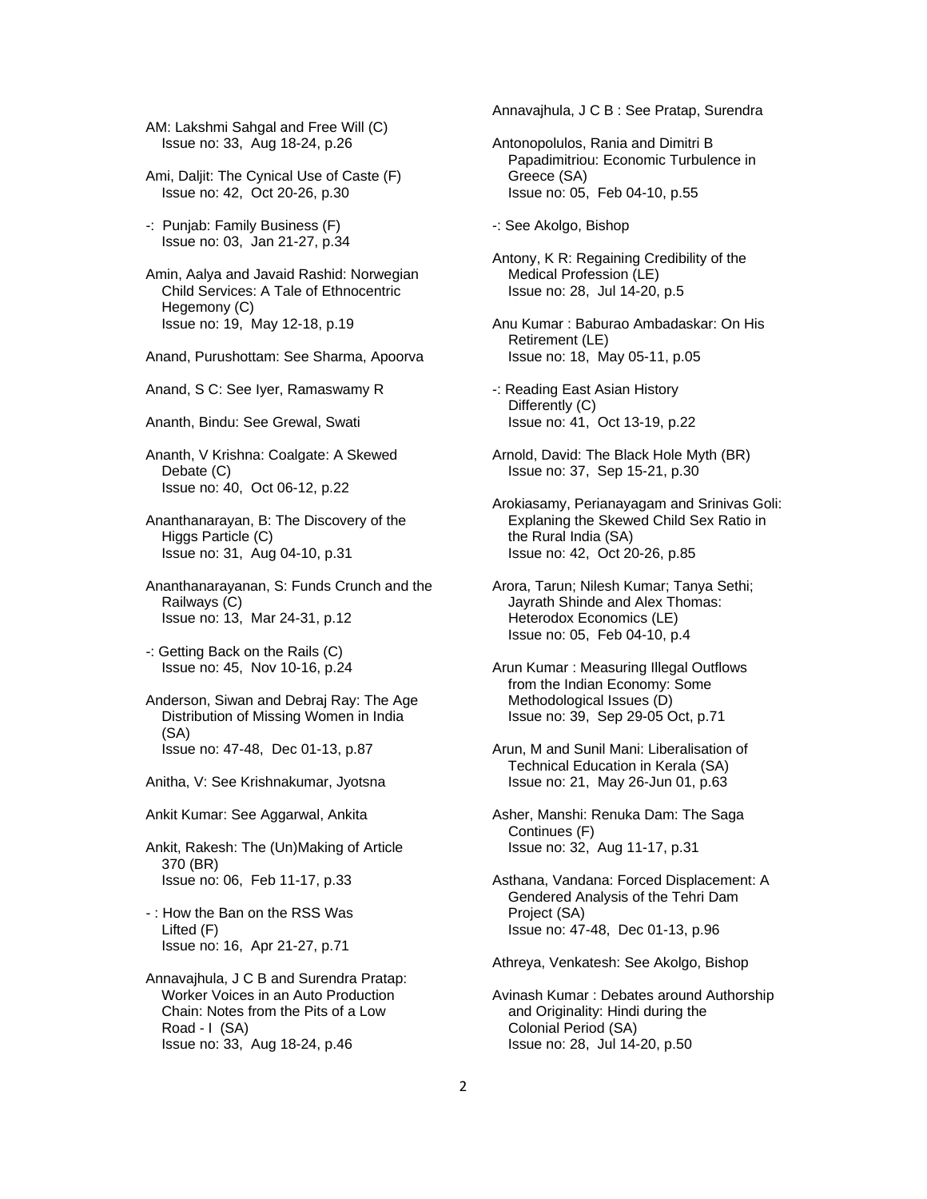AM: Lakshmi Sahgal and Free Will (C)
Issue no: 33, Aug 18-24, p.26

Ami, Daljit: The Cynical Use of Caste (F)
Issue no: 42, Oct 20-26, p.30

-: Punjab: Family Business (F)
Issue no: 03, Jan 21-27, p.34

Amin, Aalya and Javaid Rashid: Norwegian Child Services: A Tale of Ethnocentric Hegemony (C)
Issue no: 19, May 12-18, p.19

Anand, Purushottam: See Sharma, Apoorva

Anand, S C: See Iyer, Ramaswamy R

Ananth, Bindu: See Grewal, Swati

Ananth, V Krishna: Coalgate: A Skewed Debate (C)
Issue no: 40, Oct 06-12, p.22

Ananthanarayan, B: The Discovery of the Higgs Particle (C)
Issue no: 31, Aug 04-10, p.31

Ananthanarayanan, S: Funds Crunch and the Railways (C)
Issue no: 13, Mar 24-31, p.12

-: Getting Back on the Rails (C)
Issue no: 45, Nov 10-16, p.24

Anderson, Siwan and Debraj Ray: The Age Distribution of Missing Women in India (SA)
Issue no: 47-48, Dec 01-13, p.87

Anitha, V: See Krishnakumar, Jyotsna

Ankit Kumar: See Aggarwal, Ankita

Ankit, Rakesh: The (Un)Making of Article 370 (BR)
Issue no: 06, Feb 11-17, p.33

- : How the Ban on the RSS Was Lifted (F)
Issue no: 16, Apr 21-27, p.71

Annavajhula, J C B and Surendra Pratap: Worker Voices in an Auto Production Chain: Notes from the Pits of a Low Road - I (SA)
Issue no: 33, Aug 18-24, p.46

Annavajhula, J C B : See Pratap, Surendra

Antonopolulos, Rania and Dimitri B Papadimitriou: Economic Turbulence in Greece (SA)
Issue no: 05, Feb 04-10, p.55

-: See Akolgo, Bishop

Antony, K R: Regaining Credibility of the Medical Profession (LE)
Issue no: 28, Jul 14-20, p.5

Anu Kumar : Baburao Ambadaskar: On His Retirement (LE)
Issue no: 18, May 05-11, p.05

-: Reading East Asian History Differently (C)
Issue no: 41, Oct 13-19, p.22

Arnold, David: The Black Hole Myth (BR)
Issue no: 37, Sep 15-21, p.30

Arokiasamy, Perianayagam and Srinivas Goli: Explaning the Skewed Child Sex Ratio in the Rural India (SA)
Issue no: 42, Oct 20-26, p.85

Arora, Tarun; Nilesh Kumar; Tanya Sethi; Jayrath Shinde and Alex Thomas: Heterodox Economics (LE)
Issue no: 05, Feb 04-10, p.4

Arun Kumar : Measuring Illegal Outflows from the Indian Economy: Some Methodological Issues (D)
Issue no: 39, Sep 29-05 Oct, p.71

Arun, M and Sunil Mani: Liberalisation of Technical Education in Kerala (SA)
Issue no: 21, May 26-Jun 01, p.63

Asher, Manshi: Renuka Dam: The Saga Continues (F)
Issue no: 32, Aug 11-17, p.31

Asthana, Vandana: Forced Displacement: A Gendered Analysis of the Tehri Dam Project (SA)
Issue no: 47-48, Dec 01-13, p.96

Athreya, Venkatesh: See Akolgo, Bishop

Avinash Kumar : Debates around Authorship and Originality: Hindi during the Colonial Period (SA)
Issue no: 28, Jul 14-20, p.50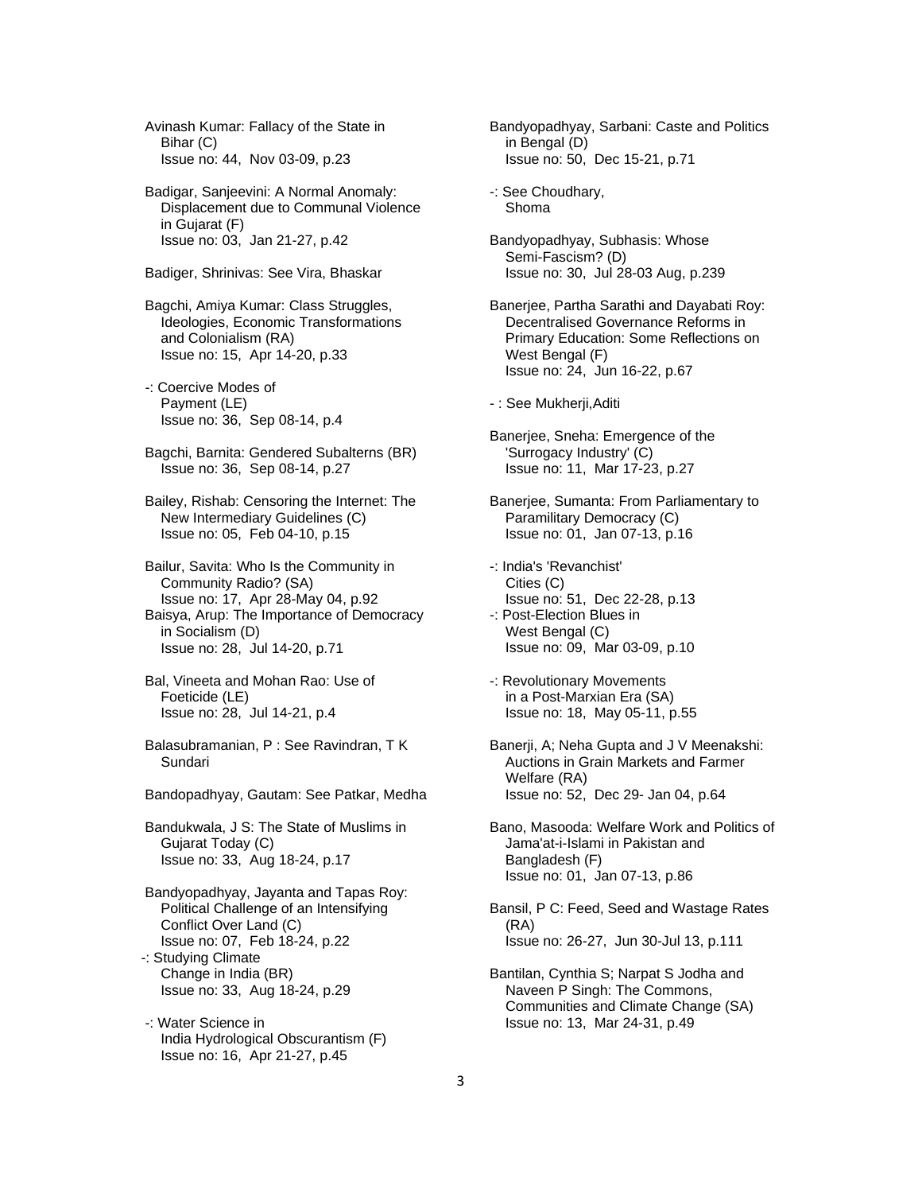Avinash Kumar: Fallacy of the State in Bihar (C)
Issue no: 44, Nov 03-09, p.23

Badigar, Sanjeevini: A Normal Anomaly: Displacement due to Communal Violence in Gujarat (F)
Issue no: 03, Jan 21-27, p.42

Badiger, Shrinivas: See Vira, Bhaskar

Bagchi, Amiya Kumar: Class Struggles, Ideologies, Economic Transformations and Colonialism (RA)
Issue no: 15, Apr 14-20, p.33

-: Coercive Modes of Payment (LE)
Issue no: 36, Sep 08-14, p.4

Bagchi, Barnita: Gendered Subalterns (BR)
Issue no: 36, Sep 08-14, p.27

Bailey, Rishab: Censoring the Internet: The New Intermediary Guidelines (C)
Issue no: 05, Feb 04-10, p.15

Bailur, Savita: Who Is the Community in Community Radio? (SA)
Issue no: 17, Apr 28-May 04, p.92

Baisya, Arup: The Importance of Democracy in Socialism (D)
Issue no: 28, Jul 14-20, p.71

Bal, Vineeta and Mohan Rao: Use of Foeticide (LE)
Issue no: 28, Jul 14-21, p.4

Balasubramanian, P : See Ravindran, T K Sundari

Bandopadhyay, Gautam: See Patkar, Medha

Bandukwala, J S: The State of Muslims in Gujarat Today (C)
Issue no: 33, Aug 18-24, p.17

Bandyopadhyay, Jayanta and Tapas Roy: Political Challenge of an Intensifying Conflict Over Land (C)
Issue no: 07, Feb 18-24, p.22

-: Studying Climate Change in India (BR)
Issue no: 33, Aug 18-24, p.29

-: Water Science in India Hydrological Obscurantism (F)
Issue no: 16, Apr 21-27, p.45

Bandyopadhyay, Sarbani: Caste and Politics in Bengal (D)
Issue no: 50, Dec 15-21, p.71

-: See Choudhary, Shoma

Bandyopadhyay, Subhasis: Whose Semi-Fascism? (D)
Issue no: 30, Jul 28-03 Aug, p.239

Banerjee, Partha Sarathi and Dayabati Roy: Decentralised Governance Reforms in Primary Education: Some Reflections on West Bengal (F)
Issue no: 24, Jun 16-22, p.67

- : See Mukherji,Aditi

Banerjee, Sneha: Emergence of the 'Surrogacy Industry' (C)
Issue no: 11, Mar 17-23, p.27

Banerjee, Sumanta: From Parliamentary to Paramilitary Democracy (C)
Issue no: 01, Jan 07-13, p.16

-: India's 'Revanchist' Cities (C)
Issue no: 51, Dec 22-28, p.13

-: Post-Election Blues in West Bengal (C)
Issue no: 09, Mar 03-09, p.10

-: Revolutionary Movements in a Post-Marxian Era (SA)
Issue no: 18, May 05-11, p.55

Banerji, A; Neha Gupta and J V Meenakshi: Auctions in Grain Markets and Farmer Welfare (RA)
Issue no: 52, Dec 29- Jan 04, p.64

Bano, Masooda: Welfare Work and Politics of Jama'at-i-Islami in Pakistan and Bangladesh (F)
Issue no: 01, Jan 07-13, p.86

Bansil, P C: Feed, Seed and Wastage Rates (RA)
Issue no: 26-27, Jun 30-Jul 13, p.111

Bantilan, Cynthia S; Narpat S Jodha and Naveen P Singh: The Commons, Communities and Climate Change (SA)
Issue no: 13, Mar 24-31, p.49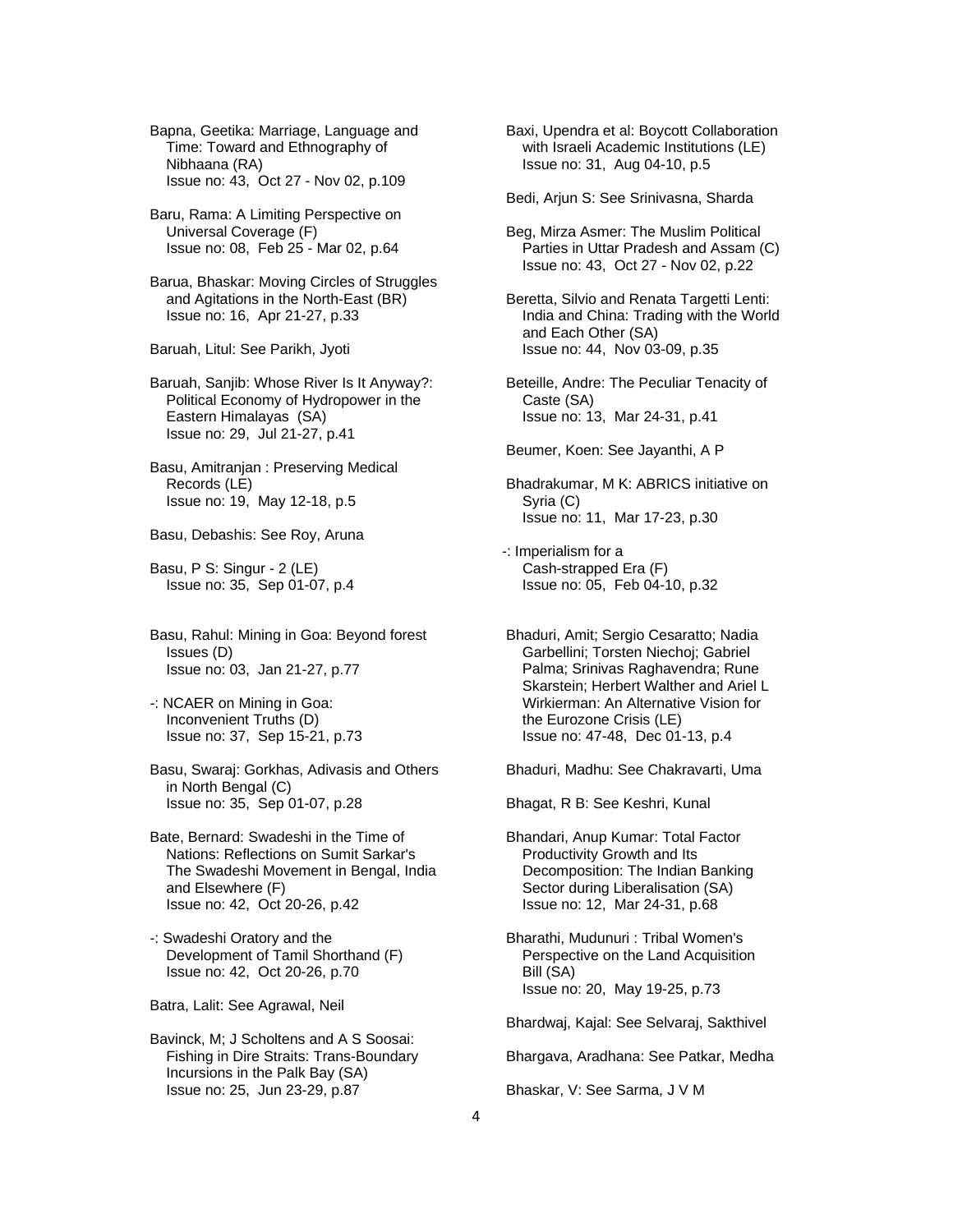Bapna, Geetika: Marriage, Language and Time: Toward and Ethnography of Nibhaana (RA)
Issue no: 43, Oct 27 - Nov 02, p.109

Baru, Rama: A Limiting Perspective on Universal Coverage (F)
Issue no: 08, Feb 25 - Mar 02, p.64

Barua, Bhaskar: Moving Circles of Struggles and Agitations in the North-East (BR)
Issue no: 16, Apr 21-27, p.33

Baruah, Litul: See Parikh, Jyoti

Baruah, Sanjib: Whose River Is It Anyway?: Political Economy of Hydropower in the Eastern Himalayas (SA)
Issue no: 29, Jul 21-27, p.41

Basu, Amitranjan : Preserving Medical Records (LE)
Issue no: 19, May 12-18, p.5

Basu, Debashis: See Roy, Aruna

Basu, P S: Singur - 2 (LE)
Issue no: 35, Sep 01-07, p.4

Basu, Rahul: Mining in Goa: Beyond forest Issues (D)
Issue no: 03, Jan 21-27, p.77

-: NCAER on Mining in Goa: Inconvenient Truths (D)
Issue no: 37, Sep 15-21, p.73

Basu, Swaraj: Gorkhas, Adivasis and Others in North Bengal (C)
Issue no: 35, Sep 01-07, p.28

Bate, Bernard: Swadeshi in the Time of Nations: Reflections on Sumit Sarkar's The Swadeshi Movement in Bengal, India and Elsewhere (F)
Issue no: 42, Oct 20-26, p.42

-: Swadeshi Oratory and the Development of Tamil Shorthand (F)
Issue no: 42, Oct 20-26, p.70

Batra, Lalit: See Agrawal, Neil

Bavinck, M; J Scholtens and A S Soosai: Fishing in Dire Straits: Trans-Boundary Incursions in the Palk Bay (SA)
Issue no: 25, Jun 23-29, p.87

Baxi, Upendra et al: Boycott Collaboration with Israeli Academic Institutions (LE)
Issue no: 31, Aug 04-10, p.5

Bedi, Arjun S: See Srinivasna, Sharda

Beg, Mirza Asmer: The Muslim Political Parties in Uttar Pradesh and Assam (C)
Issue no: 43, Oct 27 - Nov 02, p.22

Beretta, Silvio and Renata Targetti Lenti: India and China: Trading with the World and Each Other (SA)
Issue no: 44, Nov 03-09, p.35

Beteille, Andre: The Peculiar Tenacity of Caste (SA)
Issue no: 13, Mar 24-31, p.41

Beumer, Koen: See Jayanthi, A P

Bhadrakumar, M K: ABRICS initiative on Syria (C)
Issue no: 11, Mar 17-23, p.30

-: Imperialism for a Cash-strapped Era (F)
Issue no: 05, Feb 04-10, p.32

Bhaduri, Amit; Sergio Cesaratto; Nadia Garbellini; Torsten Niechoj; Gabriel Palma; Srinivas Raghavendra; Rune Skarstein; Herbert Walther and Ariel L Wirkierman: An Alternative Vision for the Eurozone Crisis (LE)
Issue no: 47-48, Dec 01-13, p.4

Bhaduri, Madhu: See Chakravarti, Uma

Bhagat, R B: See Keshri, Kunal

Bhandari, Anup Kumar: Total Factor Productivity Growth and Its Decomposition: The Indian Banking Sector during Liberalisation (SA)
Issue no: 12, Mar 24-31, p.68

Bharathi, Mudunuri : Tribal Women's Perspective on the Land Acquisition Bill (SA)
Issue no: 20, May 19-25, p.73

Bhardwaj, Kajal: See Selvaraj, Sakthivel

Bhargava, Aradhana: See Patkar, Medha

Bhaskar, V: See Sarma, J V M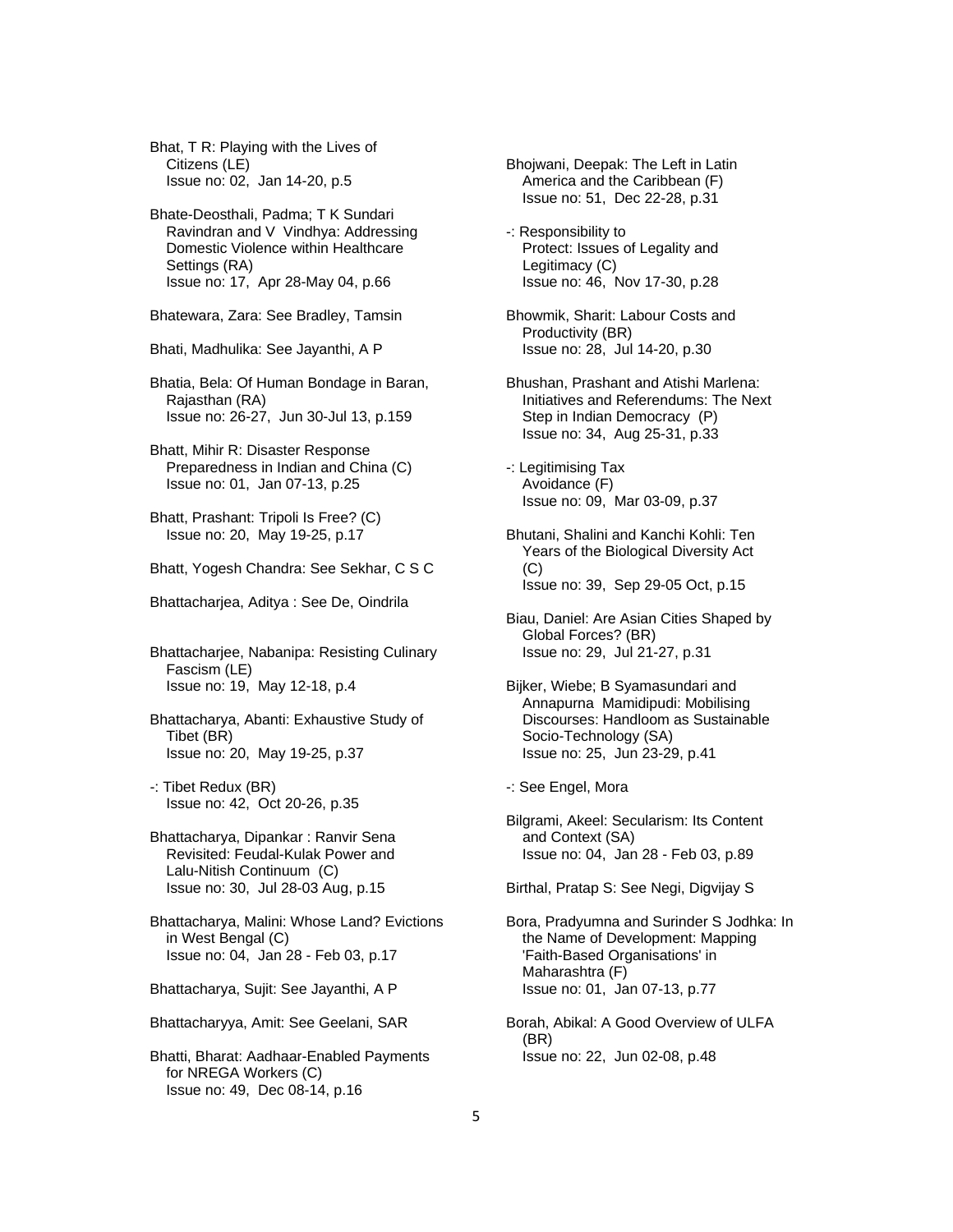Bhat, T R: Playing with the Lives of Citizens (LE)
Issue no: 02, Jan 14-20, p.5

Bhate-Deosthali, Padma; T K Sundari Ravindran and V Vindhya: Addressing Domestic Violence within Healthcare Settings (RA)
Issue no: 17, Apr 28-May 04, p.66

Bhatewara, Zara: See Bradley, Tamsin

Bhati, Madhulika: See Jayanthi, A P

Bhatia, Bela: Of Human Bondage in Baran, Rajasthan (RA)
Issue no: 26-27, Jun 30-Jul 13, p.159

Bhatt, Mihir R: Disaster Response Preparedness in Indian and China (C)
Issue no: 01, Jan 07-13, p.25

Bhatt, Prashant: Tripoli Is Free? (C)
Issue no: 20, May 19-25, p.17

Bhatt, Yogesh Chandra: See Sekhar, C S C

Bhattacharjea, Aditya : See De, Oindrila

Bhattacharjee, Nabanipa: Resisting Culinary Fascism (LE)
Issue no: 19, May 12-18, p.4

Bhattacharya, Abanti: Exhaustive Study of Tibet (BR)
Issue no: 20, May 19-25, p.37

-: Tibet Redux (BR)
Issue no: 42, Oct 20-26, p.35

Bhattacharya, Dipankar : Ranvir Sena Revisited: Feudal-Kulak Power and Lalu-Nitish Continuum (C)
Issue no: 30, Jul 28-03 Aug, p.15

Bhattacharya, Malini: Whose Land? Evictions in West Bengal (C)
Issue no: 04, Jan 28 - Feb 03, p.17

Bhattacharya, Sujit: See Jayanthi, A P

Bhattacharyya, Amit: See Geelani, SAR

Bhatti, Bharat: Aadhaar-Enabled Payments for NREGA Workers (C)
Issue no: 49, Dec 08-14, p.16

Bhojwani, Deepak: The Left in Latin America and the Caribbean (F)
Issue no: 51, Dec 22-28, p.31

-: Responsibility to Protect: Issues of Legality and Legitimacy (C)
Issue no: 46, Nov 17-30, p.28

Bhowmik, Sharit: Labour Costs and Productivity (BR)
Issue no: 28, Jul 14-20, p.30

Bhushan, Prashant and Atishi Marlena: Initiatives and Referendums: The Next Step in Indian Democracy (P)
Issue no: 34, Aug 25-31, p.33

-: Legitimising Tax Avoidance (F)
Issue no: 09, Mar 03-09, p.37

Bhutani, Shalini and Kanchi Kohli: Ten Years of the Biological Diversity Act (C)
Issue no: 39, Sep 29-05 Oct, p.15

Biau, Daniel: Are Asian Cities Shaped by Global Forces? (BR)
Issue no: 29, Jul 21-27, p.31

Bijker, Wiebe; B Syamasundari and Annapurna Mamidipudi: Mobilising Discourses: Handloom as Sustainable Socio-Technology (SA)
Issue no: 25, Jun 23-29, p.41

-: See Engel, Mora

Bilgrami, Akeel: Secularism: Its Content and Context (SA)
Issue no: 04, Jan 28 - Feb 03, p.89

Birthal, Pratap S: See Negi, Digvijay S

Bora, Pradyumna and Surinder S Jodhka: In the Name of Development: Mapping 'Faith-Based Organisations' in Maharashtra (F)
Issue no: 01, Jan 07-13, p.77

Borah, Abikal: A Good Overview of ULFA (BR)
Issue no: 22, Jun 02-08, p.48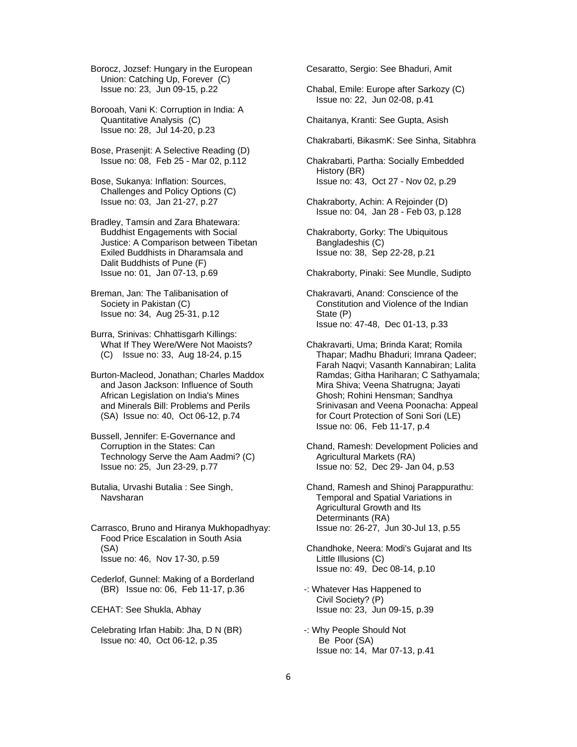Borocz, Jozsef: Hungary in the European Union: Catching Up, Forever (C)
Issue no: 23, Jun 09-15, p.22

Borooah, Vani K: Corruption in India: A Quantitative Analysis (C)
Issue no: 28, Jul 14-20, p.23

Bose, Prasenjit: A Selective Reading (D)
Issue no: 08, Feb 25 - Mar 02, p.112

Bose, Sukanya: Inflation: Sources, Challenges and Policy Options (C)
Issue no: 03, Jan 21-27, p.27

Bradley, Tamsin and Zara Bhatewara: Buddhist Engagements with Social Justice: A Comparison between Tibetan Exiled Buddhists in Dharamsala and Dalit Buddhists of Pune (F)
Issue no: 01, Jan 07-13, p.69

Breman, Jan: The Talibanisation of Society in Pakistan (C)
Issue no: 34, Aug 25-31, p.12

Burra, Srinivas: Chhattisgarh Killings: What If They Were/Were Not Maoists? (C) Issue no: 33, Aug 18-24, p.15

Burton-Macleod, Jonathan; Charles Maddox and Jason Jackson: Influence of South African Legislation on India's Mines and Minerals Bill: Problems and Perils (SA) Issue no: 40, Oct 06-12, p.74

Bussell, Jennifer: E-Governance and Corruption in the States: Can Technology Serve the Aam Aadmi? (C)
Issue no: 25, Jun 23-29, p.77

Butalia, Urvashi Butalia : See Singh, Navsharan

Carrasco, Bruno and Hiranya Mukhopadhyay: Food Price Escalation in South Asia (SA)
Issue no: 46, Nov 17-30, p.59

Cederlof, Gunnel: Making of a Borderland (BR) Issue no: 06, Feb 11-17, p.36

CEHAT: See Shukla, Abhay

Celebrating Irfan Habib: Jha, D N (BR)
Issue no: 40, Oct 06-12, p.35

Cesaratto, Sergio: See Bhaduri, Amit

Chabal, Emile: Europe after Sarkozy (C)
Issue no: 22, Jun 02-08, p.41

Chaitanya, Kranti: See Gupta, Asish

Chakrabarti, BikasmK: See Sinha, Sitabhra

Chakrabarti, Partha: Socially Embedded History (BR)
Issue no: 43, Oct 27 - Nov 02, p.29

Chakraborty, Achin: A Rejoinder (D)
Issue no: 04, Jan 28 - Feb 03, p.128

Chakraborty, Gorky: The Ubiquitous Bangladeshis (C)
Issue no: 38, Sep 22-28, p.21

Chakraborty, Pinaki: See Mundle, Sudipto

Chakravarti, Anand: Conscience of the Constitution and Violence of the Indian State (P)
Issue no: 47-48, Dec 01-13, p.33

Chakravarti, Uma; Brinda Karat; Romila Thapar; Madhu Bhaduri; Imrana Qadeer; Farah Naqvi; Vasanth Kannabiran; Lalita Ramdas; Githa Hariharan; C Sathyamala; Mira Shiva; Veena Shatrugna; Jayati Ghosh; Rohini Hensman; Sandhya Srinivasan and Veena Poonacha: Appeal for Court Protection of Soni Sori (LE)
Issue no: 06, Feb 11-17, p.4

Chand, Ramesh: Development Policies and Agricultural Markets (RA)
Issue no: 52, Dec 29- Jan 04, p.53

Chand, Ramesh and Shinoj Parappurathu: Temporal and Spatial Variations in Agricultural Growth and Its Determinants (RA)
Issue no: 26-27, Jun 30-Jul 13, p.55

Chandhoke, Neera: Modi's Gujarat and Its Little Illusions (C)
Issue no: 49, Dec 08-14, p.10

-: Whatever Has Happened to Civil Society? (P)
Issue no: 23, Jun 09-15, p.39

-: Why People Should Not Be Poor (SA)
Issue no: 14, Mar 07-13, p.41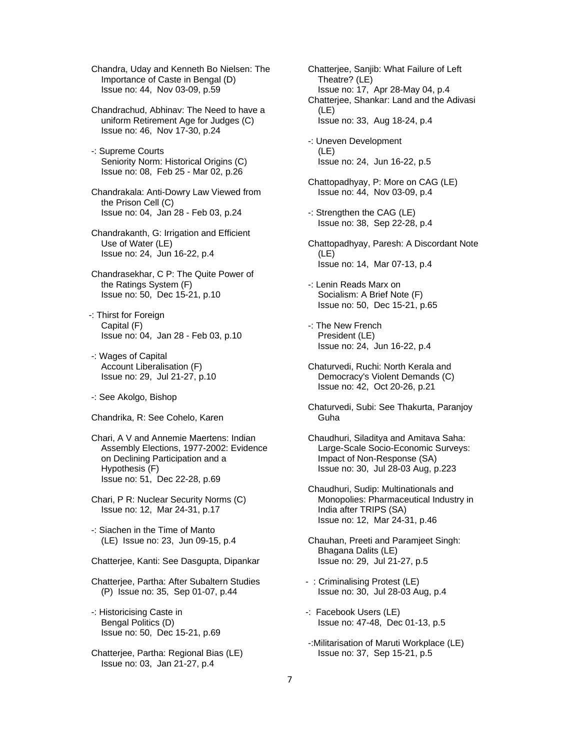Chandra, Uday and Kenneth Bo Nielsen: The Importance of Caste in Bengal (D)
Issue no: 44, Nov 03-09, p.59

Chandrachud, Abhinav: The Need to have a uniform Retirement Age for Judges (C)
Issue no: 46, Nov 17-30, p.24

-: Supreme Courts Seniority Norm: Historical Origins (C)
Issue no: 08, Feb 25 - Mar 02, p.26

Chandrakala: Anti-Dowry Law Viewed from the Prison Cell (C)
Issue no: 04, Jan 28 - Feb 03, p.24

Chandrakanth, G: Irrigation and Efficient Use of Water (LE)
Issue no: 24, Jun 16-22, p.4

Chandrasekhar, C P: The Quite Power of the Ratings System (F)
Issue no: 50, Dec 15-21, p.10

-: Thirst for Foreign Capital (F)
Issue no: 04, Jan 28 - Feb 03, p.10

-: Wages of Capital Account Liberalisation (F)
Issue no: 29, Jul 21-27, p.10

-: See Akolgo, Bishop

Chandrika, R: See Cohelo, Karen

Chari, A V and Annemie Maertens: Indian Assembly Elections, 1977-2002: Evidence on Declining Participation and a Hypothesis (F)
Issue no: 51, Dec 22-28, p.69

Chari, P R: Nuclear Security Norms (C)
Issue no: 12, Mar 24-31, p.17

-: Siachen in the Time of Manto (LE) Issue no: 23, Jun 09-15, p.4

Chatterjee, Kanti: See Dasgupta, Dipankar

Chatterjee, Partha: After Subaltern Studies (P) Issue no: 35, Sep 01-07, p.44

-: Historicising Caste in Bengal Politics (D)
Issue no: 50, Dec 15-21, p.69

Chatterjee, Partha: Regional Bias (LE)
Issue no: 03, Jan 21-27, p.4

Chatterjee, Sanjib: What Failure of Left Theatre? (LE)
Issue no: 17, Apr 28-May 04, p.4

Chatterjee, Shankar: Land and the Adivasi (LE)
Issue no: 33, Aug 18-24, p.4

-: Uneven Development (LE)
Issue no: 24, Jun 16-22, p.5

Chattopadhyay, P: More on CAG (LE)
Issue no: 44, Nov 03-09, p.4

-: Strengthen the CAG (LE)
Issue no: 38, Sep 22-28, p.4

Chattopadhyay, Paresh: A Discordant Note (LE)
Issue no: 14, Mar 07-13, p.4

-: Lenin Reads Marx on Socialism: A Brief Note (F)
Issue no: 50, Dec 15-21, p.65

-: The New French President (LE)
Issue no: 24, Jun 16-22, p.4

Chaturvedi, Ruchi: North Kerala and Democracy's Violent Demands (C)
Issue no: 42, Oct 20-26, p.21

Chaturvedi, Subi: See Thakurta, Paranjoy Guha

Chaudhuri, Siladitya and Amitava Saha: Large-Scale Socio-Economic Surveys: Impact of Non-Response (SA)
Issue no: 30, Jul 28-03 Aug, p.223

Chaudhuri, Sudip: Multinationals and Monopolies: Pharmaceutical Industry in India after TRIPS (SA)
Issue no: 12, Mar 24-31, p.46

Chauhan, Preeti and Paramjeet Singh: Bhagana Dalits (LE)
Issue no: 29, Jul 21-27, p.5

- : Criminalising Protest (LE)
Issue no: 30, Jul 28-03 Aug, p.4

-: Facebook Users (LE)
Issue no: 47-48, Dec 01-13, p.5

-:Militarisation of Maruti Workplace (LE)
Issue no: 37, Sep 15-21, p.5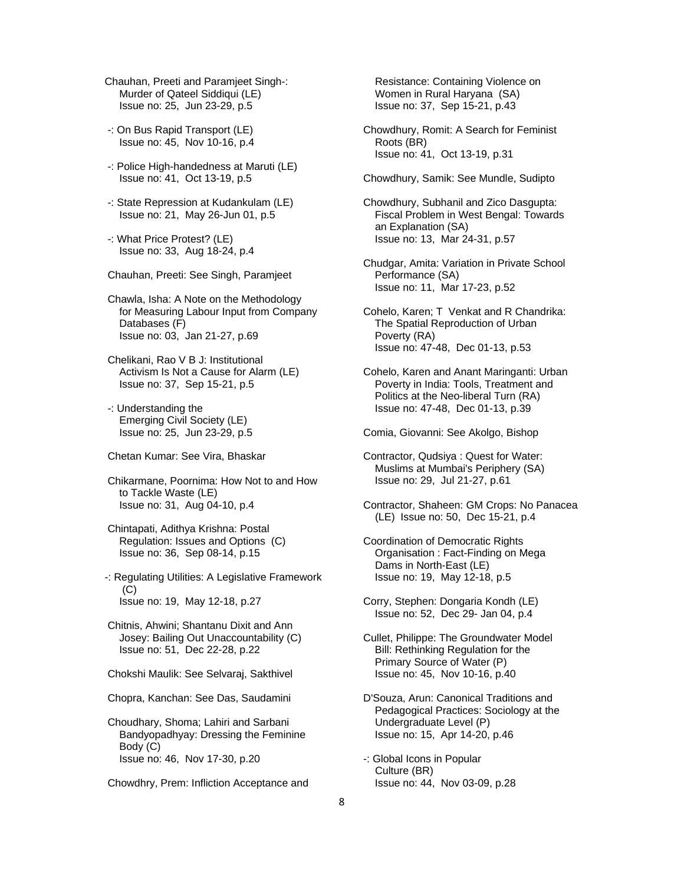Chauhan, Preeti and Paramjeet Singh-: Murder of Qateel Siddiqui (LE)
Issue no: 25, Jun 23-29, p.5

-: On Bus Rapid Transport (LE)
Issue no: 45, Nov 10-16, p.4

-: Police High-handedness at Maruti (LE)
Issue no: 41, Oct 13-19, p.5

-: State Repression at Kudankulam (LE)
Issue no: 21, May 26-Jun 01, p.5

-: What Price Protest? (LE)
Issue no: 33, Aug 18-24, p.4

Chauhan, Preeti: See Singh, Paramjeet

Chawla, Isha: A Note on the Methodology for Measuring Labour Input from Company Databases (F)
Issue no: 03, Jan 21-27, p.69

Chelikani, Rao V B J: Institutional Activism Is Not a Cause for Alarm (LE)
Issue no: 37, Sep 15-21, p.5

-: Understanding the Emerging Civil Society (LE)
Issue no: 25, Jun 23-29, p.5

Chetan Kumar: See Vira, Bhaskar

Chikarmane, Poornima: How Not to and How to Tackle Waste (LE)
Issue no: 31, Aug 04-10, p.4

Chintapati, Adithya Krishna: Postal Regulation: Issues and Options (C)
Issue no: 36, Sep 08-14, p.15

-: Regulating Utilities: A Legislative Framework (C)
Issue no: 19, May 12-18, p.27

Chitnis, Ahwini; Shantanu Dixit and Ann Josey: Bailing Out Unaccountability (C)
Issue no: 51, Dec 22-28, p.22

Chokshi Maulik: See Selvaraj, Sakthivel

Chopra, Kanchan: See Das, Saudamini

Choudhary, Shoma; Lahiri and Sarbani Bandyopadhyay: Dressing the Feminine Body (C)
Issue no: 46, Nov 17-30, p.20

Chowdhry, Prem: Infliction Acceptance and Resistance: Containing Violence on Women in Rural Haryana (SA)
Issue no: 37, Sep 15-21, p.43

Chowdhury, Romit: A Search for Feminist Roots (BR)
Issue no: 41, Oct 13-19, p.31

Chowdhury, Samik: See Mundle, Sudipto

Chowdhury, Subhanil and Zico Dasgupta: Fiscal Problem in West Bengal: Towards an Explanation (SA)
Issue no: 13, Mar 24-31, p.57

Chudgar, Amita: Variation in Private School Performance (SA)
Issue no: 11, Mar 17-23, p.52

Cohelo, Karen; T Venkat and R Chandrika: The Spatial Reproduction of Urban Poverty (RA)
Issue no: 47-48, Dec 01-13, p.53

Cohelo, Karen and Anant Maringanti: Urban Poverty in India: Tools, Treatment and Politics at the Neo-liberal Turn (RA)
Issue no: 47-48, Dec 01-13, p.39

Comia, Giovanni: See Akolgo, Bishop

Contractor, Qudsiya : Quest for Water: Muslims at Mumbai's Periphery (SA)
Issue no: 29, Jul 21-27, p.61

Contractor, Shaheen: GM Crops: No Panacea (LE) Issue no: 50, Dec 15-21, p.4

Coordination of Democratic Rights Organisation : Fact-Finding on Mega Dams in North-East (LE)
Issue no: 19, May 12-18, p.5

Corry, Stephen: Dongaria Kondh (LE)
Issue no: 52, Dec 29- Jan 04, p.4

Cullet, Philippe: The Groundwater Model Bill: Rethinking Regulation for the Primary Source of Water (P)
Issue no: 45, Nov 10-16, p.40

D'Souza, Arun: Canonical Traditions and Pedagogical Practices: Sociology at the Undergraduate Level (P)
Issue no: 15, Apr 14-20, p.46

-: Global Icons in Popular Culture (BR)
Issue no: 44, Nov 03-09, p.28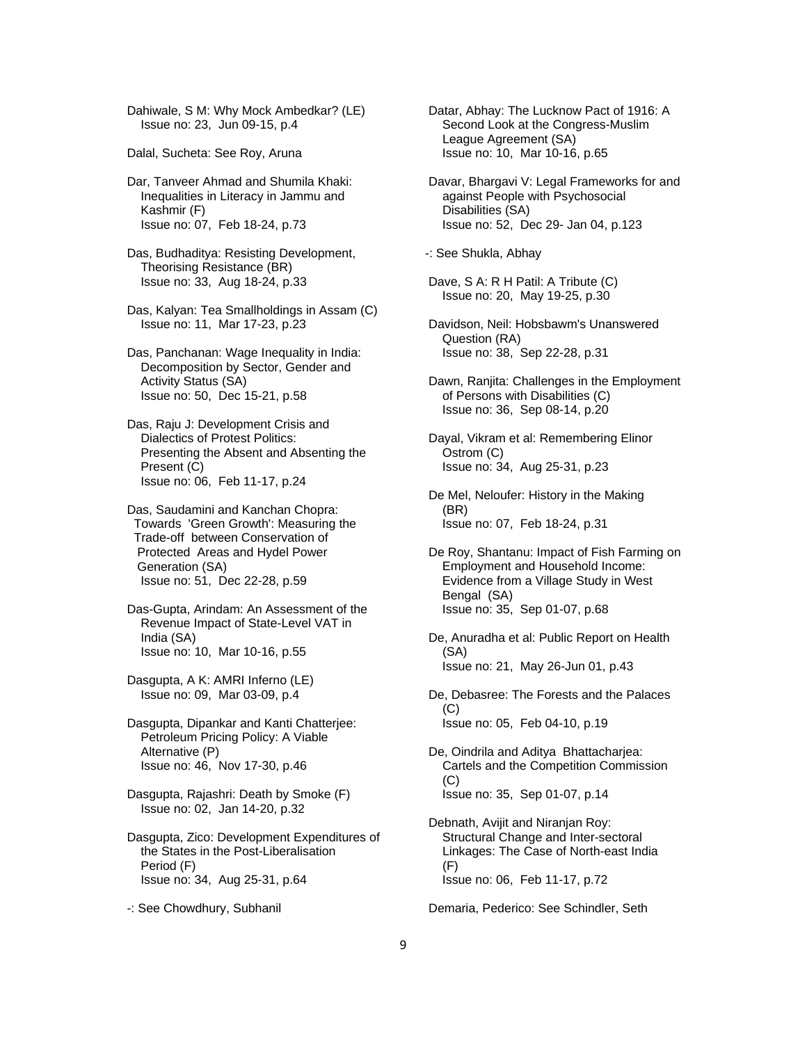Dahiwale, S M: Why Mock Ambedkar? (LE)
Issue no: 23, Jun 09-15, p.4

Dalal, Sucheta: See Roy, Aruna

Dar, Tanveer Ahmad and Shumila Khaki: Inequalities in Literacy in Jammu and Kashmir (F)
Issue no: 07, Feb 18-24, p.73

Das, Budhaditya: Resisting Development, Theorising Resistance (BR)
Issue no: 33, Aug 18-24, p.33

Das, Kalyan: Tea Smallholdings in Assam (C)
Issue no: 11, Mar 17-23, p.23

Das, Panchanan: Wage Inequality in India: Decomposition by Sector, Gender and Activity Status (SA)
Issue no: 50, Dec 15-21, p.58

Das, Raju J: Development Crisis and Dialectics of Protest Politics: Presenting the Absent and Absenting the Present (C)
Issue no: 06, Feb 11-17, p.24

Das, Saudamini and Kanchan Chopra: Towards 'Green Growth': Measuring the Trade-off between Conservation of Protected Areas and Hydel Power Generation (SA)
Issue no: 51, Dec 22-28, p.59

Das-Gupta, Arindam: An Assessment of the Revenue Impact of State-Level VAT in India (SA)
Issue no: 10, Mar 10-16, p.55

Dasgupta, A K: AMRI Inferno (LE)
Issue no: 09, Mar 03-09, p.4

Dasgupta, Dipankar and Kanti Chatterjee: Petroleum Pricing Policy: A Viable Alternative (P)
Issue no: 46, Nov 17-30, p.46

Dasgupta, Rajashri: Death by Smoke (F)
Issue no: 02, Jan 14-20, p.32

Dasgupta, Zico: Development Expenditures of the States in the Post-Liberalisation Period (F)
Issue no: 34, Aug 25-31, p.64

-: See Chowdhury, Subhanil

Datar, Abhay: The Lucknow Pact of 1916: A Second Look at the Congress-Muslim League Agreement (SA)
Issue no: 10, Mar 10-16, p.65

Davar, Bhargavi V: Legal Frameworks for and against People with Psychosocial Disabilities (SA)
Issue no: 52, Dec 29- Jan 04, p.123

-: See Shukla, Abhay

Dave, S A: R H Patil: A Tribute (C)
Issue no: 20, May 19-25, p.30

Davidson, Neil: Hobsbawm's Unanswered Question (RA)
Issue no: 38, Sep 22-28, p.31

Dawn, Ranjita: Challenges in the Employment of Persons with Disabilities (C)
Issue no: 36, Sep 08-14, p.20

Dayal, Vikram et al: Remembering Elinor Ostrom (C)
Issue no: 34, Aug 25-31, p.23

De Mel, Neloufer: History in the Making (BR)
Issue no: 07, Feb 18-24, p.31

De Roy, Shantanu: Impact of Fish Farming on Employment and Household Income: Evidence from a Village Study in West Bengal (SA)
Issue no: 35, Sep 01-07, p.68

De, Anuradha et al: Public Report on Health (SA)
Issue no: 21, May 26-Jun 01, p.43

De, Debasree: The Forests and the Palaces (C)
Issue no: 05, Feb 04-10, p.19

De, Oindrila and Aditya Bhattacharjea: Cartels and the Competition Commission (C)
Issue no: 35, Sep 01-07, p.14

Debnath, Avijit and Niranjan Roy: Structural Change and Inter-sectoral Linkages: The Case of North-east India (F)
Issue no: 06, Feb 11-17, p.72

Demaria, Pederico: See Schindler, Seth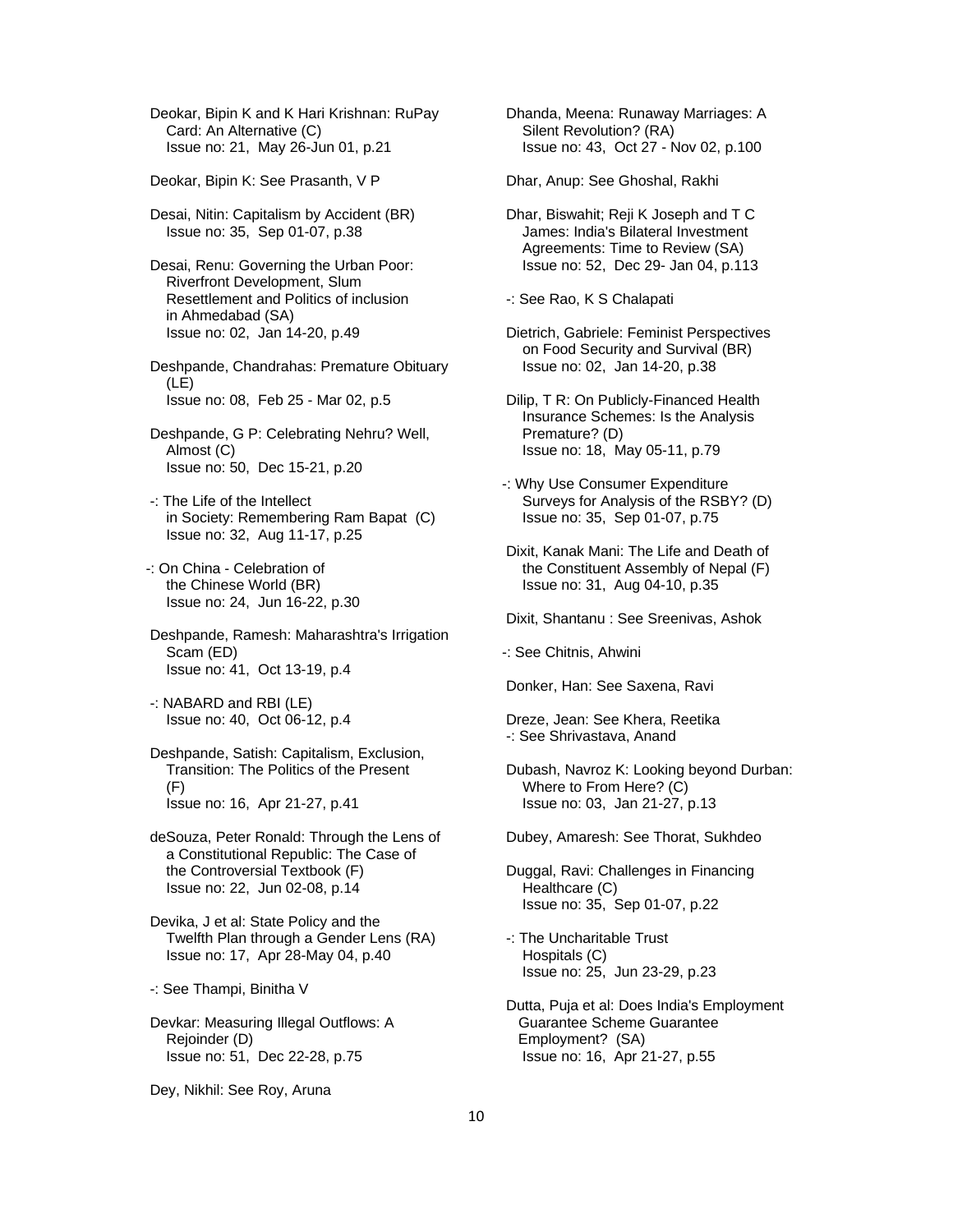Deokar, Bipin K and K Hari Krishnan: RuPay Card: An Alternative (C)
Issue no: 21, May 26-Jun 01, p.21

Deokar, Bipin K: See Prasanth, V P

Desai, Nitin: Capitalism by Accident (BR)
Issue no: 35, Sep 01-07, p.38

Desai, Renu: Governing the Urban Poor: Riverfront Development, Slum Resettlement and Politics of inclusion in Ahmedabad (SA)
Issue no: 02, Jan 14-20, p.49

Deshpande, Chandrahas: Premature Obituary (LE)
Issue no: 08, Feb 25 - Mar 02, p.5

Deshpande, G P: Celebrating Nehru? Well, Almost (C)
Issue no: 50, Dec 15-21, p.20

-: The Life of the Intellect in Society: Remembering Ram Bapat (C)
Issue no: 32, Aug 11-17, p.25

-: On China - Celebration of the Chinese World (BR)
Issue no: 24, Jun 16-22, p.30

Deshpande, Ramesh: Maharashtra's Irrigation Scam (ED)
Issue no: 41, Oct 13-19, p.4

-: NABARD and RBI (LE)
Issue no: 40, Oct 06-12, p.4

Deshpande, Satish: Capitalism, Exclusion, Transition: The Politics of the Present (F)
Issue no: 16, Apr 21-27, p.41

deSouza, Peter Ronald: Through the Lens of a Constitutional Republic: The Case of the Controversial Textbook (F)
Issue no: 22, Jun 02-08, p.14

Devika, J et al: State Policy and the Twelfth Plan through a Gender Lens (RA)
Issue no: 17, Apr 28-May 04, p.40

-: See Thampi, Binitha V

Devkar: Measuring Illegal Outflows: A Rejoinder (D)
Issue no: 51, Dec 22-28, p.75

Dey, Nikhil: See Roy, Aruna

Dhanda, Meena: Runaway Marriages: A Silent Revolution? (RA)
Issue no: 43, Oct 27 - Nov 02, p.100

Dhar, Anup: See Ghoshal, Rakhi

Dhar, Biswahit; Reji K Joseph and T C James: India's Bilateral Investment Agreements: Time to Review (SA)
Issue no: 52, Dec 29- Jan 04, p.113

-: See Rao, K S Chalapati

Dietrich, Gabriele: Feminist Perspectives on Food Security and Survival (BR)
Issue no: 02, Jan 14-20, p.38

Dilip, T R: On Publicly-Financed Health Insurance Schemes: Is the Analysis Premature? (D)
Issue no: 18, May 05-11, p.79

-: Why Use Consumer Expenditure Surveys for Analysis of the RSBY? (D)
Issue no: 35, Sep 01-07, p.75

Dixit, Kanak Mani: The Life and Death of the Constituent Assembly of Nepal (F)
Issue no: 31, Aug 04-10, p.35

Dixit, Shantanu : See Sreenivas, Ashok

-: See Chitnis, Ahwini

Donker, Han: See Saxena, Ravi

Dreze, Jean: See Khera, Reetika
-: See Shrivastava, Anand

Dubash, Navroz K: Looking beyond Durban: Where to From Here? (C)
Issue no: 03, Jan 21-27, p.13

Dubey, Amaresh: See Thorat, Sukhdeo

Duggal, Ravi: Challenges in Financing Healthcare (C)
Issue no: 35, Sep 01-07, p.22

-: The Uncharitable Trust Hospitals (C)
Issue no: 25, Jun 23-29, p.23

Dutta, Puja et al: Does India's Employment Guarantee Scheme Guarantee Employment? (SA)
Issue no: 16, Apr 21-27, p.55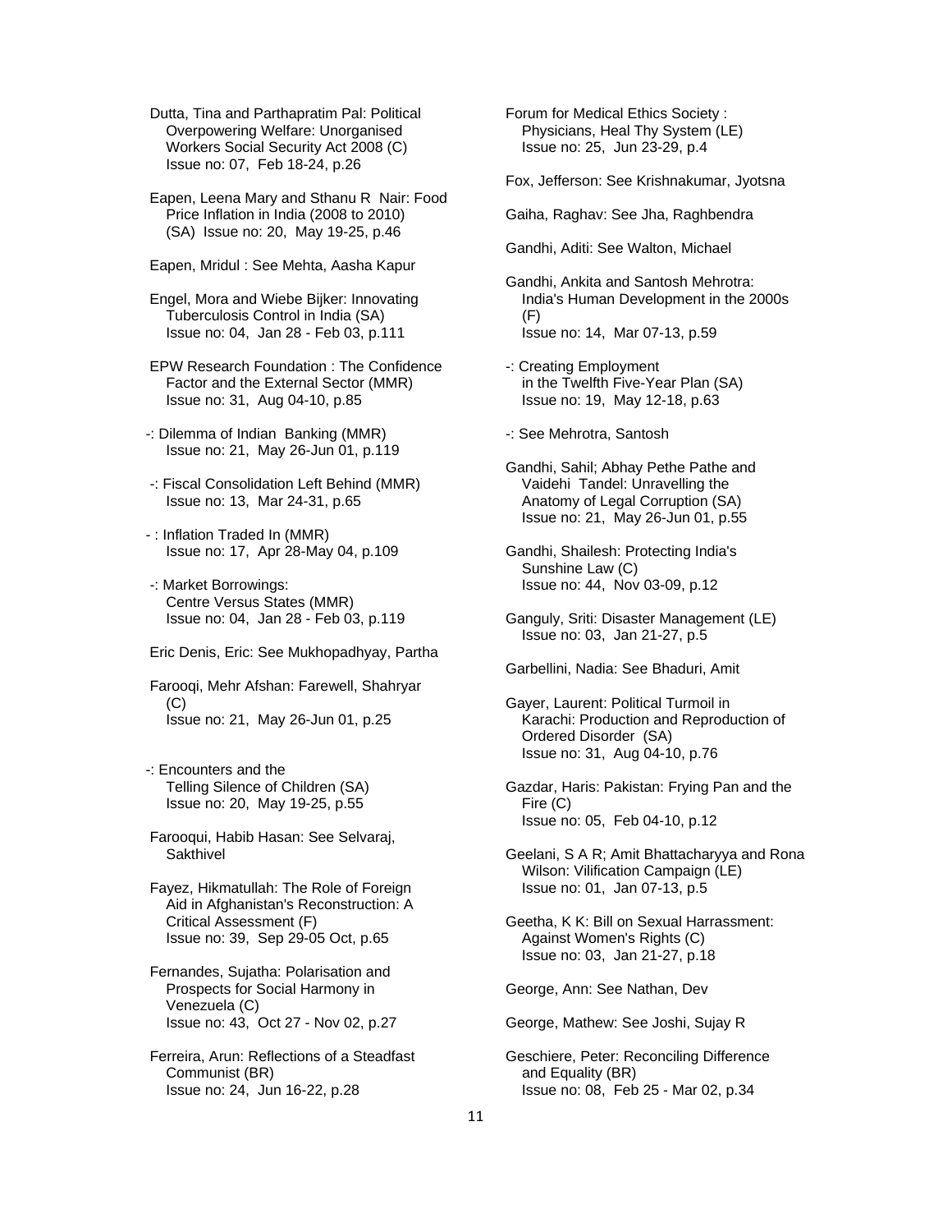Dutta, Tina and Parthapratim Pal: Political Overpowering Welfare: Unorganised Workers Social Security Act 2008 (C) Issue no: 07, Feb 18-24, p.26

Eapen, Leena Mary and Sthanu R Nair: Food Price Inflation in India (2008 to 2010) (SA) Issue no: 20, May 19-25, p.46

Eapen, Mridul : See Mehta, Aasha Kapur

Engel, Mora and Wiebe Bijker: Innovating Tuberculosis Control in India (SA) Issue no: 04, Jan 28 - Feb 03, p.111

EPW Research Foundation : The Confidence Factor and the External Sector (MMR) Issue no: 31, Aug 04-10, p.85

-: Dilemma of Indian Banking (MMR) Issue no: 21, May 26-Jun 01, p.119

-: Fiscal Consolidation Left Behind (MMR) Issue no: 13, Mar 24-31, p.65

- : Inflation Traded In (MMR) Issue no: 17, Apr 28-May 04, p.109

-: Market Borrowings: Centre Versus States (MMR) Issue no: 04, Jan 28 - Feb 03, p.119

Eric Denis, Eric: See Mukhopadhyay, Partha

Farooqi, Mehr Afshan: Farewell, Shahryar (C) Issue no: 21, May 26-Jun 01, p.25

-: Encounters and the Telling Silence of Children (SA) Issue no: 20, May 19-25, p.55

Farooqui, Habib Hasan: See Selvaraj, Sakthivel

Fayez, Hikmatullah: The Role of Foreign Aid in Afghanistan's Reconstruction: A Critical Assessment (F) Issue no: 39, Sep 29-05 Oct, p.65

Fernandes, Sujatha: Polarisation and Prospects for Social Harmony in Venezuela (C) Issue no: 43, Oct 27 - Nov 02, p.27

Ferreira, Arun: Reflections of a Steadfast Communist (BR) Issue no: 24, Jun 16-22, p.28

Forum for Medical Ethics Society : Physicians, Heal Thy System (LE) Issue no: 25, Jun 23-29, p.4

Fox, Jefferson: See Krishnakumar, Jyotsna

Gaiha, Raghav: See Jha, Raghbendra

Gandhi, Aditi: See Walton, Michael

Gandhi, Ankita and Santosh Mehrotra: India's Human Development in the 2000s (F) Issue no: 14, Mar 07-13, p.59

-: Creating Employment in the Twelfth Five-Year Plan (SA) Issue no: 19, May 12-18, p.63

-: See Mehrotra, Santosh

Gandhi, Sahil; Abhay Pethe Pathe and Vaidehi Tandel: Unravelling the Anatomy of Legal Corruption (SA) Issue no: 21, May 26-Jun 01, p.55

Gandhi, Shailesh: Protecting India's Sunshine Law (C) Issue no: 44, Nov 03-09, p.12

Ganguly, Sriti: Disaster Management (LE) Issue no: 03, Jan 21-27, p.5

Garbellini, Nadia: See Bhaduri, Amit

Gayer, Laurent: Political Turmoil in Karachi: Production and Reproduction of Ordered Disorder (SA) Issue no: 31, Aug 04-10, p.76

Gazdar, Haris: Pakistan: Frying Pan and the Fire (C) Issue no: 05, Feb 04-10, p.12

Geelani, S A R; Amit Bhattacharyya and Rona Wilson: Vilification Campaign (LE) Issue no: 01, Jan 07-13, p.5

Geetha, K K: Bill on Sexual Harrassment: Against Women's Rights (C) Issue no: 03, Jan 21-27, p.18

George, Ann: See Nathan, Dev

George, Mathew: See Joshi, Sujay R

Geschiere, Peter: Reconciling Difference and Equality (BR) Issue no: 08, Feb 25 - Mar 02, p.34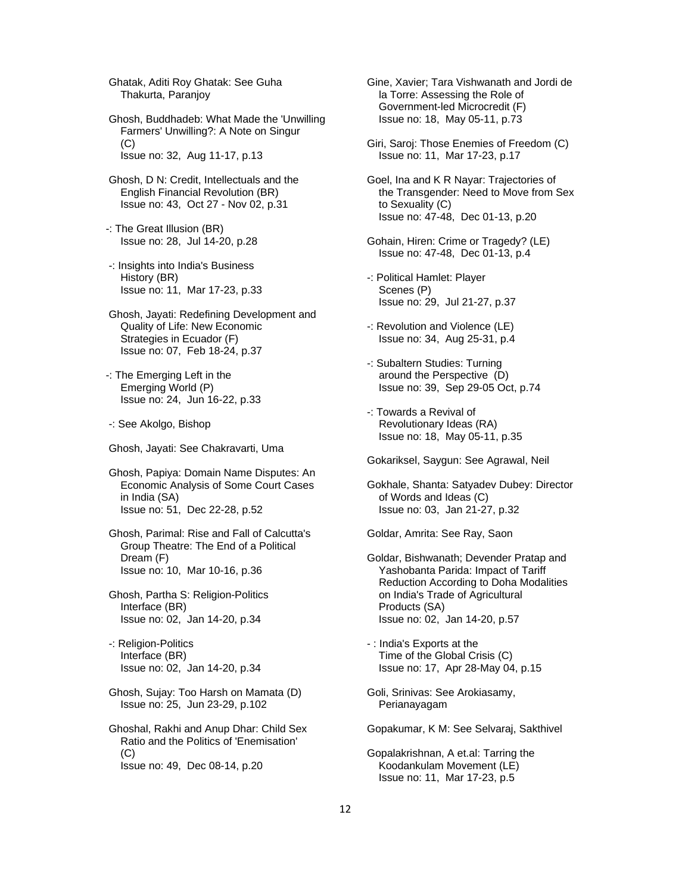Ghatak, Aditi Roy Ghatak: See Guha Thakurta, Paranjoy

Ghosh, Buddhadeb: What Made the 'Unwilling Farmers' Unwilling?: A Note on Singur (C)
Issue no: 32, Aug 11-17, p.13

Ghosh, D N: Credit, Intellectuals and the English Financial Revolution (BR)
Issue no: 43, Oct 27 - Nov 02, p.31

-: The Great Illusion (BR)
Issue no: 28, Jul 14-20, p.28

-: Insights into India's Business History (BR)
Issue no: 11, Mar 17-23, p.33

Ghosh, Jayati: Redefining Development and Quality of Life: New Economic Strategies in Ecuador (F)
Issue no: 07, Feb 18-24, p.37

-: The Emerging Left in the Emerging World (P)
Issue no: 24, Jun 16-22, p.33

-: See Akolgo, Bishop

Ghosh, Jayati: See Chakravarti, Uma

Ghosh, Papiya: Domain Name Disputes: An Economic Analysis of Some Court Cases in India (SA)
Issue no: 51, Dec 22-28, p.52

Ghosh, Parimal: Rise and Fall of Calcutta's Group Theatre: The End of a Political Dream (F)
Issue no: 10, Mar 10-16, p.36

Ghosh, Partha S: Religion-Politics Interface (BR)
Issue no: 02, Jan 14-20, p.34

-: Religion-Politics Interface (BR)
Issue no: 02, Jan 14-20, p.34

Ghosh, Sujay: Too Harsh on Mamata (D)
Issue no: 25, Jun 23-29, p.102

Ghoshal, Rakhi and Anup Dhar: Child Sex Ratio and the Politics of 'Enemisation' (C)
Issue no: 49, Dec 08-14, p.20

Gine, Xavier; Tara Vishwanath and Jordi de la Torre: Assessing the Role of Government-led Microcredit (F)
Issue no: 18, May 05-11, p.73

Giri, Saroj: Those Enemies of Freedom (C)
Issue no: 11, Mar 17-23, p.17

Goel, Ina and K R Nayar: Trajectories of the Transgender: Need to Move from Sex to Sexuality (C)
Issue no: 47-48, Dec 01-13, p.20

Gohain, Hiren: Crime or Tragedy? (LE)
Issue no: 47-48, Dec 01-13, p.4

-: Political Hamlet: Player Scenes (P)
Issue no: 29, Jul 21-27, p.37

-: Revolution and Violence (LE)
Issue no: 34, Aug 25-31, p.4

-: Subaltern Studies: Turning around the Perspective (D)
Issue no: 39, Sep 29-05 Oct, p.74

-: Towards a Revival of Revolutionary Ideas (RA)
Issue no: 18, May 05-11, p.35

Gokariksel, Saygun: See Agrawal, Neil

Gokhale, Shanta: Satyadev Dubey: Director of Words and Ideas (C)
Issue no: 03, Jan 21-27, p.32

Goldar, Amrita: See Ray, Saon

Goldar, Bishwanath; Devender Pratap and Yashobanta Parida: Impact of Tariff Reduction According to Doha Modalities on India's Trade of Agricultural Products (SA)
Issue no: 02, Jan 14-20, p.57

- : India's Exports at the Time of the Global Crisis (C)
Issue no: 17, Apr 28-May 04, p.15

Goli, Srinivas: See Arokiasamy, Perianayagam

Gopakumar, K M: See Selvaraj, Sakthivel

Gopalakrishnan, A et.al: Tarring the Koodankulam Movement (LE)
Issue no: 11, Mar 17-23, p.5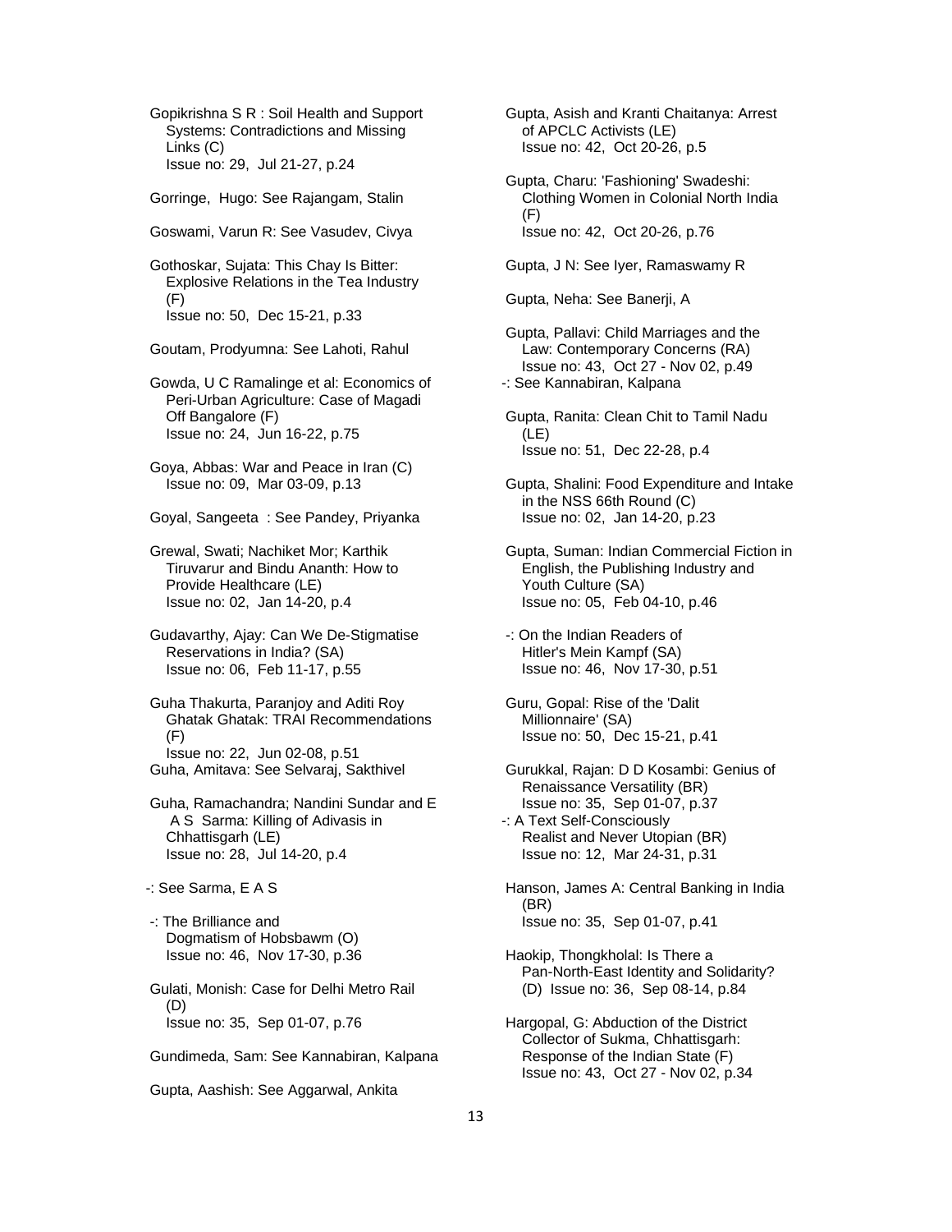Gopikrishna S R : Soil Health and Support Systems: Contradictions and Missing Links (C)
Issue no: 29, Jul 21-27, p.24

Gorringe, Hugo: See Rajangam, Stalin

Goswami, Varun R: See Vasudev, Civya

Gothoskar, Sujata: This Chay Is Bitter: Explosive Relations in the Tea Industry (F)
Issue no: 50, Dec 15-21, p.33

Goutam, Prodyumna: See Lahoti, Rahul

Gowda, U C Ramalinge et al: Economics of Peri-Urban Agriculture: Case of Magadi Off Bangalore (F)
Issue no: 24, Jun 16-22, p.75

Goya, Abbas: War and Peace in Iran (C)
Issue no: 09, Mar 03-09, p.13

Goyal, Sangeeta : See Pandey, Priyanka

Grewal, Swati; Nachiket Mor; Karthik Tiruvarur and Bindu Ananth: How to Provide Healthcare (LE)
Issue no: 02, Jan 14-20, p.4

Gudavarthy, Ajay: Can We De-Stigmatise Reservations in India? (SA)
Issue no: 06, Feb 11-17, p.55

Guha Thakurta, Paranjoy and Aditi Roy Ghatak Ghatak: TRAI Recommendations (F)
Issue no: 22, Jun 02-08, p.51

Guha, Amitava: See Selvaraj, Sakthivel

Guha, Ramachandra; Nandini Sundar and E A S Sarma: Killing of Adivasis in Chhattisgarh (LE)
Issue no: 28, Jul 14-20, p.4

-: See Sarma, E A S

-: The Brilliance and Dogmatism of Hobsbawm (O)
Issue no: 46, Nov 17-30, p.36

Gulati, Monish: Case for Delhi Metro Rail (D)
Issue no: 35, Sep 01-07, p.76

Gundimeda, Sam: See Kannabiran, Kalpana

Gupta, Aashish: See Aggarwal, Ankita

Gupta, Asish and Kranti Chaitanya: Arrest of APCLC Activists (LE)
Issue no: 42, Oct 20-26, p.5

Gupta, Charu: 'Fashioning' Swadeshi: Clothing Women in Colonial North India (F)
Issue no: 42, Oct 20-26, p.76

Gupta, J N: See Iyer, Ramaswamy R

Gupta, Neha: See Banerji, A

Gupta, Pallavi: Child Marriages and the Law: Contemporary Concerns (RA)
Issue no: 43, Oct 27 - Nov 02, p.49

-: See Kannabiran, Kalpana

Gupta, Ranita: Clean Chit to Tamil Nadu (LE)
Issue no: 51, Dec 22-28, p.4

Gupta, Shalini: Food Expenditure and Intake in the NSS 66th Round (C)
Issue no: 02, Jan 14-20, p.23

Gupta, Suman: Indian Commercial Fiction in English, the Publishing Industry and Youth Culture (SA)
Issue no: 05, Feb 04-10, p.46

-: On the Indian Readers of Hitler's Mein Kampf (SA)
Issue no: 46, Nov 17-30, p.51

Guru, Gopal: Rise of the 'Dalit Millionnaire' (SA)
Issue no: 50, Dec 15-21, p.41

Gurukkal, Rajan: D D Kosambi: Genius of Renaissance Versatility (BR)
Issue no: 35, Sep 01-07, p.37

-: A Text Self-Consciously Realist and Never Utopian (BR)
Issue no: 12, Mar 24-31, p.31

Hanson, James A: Central Banking in India (BR)
Issue no: 35, Sep 01-07, p.41

Haokip, Thongkholal: Is There a Pan-North-East Identity and Solidarity? (D) Issue no: 36, Sep 08-14, p.84

Hargopal, G: Abduction of the District Collector of Sukma, Chhattisgarh: Response of the Indian State (F)
Issue no: 43, Oct 27 - Nov 02, p.34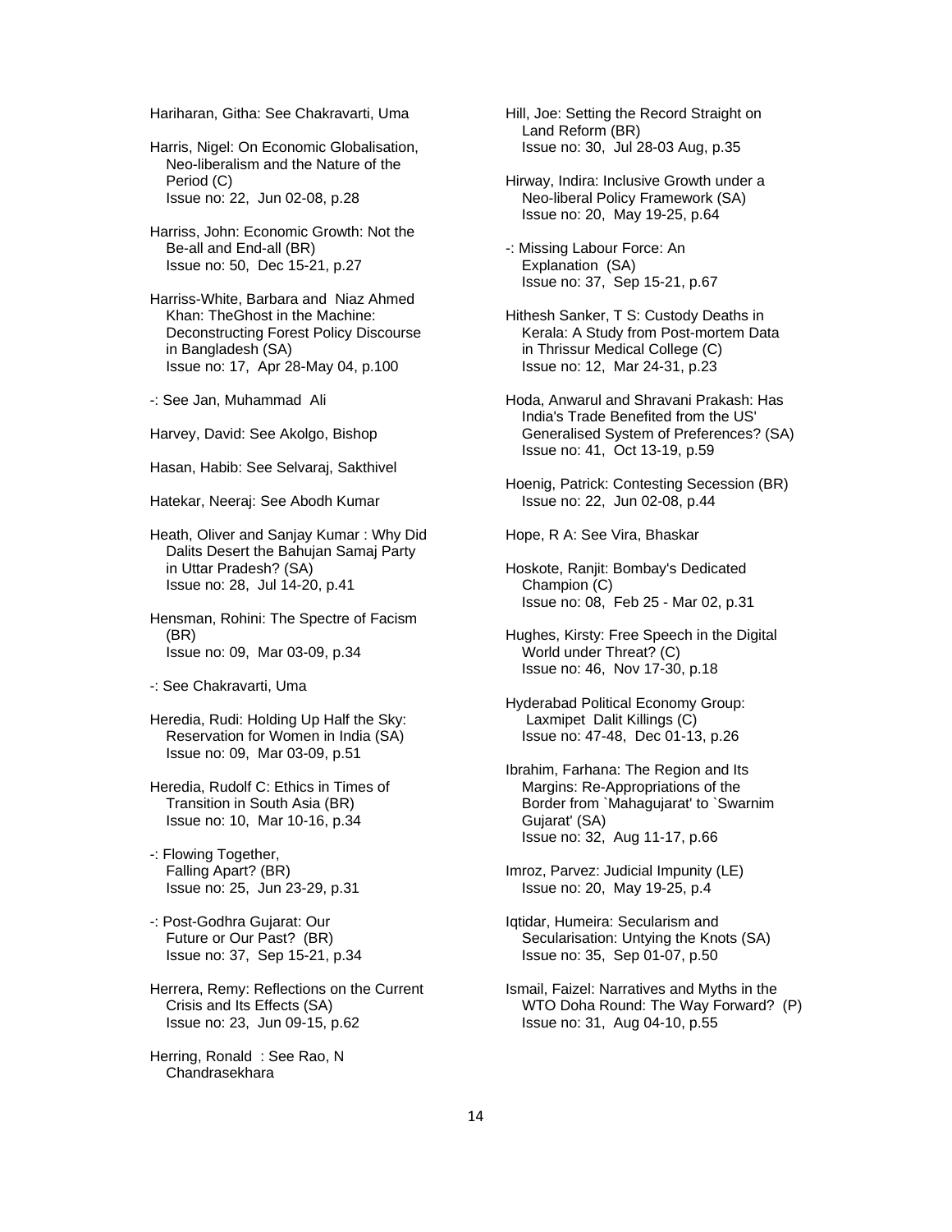Hariharan, Githa: See Chakravarti, Uma

Harris, Nigel: On Economic Globalisation, Neo-liberalism and the Nature of the Period (C)
Issue no: 22, Jun 02-08, p.28

Harriss, John: Economic Growth: Not the Be-all and End-all (BR)
Issue no: 50, Dec 15-21, p.27

Harriss-White, Barbara and Niaz Ahmed Khan: TheGhost in the Machine: Deconstructing Forest Policy Discourse in Bangladesh (SA)
Issue no: 17, Apr 28-May 04, p.100

-: See Jan, Muhammad Ali

Harvey, David: See Akolgo, Bishop

Hasan, Habib: See Selvaraj, Sakthivel

Hatekar, Neeraj: See Abodh Kumar

Heath, Oliver and Sanjay Kumar : Why Did Dalits Desert the Bahujan Samaj Party in Uttar Pradesh? (SA)
Issue no: 28, Jul 14-20, p.41

Hensman, Rohini: The Spectre of Facism (BR)
Issue no: 09, Mar 03-09, p.34

-: See Chakravarti, Uma

Heredia, Rudi: Holding Up Half the Sky: Reservation for Women in India (SA)
Issue no: 09, Mar 03-09, p.51

Heredia, Rudolf C: Ethics in Times of Transition in South Asia (BR)
Issue no: 10, Mar 10-16, p.34

-: Flowing Together, Falling Apart? (BR)
Issue no: 25, Jun 23-29, p.31

-: Post-Godhra Gujarat: Our Future or Our Past? (BR)
Issue no: 37, Sep 15-21, p.34

Herrera, Remy: Reflections on the Current Crisis and Its Effects (SA)
Issue no: 23, Jun 09-15, p.62

Herring, Ronald : See Rao, N Chandrasekhara

Hill, Joe: Setting the Record Straight on Land Reform (BR)
Issue no: 30, Jul 28-03 Aug, p.35

Hirway, Indira: Inclusive Growth under a Neo-liberal Policy Framework (SA)
Issue no: 20, May 19-25, p.64

-: Missing Labour Force: An Explanation (SA)
Issue no: 37, Sep 15-21, p.67

Hithesh Sanker, T S: Custody Deaths in Kerala: A Study from Post-mortem Data in Thrissur Medical College (C)
Issue no: 12, Mar 24-31, p.23

Hoda, Anwarul and Shravani Prakash: Has India's Trade Benefited from the US' Generalised System of Preferences? (SA)
Issue no: 41, Oct 13-19, p.59

Hoenig, Patrick: Contesting Secession (BR)
Issue no: 22, Jun 02-08, p.44

Hope, R A: See Vira, Bhaskar

Hoskote, Ranjit: Bombay's Dedicated Champion (C)
Issue no: 08, Feb 25 - Mar 02, p.31

Hughes, Kirsty: Free Speech in the Digital World under Threat? (C)
Issue no: 46, Nov 17-30, p.18

Hyderabad Political Economy Group: Laxmipet Dalit Killings (C)
Issue no: 47-48, Dec 01-13, p.26

Ibrahim, Farhana: The Region and Its Margins: Re-Appropriations of the Border from `Mahagujarat' to `Swarnim Gujarat' (SA)
Issue no: 32, Aug 11-17, p.66

Imroz, Parvez: Judicial Impunity (LE)
Issue no: 20, May 19-25, p.4

Iqtidar, Humeira: Secularism and Secularisation: Untying the Knots (SA)
Issue no: 35, Sep 01-07, p.50

Ismail, Faizel: Narratives and Myths in the WTO Doha Round: The Way Forward? (P)
Issue no: 31, Aug 04-10, p.55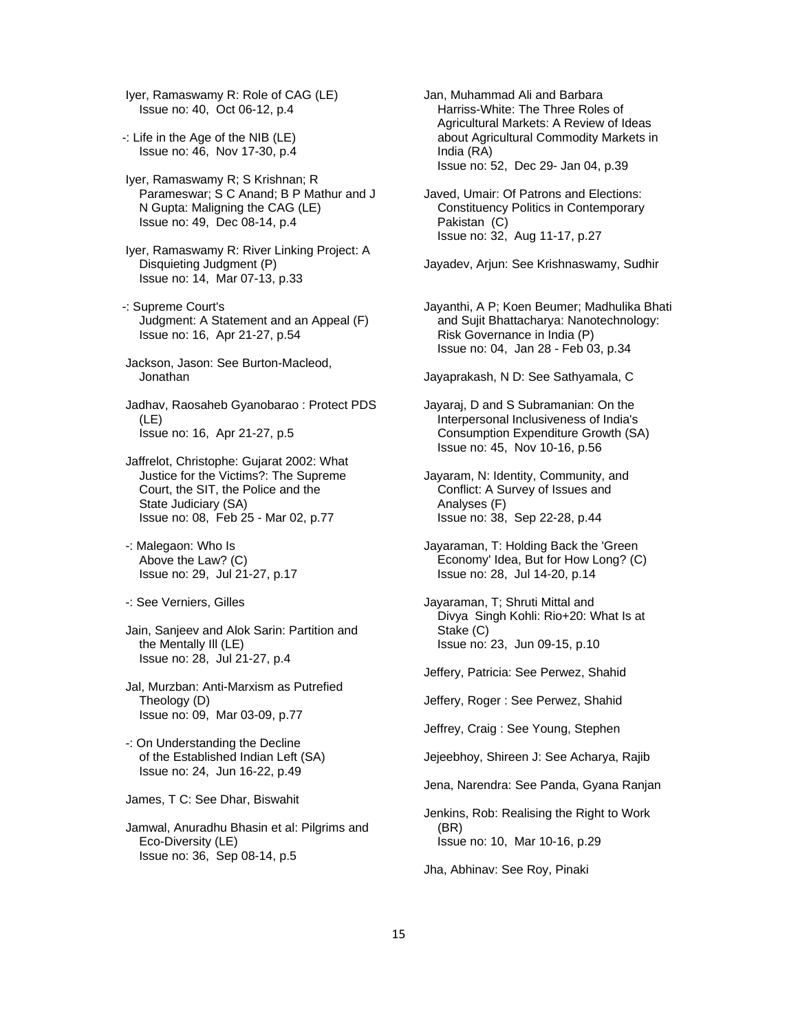Iyer, Ramaswamy R: Role of CAG (LE)
Issue no: 40, Oct 06-12, p.4

-: Life in the Age of the NIB (LE)
Issue no: 46, Nov 17-30, p.4

Iyer, Ramaswamy R; S Krishnan; R Parameswar; S C Anand; B P Mathur and J N Gupta: Maligning the CAG (LE)
Issue no: 49, Dec 08-14, p.4

Iyer, Ramaswamy R: River Linking Project: A Disquieting Judgment (P)
Issue no: 14, Mar 07-13, p.33

-: Supreme Court's Judgment: A Statement and an Appeal (F)
Issue no: 16, Apr 21-27, p.54

Jackson, Jason: See Burton-Macleod, Jonathan

Jadhav, Raosaheb Gyanobarao : Protect PDS (LE)
Issue no: 16, Apr 21-27, p.5

Jaffrelot, Christophe: Gujarat 2002: What Justice for the Victims?: The Supreme Court, the SIT, the Police and the State Judiciary (SA)
Issue no: 08, Feb 25 - Mar 02, p.77

-: Malegaon: Who Is Above the Law? (C)
Issue no: 29, Jul 21-27, p.17

-: See Verniers, Gilles

Jain, Sanjeev and Alok Sarin: Partition and the Mentally Ill (LE)
Issue no: 28, Jul 21-27, p.4

Jal, Murzban: Anti-Marxism as Putrefied Theology (D)
Issue no: 09, Mar 03-09, p.77

-: On Understanding the Decline of the Established Indian Left (SA)
Issue no: 24, Jun 16-22, p.49

James, T C: See Dhar, Biswahit

Jamwal, Anuradhu Bhasin et al: Pilgrims and Eco-Diversity (LE)
Issue no: 36, Sep 08-14, p.5

Jan, Muhammad Ali and Barbara Harriss-White: The Three Roles of Agricultural Markets: A Review of Ideas about Agricultural Commodity Markets in India (RA)
Issue no: 52, Dec 29- Jan 04, p.39

Javed, Umair: Of Patrons and Elections: Constituency Politics in Contemporary Pakistan (C)
Issue no: 32, Aug 11-17, p.27

Jayadev, Arjun: See Krishnaswamy, Sudhir

Jayanthi, A P; Koen Beumer; Madhulika Bhati and Sujit Bhattacharya: Nanotechnology: Risk Governance in India (P)
Issue no: 04, Jan 28 - Feb 03, p.34

Jayaprakash, N D: See Sathyamala, C

Jayaraj, D and S Subramanian: On the Interpersonal Inclusiveness of India's Consumption Expenditure Growth (SA)
Issue no: 45, Nov 10-16, p.56

Jayaram, N: Identity, Community, and Conflict: A Survey of Issues and Analyses (F)
Issue no: 38, Sep 22-28, p.44

Jayaraman, T: Holding Back the 'Green Economy' Idea, But for How Long? (C)
Issue no: 28, Jul 14-20, p.14

Jayaraman, T; Shruti Mittal and Divya Singh Kohli: Rio+20: What Is at Stake (C)
Issue no: 23, Jun 09-15, p.10

Jeffery, Patricia: See Perwez, Shahid

Jeffery, Roger : See Perwez, Shahid

Jeffrey, Craig : See Young, Stephen

Jejeebhoy, Shireen J: See Acharya, Rajib

Jena, Narendra: See Panda, Gyana Ranjan

Jenkins, Rob: Realising the Right to Work (BR)
Issue no: 10, Mar 10-16, p.29

Jha, Abhinav: See Roy, Pinaki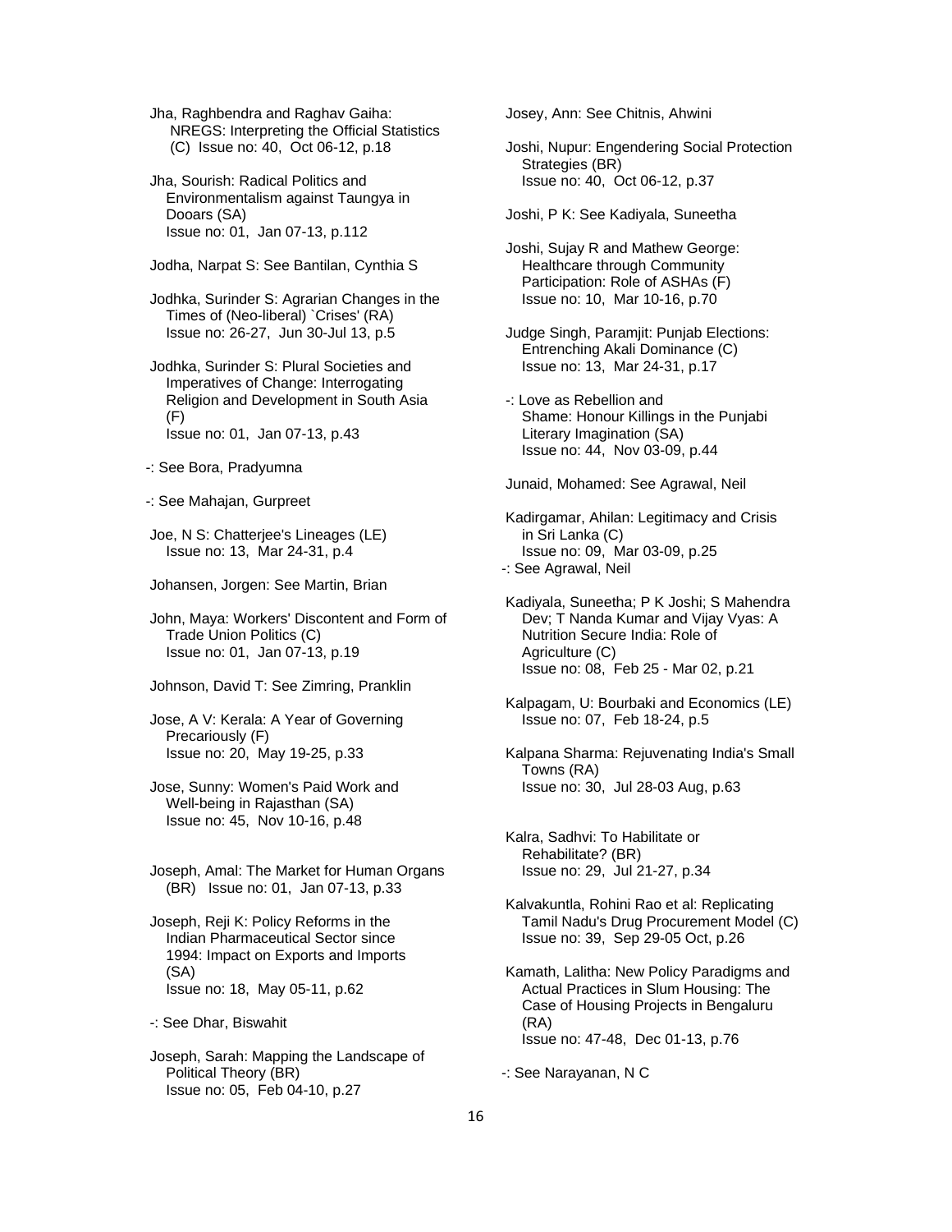Jha, Raghbendra and Raghav Gaiha: NREGS: Interpreting the Official Statistics (C) Issue no: 40, Oct 06-12, p.18

Jha, Sourish: Radical Politics and Environmentalism against Taungya in Dooars (SA)
Issue no: 01, Jan 07-13, p.112

Jodha, Narpat S: See Bantilan, Cynthia S

Jodhka, Surinder S: Agrarian Changes in the Times of (Neo-liberal) `Crises' (RA)
Issue no: 26-27, Jun 30-Jul 13, p.5

Jodhka, Surinder S: Plural Societies and Imperatives of Change: Interrogating Religion and Development in South Asia (F)
Issue no: 01, Jan 07-13, p.43

-: See Bora, Pradyumna

-: See Mahajan, Gurpreet

Joe, N S: Chatterjee's Lineages (LE)
Issue no: 13, Mar 24-31, p.4

Johansen, Jorgen: See Martin, Brian

John, Maya: Workers' Discontent and Form of Trade Union Politics (C)
Issue no: 01, Jan 07-13, p.19

Johnson, David T: See Zimring, Pranklin

Jose, A V: Kerala: A Year of Governing Precariously (F)
Issue no: 20, May 19-25, p.33

Jose, Sunny: Women's Paid Work and Well-being in Rajasthan (SA)
Issue no: 45, Nov 10-16, p.48

Joseph, Amal: The Market for Human Organs (BR) Issue no: 01, Jan 07-13, p.33

Joseph, Reji K: Policy Reforms in the Indian Pharmaceutical Sector since 1994: Impact on Exports and Imports (SA)
Issue no: 18, May 05-11, p.62

-: See Dhar, Biswahit

Joseph, Sarah: Mapping the Landscape of Political Theory (BR)
Issue no: 05, Feb 04-10, p.27

Josey, Ann: See Chitnis, Ahwini

Joshi, Nupur: Engendering Social Protection Strategies (BR)
Issue no: 40, Oct 06-12, p.37

Joshi, P K: See Kadiyala, Suneetha

Joshi, Sujay R and Mathew George: Healthcare through Community Participation: Role of ASHAs (F)
Issue no: 10, Mar 10-16, p.70

Judge Singh, Paramjit: Punjab Elections: Entrenching Akali Dominance (C)
Issue no: 13, Mar 24-31, p.17

-: Love as Rebellion and Shame: Honour Killings in the Punjabi Literary Imagination (SA)
Issue no: 44, Nov 03-09, p.44

Junaid, Mohamed: See Agrawal, Neil

Kadirgamar, Ahilan: Legitimacy and Crisis in Sri Lanka (C)
Issue no: 09, Mar 03-09, p.25

-: See Agrawal, Neil

Kadiyala, Suneetha; P K Joshi; S Mahendra Dev; T Nanda Kumar and Vijay Vyas: A Nutrition Secure India: Role of Agriculture (C)
Issue no: 08, Feb 25 - Mar 02, p.21

Kalpagam, U: Bourbaki and Economics (LE)
Issue no: 07, Feb 18-24, p.5

Kalpana Sharma: Rejuvenating India's Small Towns (RA)
Issue no: 30, Jul 28-03 Aug, p.63

Kalra, Sadhvi: To Habilitate or Rehabilitate? (BR)
Issue no: 29, Jul 21-27, p.34

Kalvakuntla, Rohini Rao et al: Replicating Tamil Nadu's Drug Procurement Model (C)
Issue no: 39, Sep 29-05 Oct, p.26

Kamath, Lalitha: New Policy Paradigms and Actual Practices in Slum Housing: The Case of Housing Projects in Bengaluru (RA)
Issue no: 47-48, Dec 01-13, p.76

-: See Narayanan, N C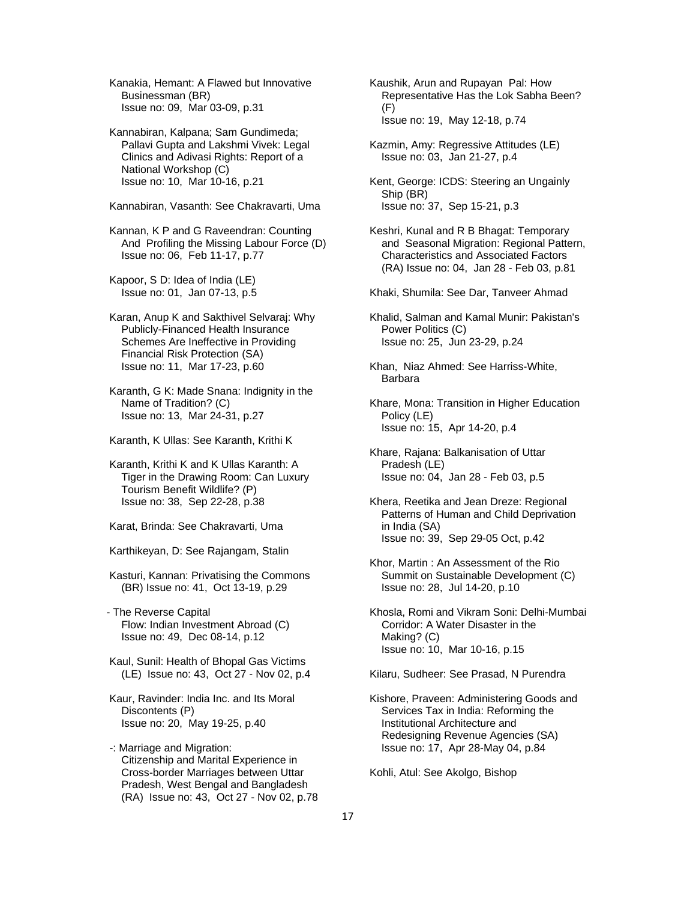Kanakia, Hemant: A Flawed but Innovative Businessman (BR)
Issue no: 09, Mar 03-09, p.31

Kannabiran, Kalpana; Sam Gundimeda; Pallavi Gupta and Lakshmi Vivek: Legal Clinics and Adivasi Rights: Report of a National Workshop (C)
Issue no: 10, Mar 10-16, p.21

Kannabiran, Vasanth: See Chakravarti, Uma

Kannan, K P and G Raveendran: Counting And Profiling the Missing Labour Force (D)
Issue no: 06, Feb 11-17, p.77

Kapoor, S D: Idea of India (LE)
Issue no: 01, Jan 07-13, p.5

Karan, Anup K and Sakthivel Selvaraj: Why Publicly-Financed Health Insurance Schemes Are Ineffective in Providing Financial Risk Protection (SA)
Issue no: 11, Mar 17-23, p.60

Karanth, G K: Made Snana: Indignity in the Name of Tradition? (C)
Issue no: 13, Mar 24-31, p.27

Karanth, K Ullas: See Karanth, Krithi K

Karanth, Krithi K and K Ullas Karanth: A Tiger in the Drawing Room: Can Luxury Tourism Benefit Wildlife? (P)
Issue no: 38, Sep 22-28, p.38

Karat, Brinda: See Chakravarti, Uma

Karthikeyan, D: See Rajangam, Stalin

Kasturi, Kannan: Privatising the Commons (BR) Issue no: 41, Oct 13-19, p.29

- The Reverse Capital Flow: Indian Investment Abroad (C)
Issue no: 49, Dec 08-14, p.12

Kaul, Sunil: Health of Bhopal Gas Victims (LE) Issue no: 43, Oct 27 - Nov 02, p.4

Kaur, Ravinder: India Inc. and Its Moral Discontents (P)
Issue no: 20, May 19-25, p.40

-: Marriage and Migration: Citizenship and Marital Experience in Cross-border Marriages between Uttar Pradesh, West Bengal and Bangladesh (RA) Issue no: 43, Oct 27 - Nov 02, p.78

Kaushik, Arun and Rupayan Pal: How Representative Has the Lok Sabha Been? (F)
Issue no: 19, May 12-18, p.74

Kazmin, Amy: Regressive Attitudes (LE)
Issue no: 03, Jan 21-27, p.4

Kent, George: ICDS: Steering an Ungainly Ship (BR)
Issue no: 37, Sep 15-21, p.3

Keshri, Kunal and R B Bhagat: Temporary and Seasonal Migration: Regional Pattern, Characteristics and Associated Factors (RA) Issue no: 04, Jan 28 - Feb 03, p.81

Khaki, Shumila: See Dar, Tanveer Ahmad

Khalid, Salman and Kamal Munir: Pakistan's Power Politics (C)
Issue no: 25, Jun 23-29, p.24

Khan, Niaz Ahmed: See Harriss-White, Barbara

Khare, Mona: Transition in Higher Education Policy (LE)
Issue no: 15, Apr 14-20, p.4

Khare, Rajana: Balkanisation of Uttar Pradesh (LE)
Issue no: 04, Jan 28 - Feb 03, p.5

Khera, Reetika and Jean Dreze: Regional Patterns of Human and Child Deprivation in India (SA)
Issue no: 39, Sep 29-05 Oct, p.42

Khor, Martin : An Assessment of the Rio Summit on Sustainable Development (C)
Issue no: 28, Jul 14-20, p.10

Khosla, Romi and Vikram Soni: Delhi-Mumbai Corridor: A Water Disaster in the Making? (C)
Issue no: 10, Mar 10-16, p.15

Kilaru, Sudheer: See Prasad, N Purendra

Kishore, Praveen: Administering Goods and Services Tax in India: Reforming the Institutional Architecture and Redesigning Revenue Agencies (SA)
Issue no: 17, Apr 28-May 04, p.84

Kohli, Atul: See Akolgo, Bishop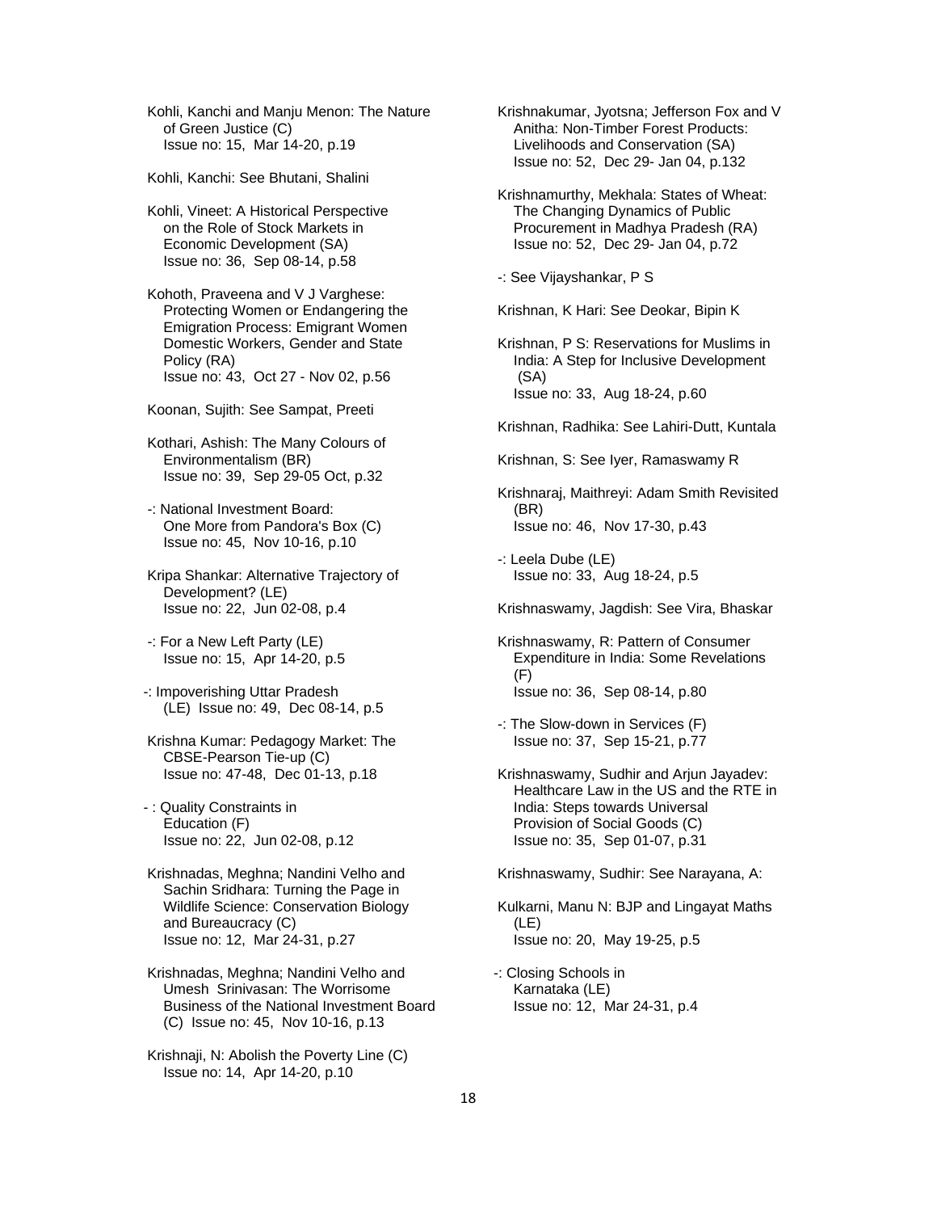Kohli, Kanchi and Manju Menon: The Nature of Green Justice (C)
Issue no: 15, Mar 14-20, p.19

Kohli, Kanchi: See Bhutani, Shalini

Kohli, Vineet: A Historical Perspective on the Role of Stock Markets in Economic Development (SA)
Issue no: 36, Sep 08-14, p.58

Kohoth, Praveena and V J Varghese: Protecting Women or Endangering the Emigration Process: Emigrant Women Domestic Workers, Gender and State Policy (RA)
Issue no: 43, Oct 27 - Nov 02, p.56

Koonan, Sujith: See Sampat, Preeti

Kothari, Ashish: The Many Colours of Environmentalism (BR)
Issue no: 39, Sep 29-05 Oct, p.32

-: National Investment Board: One More from Pandora's Box (C)
Issue no: 45, Nov 10-16, p.10

Kripa Shankar: Alternative Trajectory of Development? (LE)
Issue no: 22, Jun 02-08, p.4

-: For a New Left Party (LE)
Issue no: 15, Apr 14-20, p.5

-: Impoverishing Uttar Pradesh (LE) Issue no: 49, Dec 08-14, p.5

Krishna Kumar: Pedagogy Market: The CBSE-Pearson Tie-up (C)
Issue no: 47-48, Dec 01-13, p.18

- : Quality Constraints in Education (F)
Issue no: 22, Jun 02-08, p.12

Krishnadas, Meghna; Nandini Velho and Sachin Sridhara: Turning the Page in Wildlife Science: Conservation Biology and Bureaucracy (C)
Issue no: 12, Mar 24-31, p.27

Krishnadas, Meghna; Nandini Velho and Umesh Srinivasan: The Worrisome Business of the National Investment Board (C) Issue no: 45, Nov 10-16, p.13

Krishnaji, N: Abolish the Poverty Line (C)
Issue no: 14, Apr 14-20, p.10

Krishnakumar, Jyotsna; Jefferson Fox and V Anitha: Non-Timber Forest Products: Livelihoods and Conservation (SA)
Issue no: 52, Dec 29- Jan 04, p.132

Krishnamurthy, Mekhala: States of Wheat: The Changing Dynamics of Public Procurement in Madhya Pradesh (RA)
Issue no: 52, Dec 29- Jan 04, p.72

-: See Vijayshankar, P S

Krishnan, K Hari: See Deokar, Bipin K

Krishnan, P S: Reservations for Muslims in India: A Step for Inclusive Development (SA)
Issue no: 33, Aug 18-24, p.60

Krishnan, Radhika: See Lahiri-Dutt, Kuntala

Krishnan, S: See Iyer, Ramaswamy R

Krishnaraj, Maithreyi: Adam Smith Revisited (BR)
Issue no: 46, Nov 17-30, p.43

-: Leela Dube (LE)
Issue no: 33, Aug 18-24, p.5

Krishnaswamy, Jagdish: See Vira, Bhaskar

Krishnaswamy, R: Pattern of Consumer Expenditure in India: Some Revelations (F)
Issue no: 36, Sep 08-14, p.80

-: The Slow-down in Services (F)
Issue no: 37, Sep 15-21, p.77

Krishnaswamy, Sudhir and Arjun Jayadev: Healthcare Law in the US and the RTE in India: Steps towards Universal Provision of Social Goods (C)
Issue no: 35, Sep 01-07, p.31

Krishnaswamy, Sudhir: See Narayana, A:

Kulkarni, Manu N: BJP and Lingayat Maths (LE)
Issue no: 20, May 19-25, p.5

-: Closing Schools in Karnataka (LE)
Issue no: 12, Mar 24-31, p.4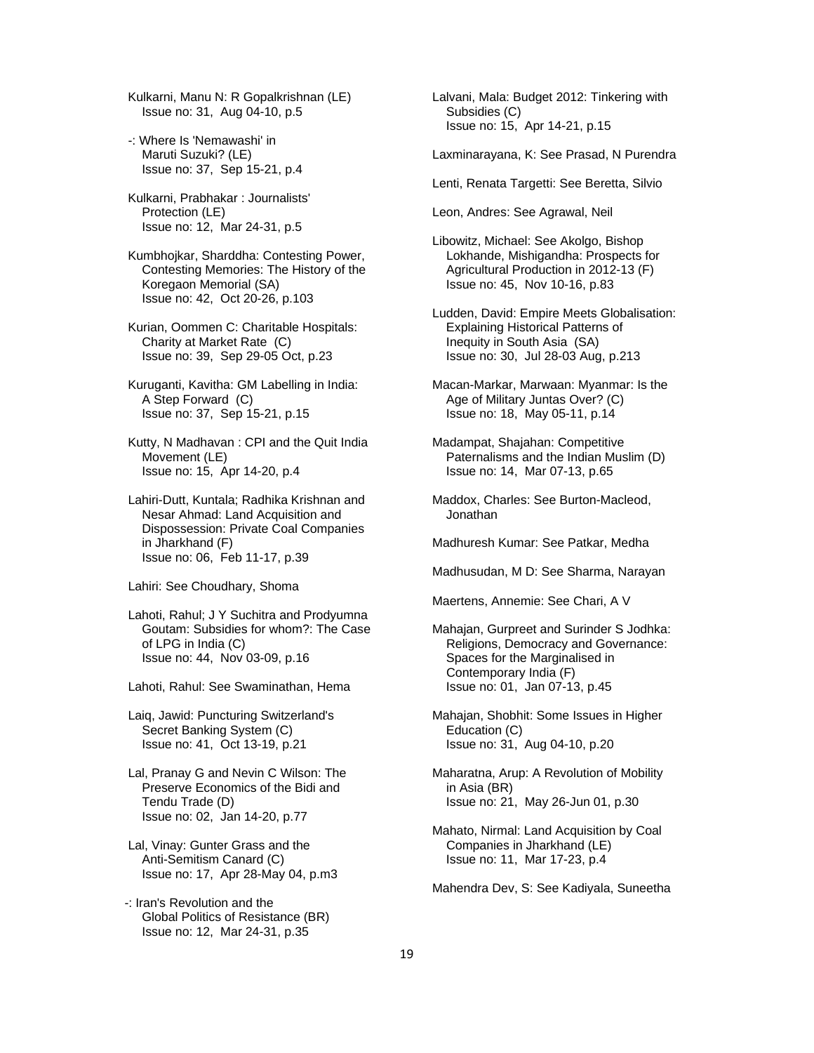Kulkarni, Manu N: R Gopalkrishnan (LE)
Issue no: 31, Aug 04-10, p.5

-: Where Is 'Nemawashi' in Maruti Suzuki? (LE)
Issue no: 37, Sep 15-21, p.4

Kulkarni, Prabhakar : Journalists' Protection (LE)
Issue no: 12, Mar 24-31, p.5

Kumbhojkar, Sharddha: Contesting Power, Contesting Memories: The History of the Koregaon Memorial (SA)
Issue no: 42, Oct 20-26, p.103

Kurian, Oommen C: Charitable Hospitals: Charity at Market Rate (C)
Issue no: 39, Sep 29-05 Oct, p.23

Kuruganti, Kavitha: GM Labelling in India: A Step Forward (C)
Issue no: 37, Sep 15-21, p.15

Kutty, N Madhavan : CPI and the Quit India Movement (LE)
Issue no: 15, Apr 14-20, p.4

Lahiri-Dutt, Kuntala; Radhika Krishnan and Nesar Ahmad: Land Acquisition and Dispossession: Private Coal Companies in Jharkhand (F)
Issue no: 06, Feb 11-17, p.39

Lahiri: See Choudhary, Shoma

Lahoti, Rahul; J Y Suchitra and Prodyumna Goutam: Subsidies for whom?: The Case of LPG in India (C)
Issue no: 44, Nov 03-09, p.16

Lahoti, Rahul: See Swaminathan, Hema

Laiq, Jawid: Puncturing Switzerland's Secret Banking System (C)
Issue no: 41, Oct 13-19, p.21

Lal, Pranay G and Nevin C Wilson: The Preserve Economics of the Bidi and Tendu Trade (D)
Issue no: 02, Jan 14-20, p.77

Lal, Vinay: Gunter Grass and the Anti-Semitism Canard (C)
Issue no: 17, Apr 28-May 04, p.m3

-: Iran's Revolution and the Global Politics of Resistance (BR)
Issue no: 12, Mar 24-31, p.35

Lalvani, Mala: Budget 2012: Tinkering with Subsidies (C)
Issue no: 15, Apr 14-21, p.15

Laxminarayana, K: See Prasad, N Purendra

Lenti, Renata Targetti: See Beretta, Silvio

Leon, Andres: See Agrawal, Neil

Libowitz, Michael: See Akolgo, Bishop
Lokhande, Mishigandha: Prospects for Agricultural Production in 2012-13 (F)
Issue no: 45, Nov 10-16, p.83

Ludden, David: Empire Meets Globalisation: Explaining Historical Patterns of Inequity in South Asia (SA)
Issue no: 30, Jul 28-03 Aug, p.213

Macan-Markar, Marwaan: Myanmar: Is the Age of Military Juntas Over? (C)
Issue no: 18, May 05-11, p.14

Madampat, Shajahan: Competitive Paternalisms and the Indian Muslim (D)
Issue no: 14, Mar 07-13, p.65

Maddox, Charles: See Burton-Macleod, Jonathan

Madhuresh Kumar: See Patkar, Medha

Madhusudan, M D: See Sharma, Narayan

Maertens, Annemie: See Chari, A V

Mahajan, Gurpreet and Surinder S Jodhka: Religions, Democracy and Governance: Spaces for the Marginalised in Contemporary India (F)
Issue no: 01, Jan 07-13, p.45

Mahajan, Shobhit: Some Issues in Higher Education (C)
Issue no: 31, Aug 04-10, p.20

Maharatna, Arup: A Revolution of Mobility in Asia (BR)
Issue no: 21, May 26-Jun 01, p.30

Mahato, Nirmal: Land Acquisition by Coal Companies in Jharkhand (LE)
Issue no: 11, Mar 17-23, p.4

Mahendra Dev, S: See Kadiyala, Suneetha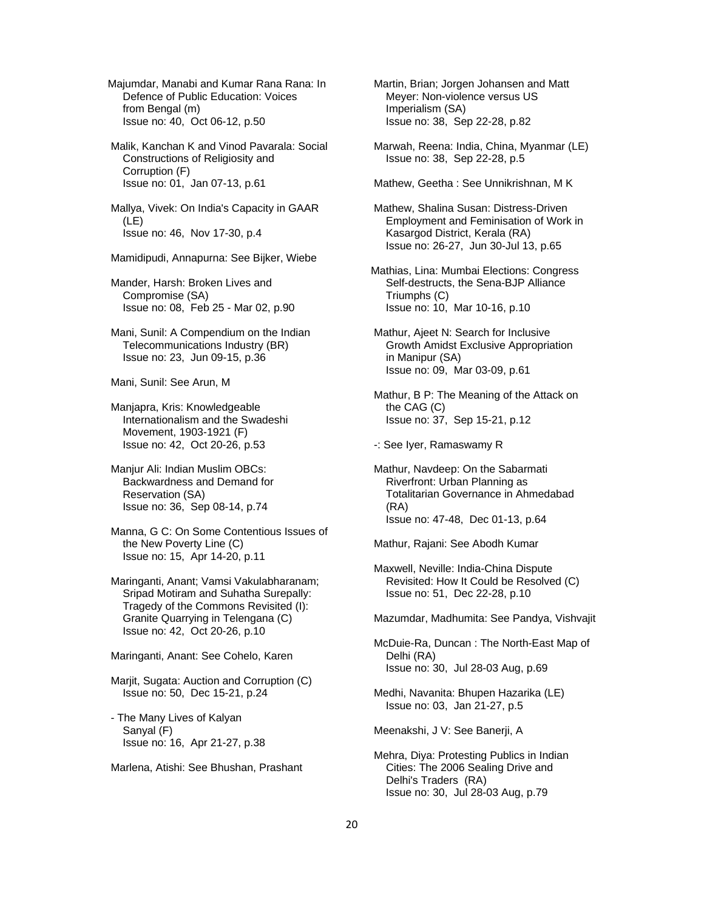Majumdar, Manabi and Kumar Rana Rana: In Defence of Public Education: Voices from Bengal (m)
Issue no: 40, Oct 06-12, p.50

Malik, Kanchan K and Vinod Pavarala: Social Constructions of Religiosity and Corruption (F)
Issue no: 01, Jan 07-13, p.61

Mallya, Vivek: On India's Capacity in GAAR (LE)
Issue no: 46, Nov 17-30, p.4

Mamidipudi, Annapurna: See Bijker, Wiebe

Mander, Harsh: Broken Lives and Compromise (SA)
Issue no: 08, Feb 25 - Mar 02, p.90

Mani, Sunil: A Compendium on the Indian Telecommunications Industry (BR)
Issue no: 23, Jun 09-15, p.36

Mani, Sunil: See Arun, M

Manjapra, Kris: Knowledgeable Internationalism and the Swadeshi Movement, 1903-1921 (F)
Issue no: 42, Oct 20-26, p.53

Manjur Ali: Indian Muslim OBCs: Backwardness and Demand for Reservation (SA)
Issue no: 36, Sep 08-14, p.74

Manna, G C: On Some Contentious Issues of the New Poverty Line (C)
Issue no: 15, Apr 14-20, p.11

Maringanti, Anant; Vamsi Vakulabharanam; Sripad Motiram and Suhatha Surepally: Tragedy of the Commons Revisited (I): Granite Quarrying in Telengana (C)
Issue no: 42, Oct 20-26, p.10

Maringanti, Anant: See Cohelo, Karen

Marjit, Sugata: Auction and Corruption (C)
Issue no: 50, Dec 15-21, p.24

- The Many Lives of Kalyan Sanyal (F)
Issue no: 16, Apr 21-27, p.38

Marlena, Atishi: See Bhushan, Prashant

Martin, Brian; Jorgen Johansen and Matt Meyer: Non-violence versus US Imperialism (SA)
Issue no: 38, Sep 22-28, p.82

Marwah, Reena: India, China, Myanmar (LE)
Issue no: 38, Sep 22-28, p.5

Mathew, Geetha : See Unnikrishnan, M K

Mathew, Shalina Susan: Distress-Driven Employment and Feminisation of Work in Kasargod District, Kerala (RA)
Issue no: 26-27, Jun 30-Jul 13, p.65

Mathias, Lina: Mumbai Elections: Congress Self-destructs, the Sena-BJP Alliance Triumphs (C)
Issue no: 10, Mar 10-16, p.10

Mathur, Ajeet N: Search for Inclusive Growth Amidst Exclusive Appropriation in Manipur (SA)
Issue no: 09, Mar 03-09, p.61

Mathur, B P: The Meaning of the Attack on the CAG (C)
Issue no: 37, Sep 15-21, p.12

-: See Iyer, Ramaswamy R

Mathur, Navdeep: On the Sabarmati Riverfront: Urban Planning as Totalitarian Governance in Ahmedabad (RA)
Issue no: 47-48, Dec 01-13, p.64

Mathur, Rajani: See Abodh Kumar

Maxwell, Neville: India-China Dispute Revisited: How It Could be Resolved (C)
Issue no: 51, Dec 22-28, p.10

Mazumdar, Madhumita: See Pandya, Vishvajit

McDuie-Ra, Duncan : The North-East Map of Delhi (RA)
Issue no: 30, Jul 28-03 Aug, p.69

Medhi, Navanita: Bhupen Hazarika (LE)
Issue no: 03, Jan 21-27, p.5

Meenakshi, J V: See Banerji, A

Mehra, Diya: Protesting Publics in Indian Cities: The 2006 Sealing Drive and Delhi's Traders (RA)
Issue no: 30, Jul 28-03 Aug, p.79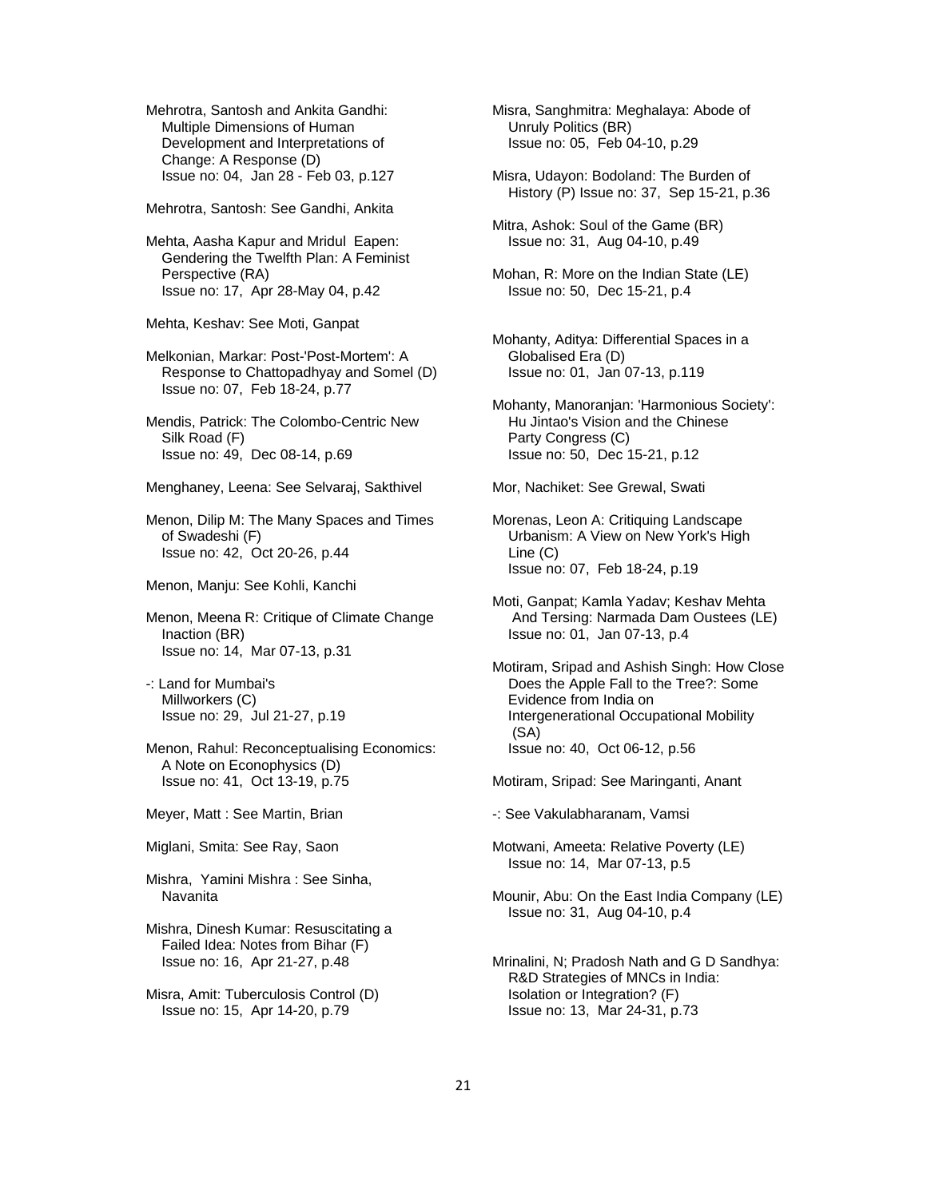Mehrotra, Santosh and Ankita Gandhi: Multiple Dimensions of Human Development and Interpretations of Change: A Response (D) Issue no: 04, Jan 28 - Feb 03, p.127

Mehrotra, Santosh: See Gandhi, Ankita

Mehta, Aasha Kapur and Mridul Eapen: Gendering the Twelfth Plan: A Feminist Perspective (RA) Issue no: 17, Apr 28-May 04, p.42

Mehta, Keshav: See Moti, Ganpat

Melkonian, Markar: Post-'Post-Mortem': A Response to Chattopadhyay and Somel (D) Issue no: 07, Feb 18-24, p.77

Mendis, Patrick: The Colombo-Centric New Silk Road (F) Issue no: 49, Dec 08-14, p.69

Menghaney, Leena: See Selvaraj, Sakthivel

Menon, Dilip M: The Many Spaces and Times of Swadeshi (F) Issue no: 42, Oct 20-26, p.44

Menon, Manju: See Kohli, Kanchi

Menon, Meena R: Critique of Climate Change Inaction (BR) Issue no: 14, Mar 07-13, p.31

-: Land for Mumbai's Millworkers (C) Issue no: 29, Jul 21-27, p.19

Menon, Rahul: Reconceptualising Economics: A Note on Econophysics (D) Issue no: 41, Oct 13-19, p.75

Meyer, Matt : See Martin, Brian

Miglani, Smita: See Ray, Saon

Mishra, Yamini Mishra : See Sinha, Navanita

Mishra, Dinesh Kumar: Resuscitating a Failed Idea: Notes from Bihar (F) Issue no: 16, Apr 21-27, p.48

Misra, Amit: Tuberculosis Control (D) Issue no: 15, Apr 14-20, p.79

Misra, Sanghmitra: Meghalaya: Abode of Unruly Politics (BR) Issue no: 05, Feb 04-10, p.29

Misra, Udayon: Bodoland: The Burden of History (P) Issue no: 37, Sep 15-21, p.36

Mitra, Ashok: Soul of the Game (BR) Issue no: 31, Aug 04-10, p.49

Mohan, R: More on the Indian State (LE) Issue no: 50, Dec 15-21, p.4

Mohanty, Aditya: Differential Spaces in a Globalised Era (D) Issue no: 01, Jan 07-13, p.119

Mohanty, Manoranjan: 'Harmonious Society': Hu Jintao's Vision and the Chinese Party Congress (C) Issue no: 50, Dec 15-21, p.12

Mor, Nachiket: See Grewal, Swati

Morenas, Leon A: Critiquing Landscape Urbanism: A View on New York's High Line (C) Issue no: 07, Feb 18-24, p.19

Moti, Ganpat; Kamla Yadav; Keshav Mehta And Tersing: Narmada Dam Oustees (LE) Issue no: 01, Jan 07-13, p.4

Motiram, Sripad and Ashish Singh: How Close Does the Apple Fall to the Tree?: Some Evidence from India on Intergenerational Occupational Mobility (SA) Issue no: 40, Oct 06-12, p.56

Motiram, Sripad: See Maringanti, Anant

-: See Vakulabharanam, Vamsi

Motwani, Ameeta: Relative Poverty (LE) Issue no: 14, Mar 07-13, p.5

Mounir, Abu: On the East India Company (LE) Issue no: 31, Aug 04-10, p.4

Mrinalini, N; Pradosh Nath and G D Sandhya: R&D Strategies of MNCs in India: Isolation or Integration? (F) Issue no: 13, Mar 24-31, p.73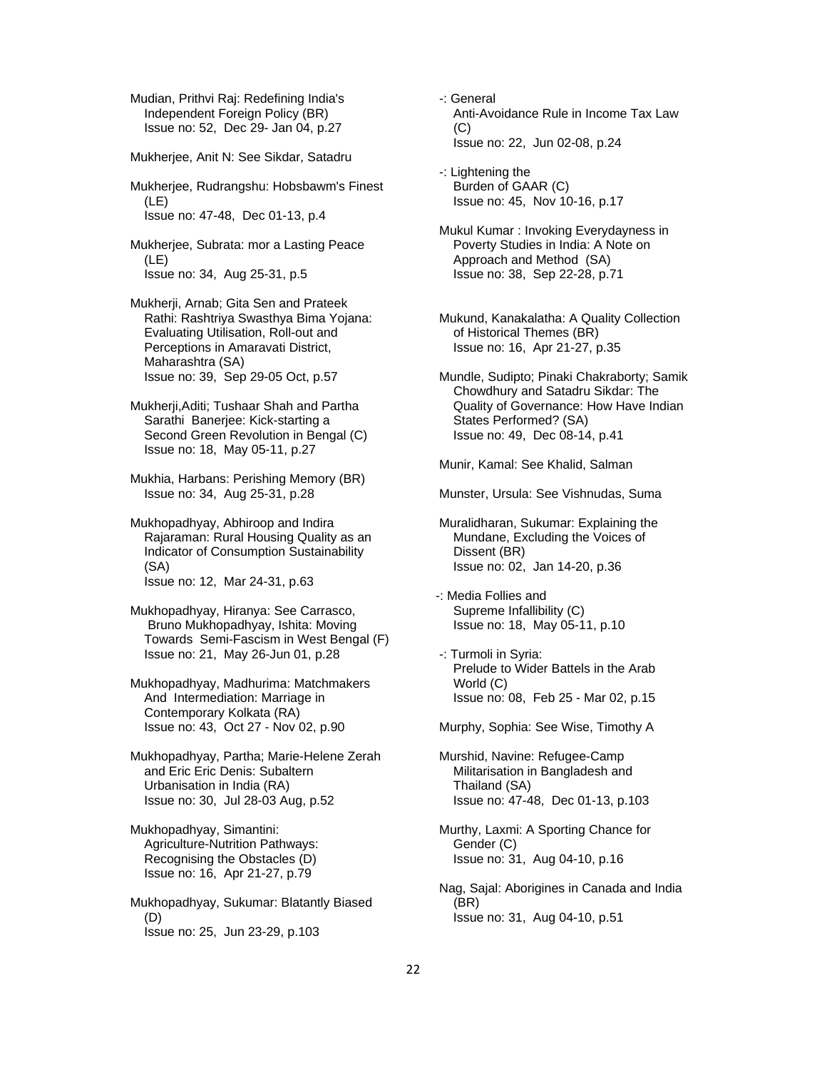Mudian, Prithvi Raj: Redefining India's Independent Foreign Policy (BR)
Issue no: 52, Dec 29- Jan 04, p.27

Mukherjee, Anit N: See Sikdar, Satadru

Mukherjee, Rudrangshu: Hobsbawm's Finest (LE)
Issue no: 47-48, Dec 01-13, p.4

Mukherjee, Subrata: mor a Lasting Peace (LE)
Issue no: 34, Aug 25-31, p.5

Mukherji, Arnab; Gita Sen and Prateek Rathi: Rashtriya Swasthya Bima Yojana: Evaluating Utilisation, Roll-out and Perceptions in Amaravati District, Maharashtra (SA)
Issue no: 39, Sep 29-05 Oct, p.57

Mukherji,Aditi; Tushaar Shah and Partha Sarathi Banerjee: Kick-starting a Second Green Revolution in Bengal (C)
Issue no: 18, May 05-11, p.27

Mukhia, Harbans: Perishing Memory (BR)
Issue no: 34, Aug 25-31, p.28

Mukhopadhyay, Abhiroop and Indira Rajaraman: Rural Housing Quality as an Indicator of Consumption Sustainability (SA)
Issue no: 12, Mar 24-31, p.63

Mukhopadhyay, Hiranya: See Carrasco, Bruno Mukhopadhyay, Ishita: Moving Towards Semi-Fascism in West Bengal (F)
Issue no: 21, May 26-Jun 01, p.28

Mukhopadhyay, Madhurima: Matchmakers And Intermediation: Marriage in Contemporary Kolkata (RA)
Issue no: 43, Oct 27 - Nov 02, p.90

Mukhopadhyay, Partha; Marie-Helene Zerah and Eric Eric Denis: Subaltern Urbanisation in India (RA)
Issue no: 30, Jul 28-03 Aug, p.52

Mukhopadhyay, Simantini: Agriculture-Nutrition Pathways: Recognising the Obstacles (D)
Issue no: 16, Apr 21-27, p.79

Mukhopadhyay, Sukumar: Blatantly Biased (D)
Issue no: 25, Jun 23-29, p.103

-: General Anti-Avoidance Rule in Income Tax Law (C)
Issue no: 22, Jun 02-08, p.24

-: Lightening the Burden of GAAR (C)
Issue no: 45, Nov 10-16, p.17

Mukul Kumar : Invoking Everydayness in Poverty Studies in India: A Note on Approach and Method (SA)
Issue no: 38, Sep 22-28, p.71

Mukund, Kanakalatha: A Quality Collection of Historical Themes (BR)
Issue no: 16, Apr 21-27, p.35

Mundle, Sudipto; Pinaki Chakraborty; Samik Chowdhury and Satadru Sikdar: The Quality of Governance: How Have Indian States Performed? (SA)
Issue no: 49, Dec 08-14, p.41

Munir, Kamal: See Khalid, Salman

Munster, Ursula: See Vishnudas, Suma

Muralidharan, Sukumar: Explaining the Mundane, Excluding the Voices of Dissent (BR)
Issue no: 02, Jan 14-20, p.36

-: Media Follies and Supreme Infallibility (C)
Issue no: 18, May 05-11, p.10

-: Turmoli in Syria: Prelude to Wider Battels in the Arab World (C)
Issue no: 08, Feb 25 - Mar 02, p.15

Murphy, Sophia: See Wise, Timothy A

Murshid, Navine: Refugee-Camp Militarisation in Bangladesh and Thailand (SA)
Issue no: 47-48, Dec 01-13, p.103

Murthy, Laxmi: A Sporting Chance for Gender (C)
Issue no: 31, Aug 04-10, p.16

Nag, Sajal: Aborigines in Canada and India (BR)
Issue no: 31, Aug 04-10, p.51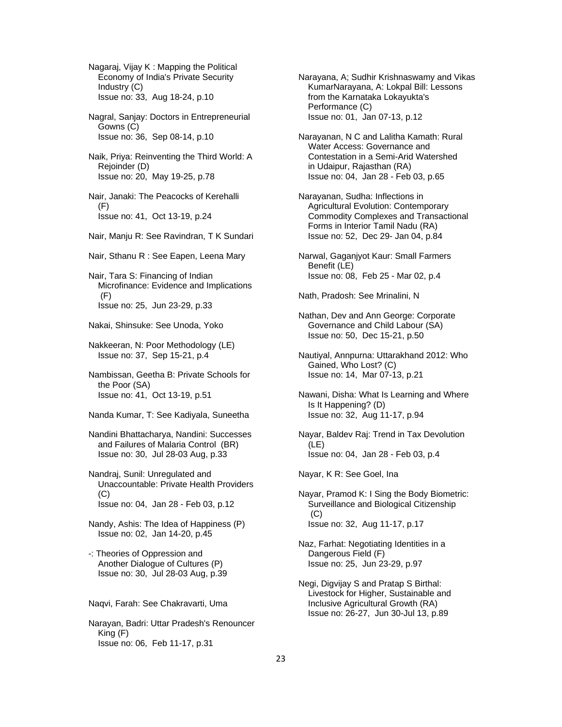Nagaraj, Vijay K : Mapping the Political Economy of India's Private Security Industry (C)
Issue no: 33, Aug 18-24, p.10

Nagral, Sanjay: Doctors in Entrepreneurial Gowns (C)
Issue no: 36, Sep 08-14, p.10

Naik, Priya: Reinventing the Third World: A Rejoinder (D)
Issue no: 20, May 19-25, p.78

Nair, Janaki: The Peacocks of Kerehalli (F)
Issue no: 41, Oct 13-19, p.24

Nair, Manju R: See Ravindran, T K Sundari

Nair, Sthanu R : See Eapen, Leena Mary

Nair, Tara S: Financing of Indian Microfinance: Evidence and Implications (F)
Issue no: 25, Jun 23-29, p.33

Nakai, Shinsuke: See Unoda, Yoko

Nakkeeran, N: Poor Methodology (LE)
Issue no: 37, Sep 15-21, p.4

Nambissan, Geetha B: Private Schools for the Poor (SA)
Issue no: 41, Oct 13-19, p.51

Nanda Kumar, T: See Kadiyala, Suneetha

Nandini Bhattacharya, Nandini: Successes and Failures of Malaria Control (BR)
Issue no: 30, Jul 28-03 Aug, p.33

Nandraj, Sunil: Unregulated and Unaccountable: Private Health Providers (C)
Issue no: 04, Jan 28 - Feb 03, p.12

Nandy, Ashis: The Idea of Happiness (P)
Issue no: 02, Jan 14-20, p.45

-: Theories of Oppression and Another Dialogue of Cultures (P)
Issue no: 30, Jul 28-03 Aug, p.39

Naqvi, Farah: See Chakravarti, Uma

Narayan, Badri: Uttar Pradesh's Renouncer King (F)
Issue no: 06, Feb 11-17, p.31

Narayana, A; Sudhir Krishnaswamy and Vikas KumarNarayana, A: Lokpal Bill: Lessons from the Karnataka Lokayukta's Performance (C)
Issue no: 01, Jan 07-13, p.12

Narayanan, N C and Lalitha Kamath: Rural Water Access: Governance and Contestation in a Semi-Arid Watershed in Udaipur, Rajasthan (RA)
Issue no: 04, Jan 28 - Feb 03, p.65

Narayanan, Sudha: Inflections in Agricultural Evolution: Contemporary Commodity Complexes and Transactional Forms in Interior Tamil Nadu (RA)
Issue no: 52, Dec 29- Jan 04, p.84

Narwal, Gaganjyot Kaur: Small Farmers Benefit (LE)
Issue no: 08, Feb 25 - Mar 02, p.4

Nath, Pradosh: See Mrinalini, N

Nathan, Dev and Ann George: Corporate Governance and Child Labour (SA)
Issue no: 50, Dec 15-21, p.50

Nautiyal, Annpurna: Uttarakhand 2012: Who Gained, Who Lost? (C)
Issue no: 14, Mar 07-13, p.21

Nawani, Disha: What Is Learning and Where Is It Happening? (D)
Issue no: 32, Aug 11-17, p.94

Nayar, Baldev Raj: Trend in Tax Devolution (LE)
Issue no: 04, Jan 28 - Feb 03, p.4

Nayar, K R: See Goel, Ina

Nayar, Pramod K: I Sing the Body Biometric: Surveillance and Biological Citizenship (C)
Issue no: 32, Aug 11-17, p.17

Naz, Farhat: Negotiating Identities in a Dangerous Field (F)
Issue no: 25, Jun 23-29, p.97

Negi, Digvijay S and Pratap S Birthal: Livestock for Higher, Sustainable and Inclusive Agricultural Growth (RA)
Issue no: 26-27, Jun 30-Jul 13, p.89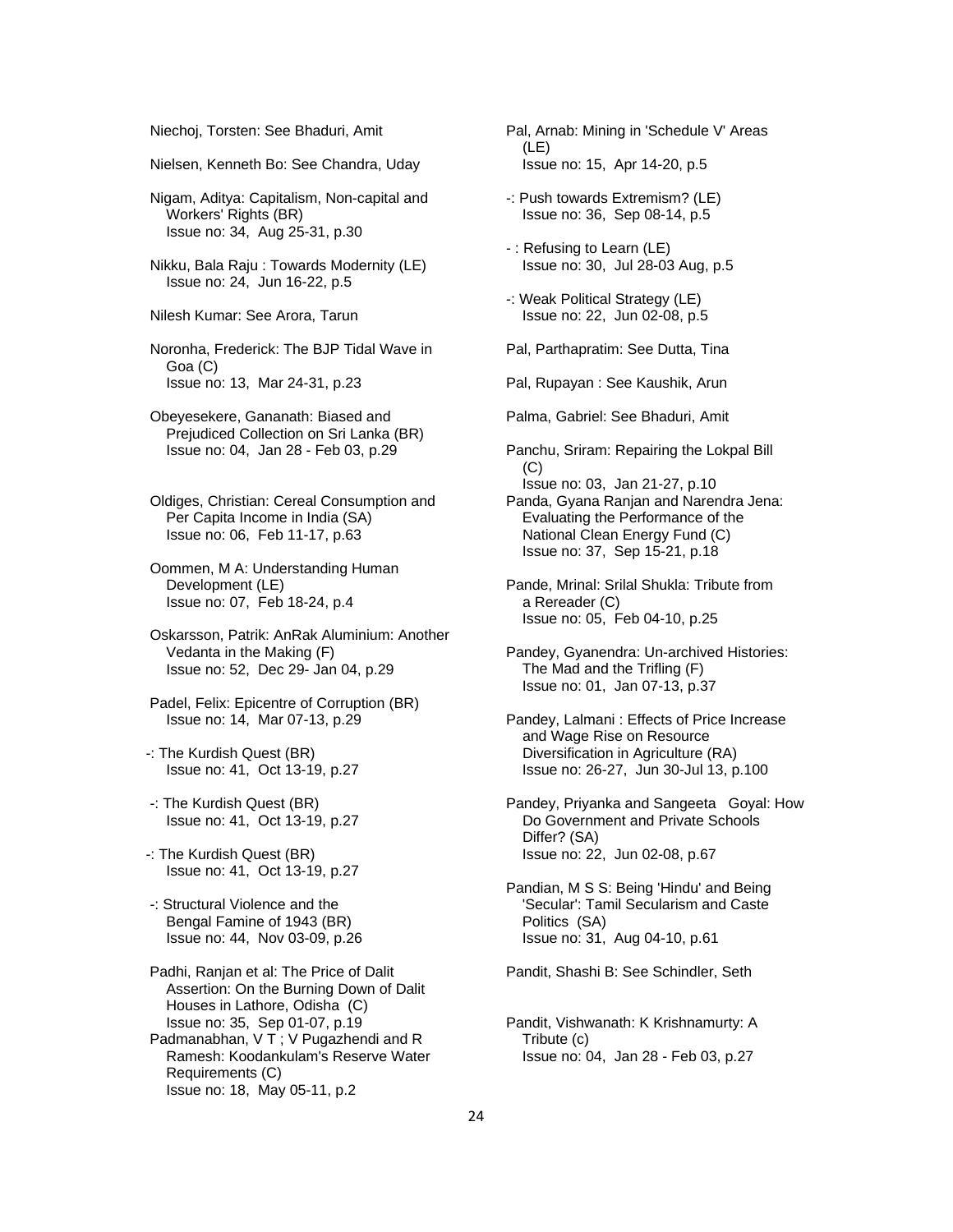Niechoj, Torsten: See Bhaduri, Amit

Nielsen, Kenneth Bo: See Chandra, Uday

Nigam, Aditya: Capitalism, Non-capital and Workers' Rights (BR)
Issue no: 34, Aug 25-31, p.30

Nikku, Bala Raju : Towards Modernity (LE)
Issue no: 24, Jun 16-22, p.5

Nilesh Kumar: See Arora, Tarun

Noronha, Frederick: The BJP Tidal Wave in Goa (C)
Issue no: 13, Mar 24-31, p.23

Obeyesekere, Gananath: Biased and Prejudiced Collection on Sri Lanka (BR)
Issue no: 04, Jan 28 - Feb 03, p.29

Oldiges, Christian: Cereal Consumption and Per Capita Income in India (SA)
Issue no: 06, Feb 11-17, p.63

Oommen, M A: Understanding Human Development (LE)
Issue no: 07, Feb 18-24, p.4

Oskarsson, Patrik: AnRak Aluminium: Another Vedanta in the Making (F)
Issue no: 52, Dec 29- Jan 04, p.29

Padel, Felix: Epicentre of Corruption (BR)
Issue no: 14, Mar 07-13, p.29

-: The Kurdish Quest (BR)
Issue no: 41, Oct 13-19, p.27

-: The Kurdish Quest (BR)
Issue no: 41, Oct 13-19, p.27

-: The Kurdish Quest (BR)
Issue no: 41, Oct 13-19, p.27

-: Structural Violence and the Bengal Famine of 1943 (BR)
Issue no: 44, Nov 03-09, p.26

Padhi, Ranjan et al: The Price of Dalit Assertion: On the Burning Down of Dalit Houses in Lathore, Odisha (C)
Issue no: 35, Sep 01-07, p.19

Padmanabhan, V T ; V Pugazhendi and R Ramesh: Koodankulam's Reserve Water Requirements (C)
Issue no: 18, May 05-11, p.2

Pal, Arnab: Mining in 'Schedule V' Areas (LE)
Issue no: 15, Apr 14-20, p.5

-: Push towards Extremism? (LE)
Issue no: 36, Sep 08-14, p.5

- : Refusing to Learn (LE)
Issue no: 30, Jul 28-03 Aug, p.5

-: Weak Political Strategy (LE)
Issue no: 22, Jun 02-08, p.5

Pal, Parthapratim: See Dutta, Tina

Pal, Rupayan : See Kaushik, Arun

Palma, Gabriel: See Bhaduri, Amit

Panchu, Sriram: Repairing the Lokpal Bill (C)
Issue no: 03, Jan 21-27, p.10

Panda, Gyana Ranjan and Narendra Jena: Evaluating the Performance of the National Clean Energy Fund (C)
Issue no: 37, Sep 15-21, p.18

Pande, Mrinal: Srilal Shukla: Tribute from a Rereader (C)
Issue no: 05, Feb 04-10, p.25

Pandey, Gyanendra: Un-archived Histories: The Mad and the Trifling (F)
Issue no: 01, Jan 07-13, p.37

Pandey, Lalmani : Effects of Price Increase and Wage Rise on Resource Diversification in Agriculture (RA)
Issue no: 26-27, Jun 30-Jul 13, p.100

Pandey, Priyanka and Sangeeta Goyal: How Do Government and Private Schools Differ? (SA)
Issue no: 22, Jun 02-08, p.67

Pandian, M S S: Being 'Hindu' and Being 'Secular': Tamil Secularism and Caste Politics (SA)
Issue no: 31, Aug 04-10, p.61

Pandit, Shashi B: See Schindler, Seth

Pandit, Vishwanath: K Krishnamurty: A Tribute (c)
Issue no: 04, Jan 28 - Feb 03, p.27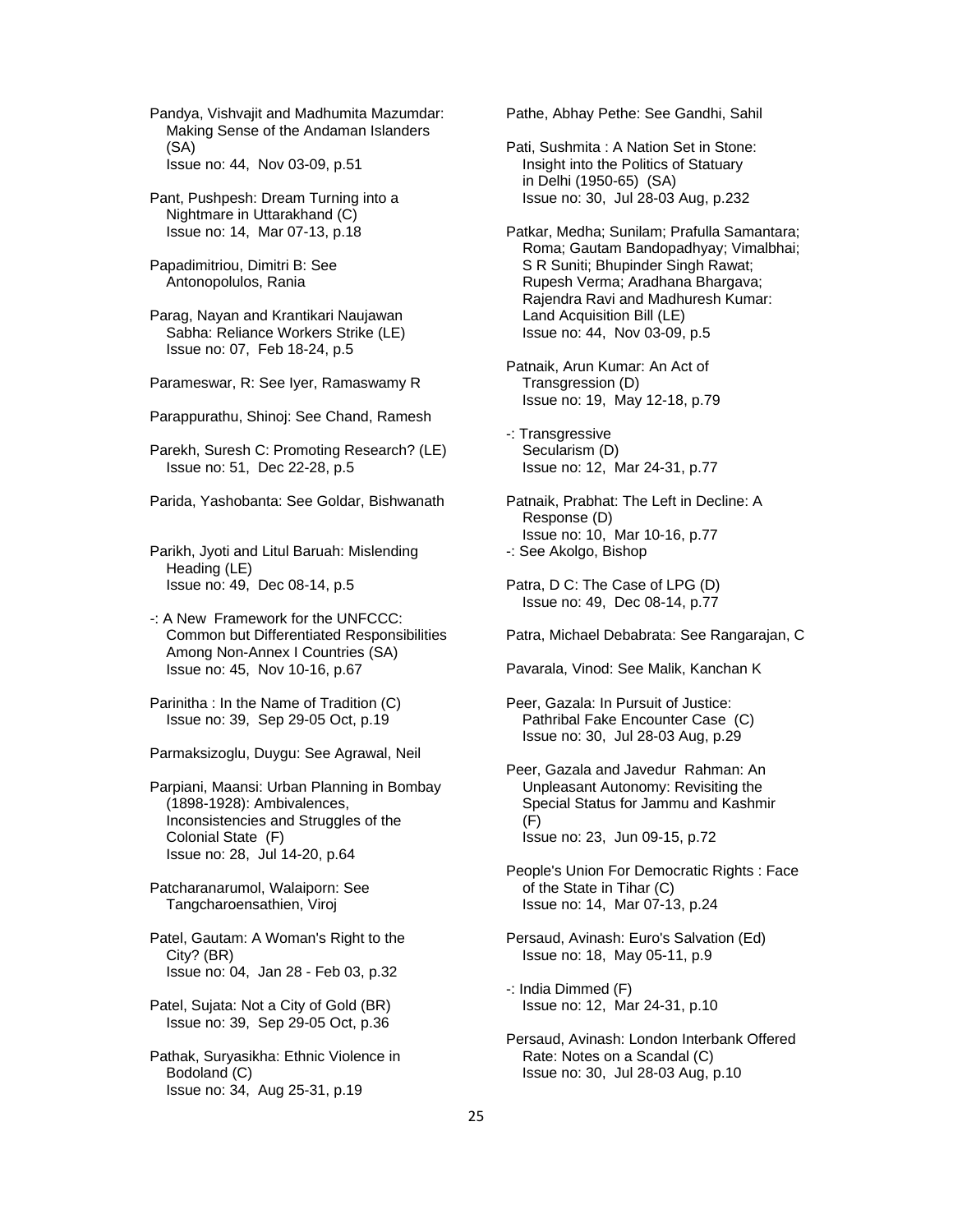Pandya, Vishvajit and Madhumita Mazumdar: Making Sense of the Andaman Islanders (SA)
Issue no: 44, Nov 03-09, p.51

Pant, Pushpesh: Dream Turning into a Nightmare in Uttarakhand (C)
Issue no: 14, Mar 07-13, p.18

Papadimitriou, Dimitri B: See Antonopolulos, Rania

Parag, Nayan and Krantikari Naujawan Sabha: Reliance Workers Strike (LE)
Issue no: 07, Feb 18-24, p.5

Parameswar, R: See Iyer, Ramaswamy R

Parappurathu, Shinoj: See Chand, Ramesh

Parekh, Suresh C: Promoting Research? (LE)
Issue no: 51, Dec 22-28, p.5

Parida, Yashobanta: See Goldar, Bishwanath

Parikh, Jyoti and Litul Baruah: Mislending Heading (LE)
Issue no: 49, Dec 08-14, p.5

-: A New Framework for the UNFCCC: Common but Differentiated Responsibilities Among Non-Annex I Countries (SA)
Issue no: 45, Nov 10-16, p.67

Parinitha : In the Name of Tradition (C)
Issue no: 39, Sep 29-05 Oct, p.19

Parmaksizoglu, Duygu: See Agrawal, Neil

Parpiani, Maansi: Urban Planning in Bombay (1898-1928): Ambivalences, Inconsistencies and Struggles of the Colonial State (F)
Issue no: 28, Jul 14-20, p.64

Patcharanarumol, Walaiporn: See Tangcharoensathien, Viroj

Patel, Gautam: A Woman's Right to the City? (BR)
Issue no: 04, Jan 28 - Feb 03, p.32

Patel, Sujata: Not a City of Gold (BR)
Issue no: 39, Sep 29-05 Oct, p.36

Pathak, Suryasikha: Ethnic Violence in Bodoland (C)
Issue no: 34, Aug 25-31, p.19

Pathe, Abhay Pethe: See Gandhi, Sahil

Pati, Sushmita : A Nation Set in Stone: Insight into the Politics of Statuary in Delhi (1950-65) (SA)
Issue no: 30, Jul 28-03 Aug, p.232

Patkar, Medha; Sunilam; Prafulla Samantara; Roma; Gautam Bandopadhyay; Vimalbhai; S R Suniti; Bhupinder Singh Rawat; Rupesh Verma; Aradhana Bhargava; Rajendra Ravi and Madhuresh Kumar: Land Acquisition Bill (LE)
Issue no: 44, Nov 03-09, p.5

Patnaik, Arun Kumar: An Act of Transgression (D)
Issue no: 19, May 12-18, p.79

-: Transgressive Secularism (D)
Issue no: 12, Mar 24-31, p.77

Patnaik, Prabhat: The Left in Decline: A Response (D)
Issue no: 10, Mar 10-16, p.77

-: See Akolgo, Bishop

Patra, D C: The Case of LPG (D)
Issue no: 49, Dec 08-14, p.77

Patra, Michael Debabrata: See Rangarajan, C

Pavarala, Vinod: See Malik, Kanchan K

Peer, Gazala: In Pursuit of Justice: Pathribal Fake Encounter Case (C)
Issue no: 30, Jul 28-03 Aug, p.29

Peer, Gazala and Javedur Rahman: An Unpleasant Autonomy: Revisiting the Special Status for Jammu and Kashmir (F)
Issue no: 23, Jun 09-15, p.72

People's Union For Democratic Rights : Face of the State in Tihar (C)
Issue no: 14, Mar 07-13, p.24

Persaud, Avinash: Euro's Salvation (Ed)
Issue no: 18, May 05-11, p.9

-: India Dimmed (F)
Issue no: 12, Mar 24-31, p.10

Persaud, Avinash: London Interbank Offered Rate: Notes on a Scandal (C)
Issue no: 30, Jul 28-03 Aug, p.10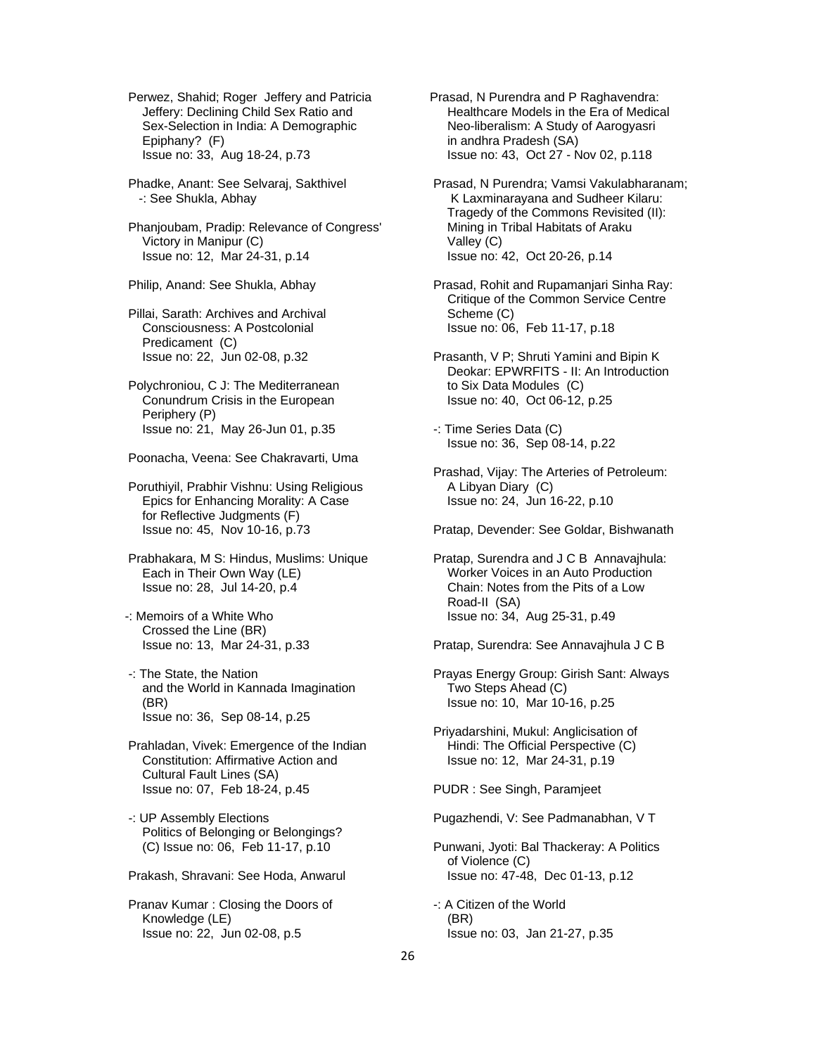Perwez, Shahid; Roger Jeffery and Patricia Jeffery: Declining Child Sex Ratio and Sex-Selection in India: A Demographic Epiphany? (F)
Issue no: 33, Aug 18-24, p.73

Phadke, Anant: See Selvaraj, Sakthivel
-: See Shukla, Abhay

Phanjoubam, Pradip: Relevance of Congress' Victory in Manipur (C)
Issue no: 12, Mar 24-31, p.14

Philip, Anand: See Shukla, Abhay

Pillai, Sarath: Archives and Archival Consciousness: A Postcolonial Predicament (C)
Issue no: 22, Jun 02-08, p.32

Polychroniou, C J: The Mediterranean Conundrum Crisis in the European Periphery (P)
Issue no: 21, May 26-Jun 01, p.35

Poonacha, Veena: See Chakravarti, Uma

Poruthiyil, Prabhir Vishnu: Using Religious Epics for Enhancing Morality: A Case for Reflective Judgments (F)
Issue no: 45, Nov 10-16, p.73

Prabhakara, M S: Hindus, Muslims: Unique Each in Their Own Way (LE)
Issue no: 28, Jul 14-20, p.4

-: Memoirs of a White Who Crossed the Line (BR)
Issue no: 13, Mar 24-31, p.33

-: The State, the Nation and the World in Kannada Imagination (BR)
Issue no: 36, Sep 08-14, p.25

Prahladan, Vivek: Emergence of the Indian Constitution: Affirmative Action and Cultural Fault Lines (SA)
Issue no: 07, Feb 18-24, p.45

-: UP Assembly Elections Politics of Belonging or Belongings? (C) Issue no: 06, Feb 11-17, p.10

Prakash, Shravani: See Hoda, Anwarul

Pranav Kumar : Closing the Doors of Knowledge (LE)
Issue no: 22, Jun 02-08, p.5

Prasad, N Purendra and P Raghavendra: Healthcare Models in the Era of Medical Neo-liberalism: A Study of Aarogyasri in andhra Pradesh (SA)
Issue no: 43, Oct 27 - Nov 02, p.118

Prasad, N Purendra; Vamsi Vakulabharanam; K Laxminarayana and Sudheer Kilaru: Tragedy of the Commons Revisited (II): Mining in Tribal Habitats of Araku Valley (C)
Issue no: 42, Oct 20-26, p.14

Prasad, Rohit and Rupamanjari Sinha Ray: Critique of the Common Service Centre Scheme (C)
Issue no: 06, Feb 11-17, p.18

Prasanth, V P; Shruti Yamini and Bipin K Deokar: EPWRFITS - II: An Introduction to Six Data Modules (C)
Issue no: 40, Oct 06-12, p.25

-: Time Series Data (C)
Issue no: 36, Sep 08-14, p.22

Prashad, Vijay: The Arteries of Petroleum: A Libyan Diary (C)
Issue no: 24, Jun 16-22, p.10

Pratap, Devender: See Goldar, Bishwanath

Pratap, Surendra and J C B Annavajhula: Worker Voices in an Auto Production Chain: Notes from the Pits of a Low Road-II (SA)
Issue no: 34, Aug 25-31, p.49

Pratap, Surendra: See Annavajhula J C B

Prayas Energy Group: Girish Sant: Always Two Steps Ahead (C)
Issue no: 10, Mar 10-16, p.25

Priyadarshini, Mukul: Anglicisation of Hindi: The Official Perspective (C)
Issue no: 12, Mar 24-31, p.19

PUDR : See Singh, Paramjeet

Pugazhendi, V: See Padmanabhan, V T

Punwani, Jyoti: Bal Thackeray: A Politics of Violence (C)
Issue no: 47-48, Dec 01-13, p.12

-: A Citizen of the World (BR)
Issue no: 03, Jan 21-27, p.35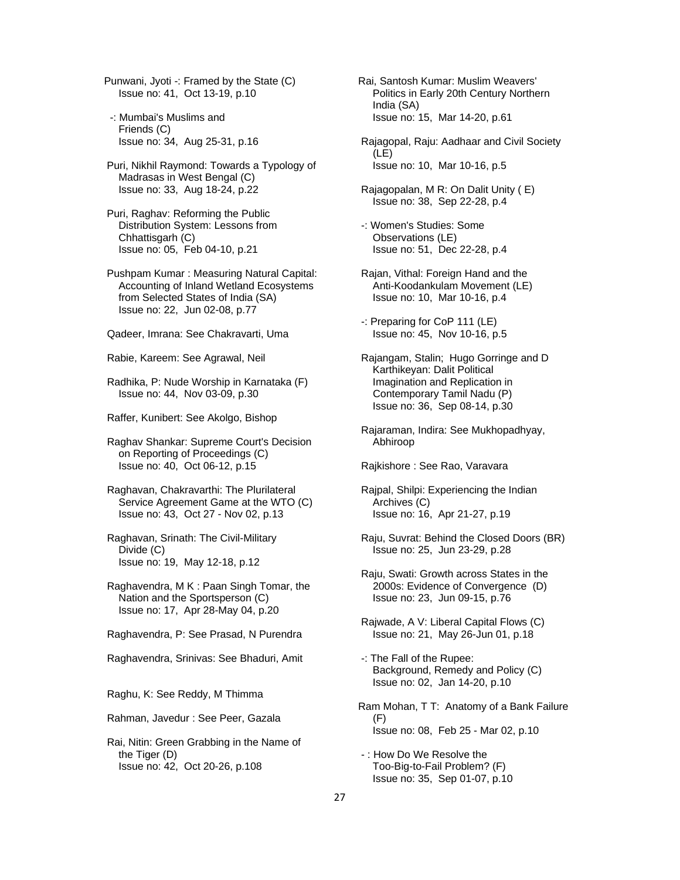Punwani, Jyoti -: Framed by the State (C)
Issue no: 41, Oct 13-19, p.10

-: Mumbai's Muslims and Friends (C)
Issue no: 34, Aug 25-31, p.16

Puri, Nikhil Raymond: Towards a Typology of Madrasas in West Bengal (C)
Issue no: 33, Aug 18-24, p.22

Puri, Raghav: Reforming the Public Distribution System: Lessons from Chhattisgarh (C)
Issue no: 05, Feb 04-10, p.21

Pushpam Kumar : Measuring Natural Capital: Accounting of Inland Wetland Ecosystems from Selected States of India (SA)
Issue no: 22, Jun 02-08, p.77

Qadeer, Imrana: See Chakravarti, Uma

Rabie, Kareem: See Agrawal, Neil

Radhika, P: Nude Worship in Karnataka (F)
Issue no: 44, Nov 03-09, p.30

Raffer, Kunibert: See Akolgo, Bishop

Raghav Shankar: Supreme Court's Decision on Reporting of Proceedings (C)
Issue no: 40, Oct 06-12, p.15

Raghavan, Chakravarthi: The Plurilateral Service Agreement Game at the WTO (C)
Issue no: 43, Oct 27 - Nov 02, p.13

Raghavan, Srinath: The Civil-Military Divide (C)
Issue no: 19, May 12-18, p.12

Raghavendra, M K : Paan Singh Tomar, the Nation and the Sportsperson (C)
Issue no: 17, Apr 28-May 04, p.20

Raghavendra, P: See Prasad, N Purendra

Raghavendra, Srinivas: See Bhaduri, Amit

Raghu, K: See Reddy, M Thimma

Rahman, Javedur : See Peer, Gazala

Rai, Nitin: Green Grabbing in the Name of the Tiger (D)
Issue no: 42, Oct 20-26, p.108

Rai, Santosh Kumar: Muslim Weavers' Politics in Early 20th Century Northern India (SA)
Issue no: 15, Mar 14-20, p.61

Rajagopal, Raju: Aadhaar and Civil Society (LE)
Issue no: 10, Mar 10-16, p.5

Rajagopalan, M R: On Dalit Unity ( E)
Issue no: 38, Sep 22-28, p.4

-: Women's Studies: Some Observations (LE)
Issue no: 51, Dec 22-28, p.4

Rajan, Vithal: Foreign Hand and the Anti-Koodankulam Movement (LE)
Issue no: 10, Mar 10-16, p.4

-: Preparing for CoP 111 (LE)
Issue no: 45, Nov 10-16, p.5

Rajangam, Stalin; Hugo Gorringe and D Karthikeyan: Dalit Political Imagination and Replication in Contemporary Tamil Nadu (P)
Issue no: 36, Sep 08-14, p.30

Rajaraman, Indira: See Mukhopadhyay, Abhiroop

Rajkishore : See Rao, Varavara

Rajpal, Shilpi: Experiencing the Indian Archives (C)
Issue no: 16, Apr 21-27, p.19

Raju, Suvrat: Behind the Closed Doors (BR)
Issue no: 25, Jun 23-29, p.28

Raju, Swati: Growth across States in the 2000s: Evidence of Convergence (D)
Issue no: 23, Jun 09-15, p.76

Rajwade, A V: Liberal Capital Flows (C)
Issue no: 21, May 26-Jun 01, p.18

-: The Fall of the Rupee: Background, Remedy and Policy (C)
Issue no: 02, Jan 14-20, p.10

Ram Mohan, T T: Anatomy of a Bank Failure (F)
Issue no: 08, Feb 25 - Mar 02, p.10

- : How Do We Resolve the Too-Big-to-Fail Problem? (F)
Issue no: 35, Sep 01-07, p.10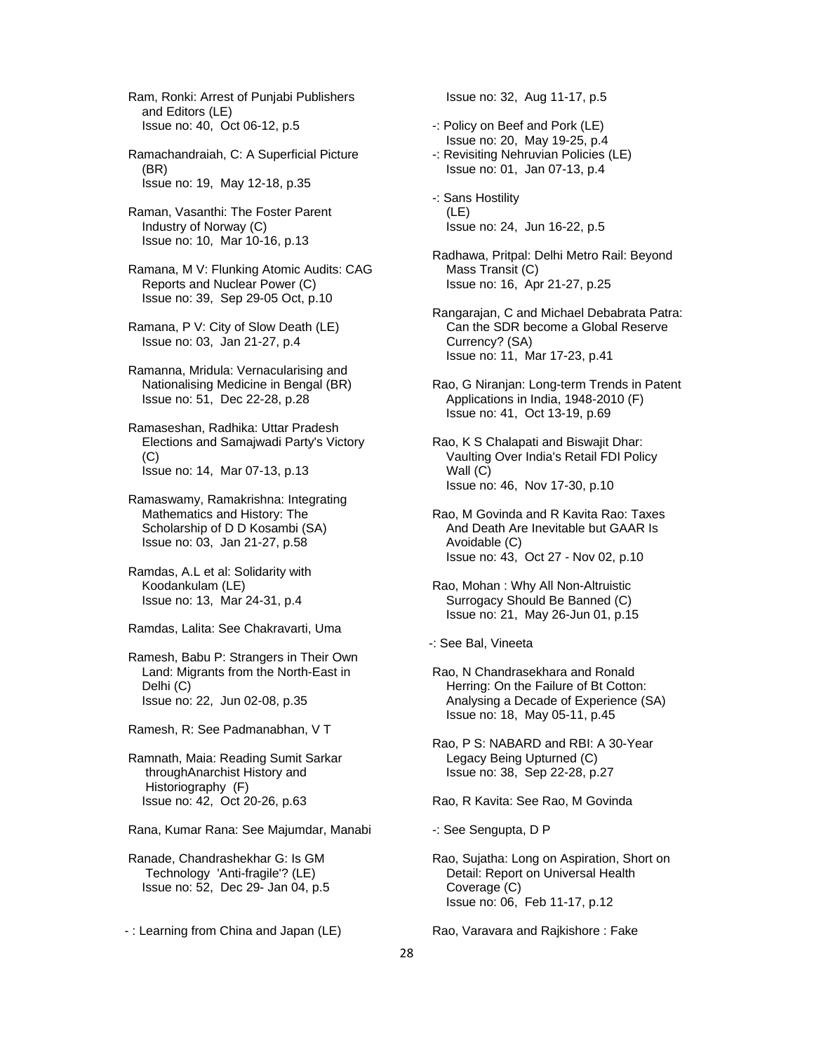Ram, Ronki: Arrest of Punjabi Publishers and Editors (LE)
Issue no: 40, Oct 06-12, p.5

Ramachandraiah, C: A Superficial Picture (BR)
Issue no: 19, May 12-18, p.35

Raman, Vasanthi: The Foster Parent Industry of Norway (C)
Issue no: 10, Mar 10-16, p.13

Ramana, M V: Flunking Atomic Audits: CAG Reports and Nuclear Power (C)
Issue no: 39, Sep 29-05 Oct, p.10

Ramana, P V: City of Slow Death (LE)
Issue no: 03, Jan 21-27, p.4

Ramanna, Mridula: Vernacularising and Nationalising Medicine in Bengal (BR)
Issue no: 51, Dec 22-28, p.28

Ramaseshan, Radhika: Uttar Pradesh Elections and Samajwadi Party's Victory (C)
Issue no: 14, Mar 07-13, p.13

Ramaswamy, Ramakrishna: Integrating Mathematics and History: The Scholarship of D D Kosambi (SA)
Issue no: 03, Jan 21-27, p.58

Ramdas, A.L et al: Solidarity with Koodankulam (LE)
Issue no: 13, Mar 24-31, p.4

Ramdas, Lalita: See Chakravarti, Uma

Ramesh, Babu P: Strangers in Their Own Land: Migrants from the North-East in Delhi (C)
Issue no: 22, Jun 02-08, p.35

Ramesh, R: See Padmanabhan, V T

Ramnath, Maia: Reading Sumit Sarkar throughAnarchist History and Historiography (F)
Issue no: 42, Oct 20-26, p.63

Rana, Kumar Rana: See Majumdar, Manabi

Ranade, Chandrashekhar G: Is GM Technology 'Anti-fragile'? (LE)
Issue no: 52, Dec 29- Jan 04, p.5

- : Learning from China and Japan (LE)
Issue no: 32, Aug 11-17, p.5

-: Policy on Beef and Pork (LE)
Issue no: 20, May 19-25, p.4

-: Revisiting Nehruvian Policies (LE)
Issue no: 01, Jan 07-13, p.4

-: Sans Hostility (LE)
Issue no: 24, Jun 16-22, p.5

Radhawa, Pritpal: Delhi Metro Rail: Beyond Mass Transit (C)
Issue no: 16, Apr 21-27, p.25

Rangarajan, C and Michael Debabrata Patra: Can the SDR become a Global Reserve Currency? (SA)
Issue no: 11, Mar 17-23, p.41

Rao, G Niranjan: Long-term Trends in Patent Applications in India, 1948-2010 (F)
Issue no: 41, Oct 13-19, p.69

Rao, K S Chalapati and Biswajit Dhar: Vaulting Over India's Retail FDI Policy Wall (C)
Issue no: 46, Nov 17-30, p.10

Rao, M Govinda and R Kavita Rao: Taxes And Death Are Inevitable but GAAR Is Avoidable (C)
Issue no: 43, Oct 27 - Nov 02, p.10

Rao, Mohan : Why All Non-Altruistic Surrogacy Should Be Banned (C)
Issue no: 21, May 26-Jun 01, p.15

-: See Bal, Vineeta

Rao, N Chandrasekhara and Ronald Herring: On the Failure of Bt Cotton: Analysing a Decade of Experience (SA)
Issue no: 18, May 05-11, p.45

Rao, P S: NABARD and RBI: A 30-Year Legacy Being Upturned (C)
Issue no: 38, Sep 22-28, p.27

Rao, R Kavita: See Rao, M Govinda

-: See Sengupta, D P

Rao, Sujatha: Long on Aspiration, Short on Detail: Report on Universal Health Coverage (C)
Issue no: 06, Feb 11-17, p.12

Rao, Varavara and Rajkishore : Fake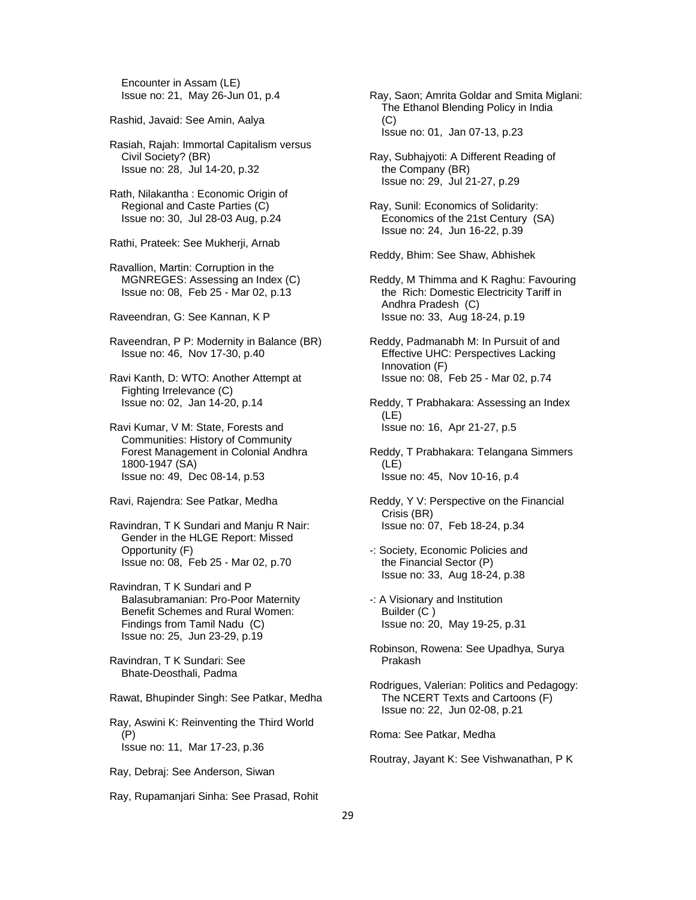Encounter in Assam (LE)
Issue no: 21, May 26-Jun 01, p.4

Rashid, Javaid: See Amin, Aalya

Rasiah, Rajah: Immortal Capitalism versus Civil Society? (BR)
Issue no: 28, Jul 14-20, p.32

Rath, Nilakantha : Economic Origin of Regional and Caste Parties (C)
Issue no: 30, Jul 28-03 Aug, p.24

Rathi, Prateek: See Mukherji, Arnab

Ravallion, Martin: Corruption in the MGNREGES: Assessing an Index (C)
Issue no: 08, Feb 25 - Mar 02, p.13

Raveendran, G: See Kannan, K P

Raveendran, P P: Modernity in Balance (BR)
Issue no: 46, Nov 17-30, p.40

Ravi Kanth, D: WTO: Another Attempt at Fighting Irrelevance (C)
Issue no: 02, Jan 14-20, p.14

Ravi Kumar, V M: State, Forests and Communities: History of Community Forest Management in Colonial Andhra 1800-1947 (SA)
Issue no: 49, Dec 08-14, p.53

Ravi, Rajendra: See Patkar, Medha

Ravindran, T K Sundari and Manju R Nair: Gender in the HLGE Report: Missed Opportunity (F)
Issue no: 08, Feb 25 - Mar 02, p.70

Ravindran, T K Sundari and P Balasubramanian: Pro-Poor Maternity Benefit Schemes and Rural Women: Findings from Tamil Nadu (C)
Issue no: 25, Jun 23-29, p.19

Ravindran, T K Sundari: See Bhate-Deosthali, Padma

Rawat, Bhupinder Singh: See Patkar, Medha

Ray, Aswini K: Reinventing the Third World (P)
Issue no: 11, Mar 17-23, p.36

Ray, Debraj: See Anderson, Siwan

Ray, Rupamanjari Sinha: See Prasad, Rohit

Ray, Saon; Amrita Goldar and Smita Miglani: The Ethanol Blending Policy in India (C)
Issue no: 01, Jan 07-13, p.23

Ray, Subhajyoti: A Different Reading of the Company (BR)
Issue no: 29, Jul 21-27, p.29

Ray, Sunil: Economics of Solidarity: Economics of the 21st Century (SA)
Issue no: 24, Jun 16-22, p.39

Reddy, Bhim: See Shaw, Abhishek

Reddy, M Thimma and K Raghu: Favouring the Rich: Domestic Electricity Tariff in Andhra Pradesh (C)
Issue no: 33, Aug 18-24, p.19

Reddy, Padmanabh M: In Pursuit of and Effective UHC: Perspectives Lacking Innovation (F)
Issue no: 08, Feb 25 - Mar 02, p.74

Reddy, T Prabhakara: Assessing an Index (LE)
Issue no: 16, Apr 21-27, p.5

Reddy, T Prabhakara: Telangana Simmers (LE)
Issue no: 45, Nov 10-16, p.4

Reddy, Y V: Perspective on the Financial Crisis (BR)
Issue no: 07, Feb 18-24, p.34

-: Society, Economic Policies and the Financial Sector (P)
Issue no: 33, Aug 18-24, p.38

-: A Visionary and Institution Builder (C )
Issue no: 20, May 19-25, p.31

Robinson, Rowena: See Upadhya, Surya Prakash

Rodrigues, Valerian: Politics and Pedagogy: The NCERT Texts and Cartoons (F)
Issue no: 22, Jun 02-08, p.21

Roma: See Patkar, Medha

Routray, Jayant K: See Vishwanathan, P K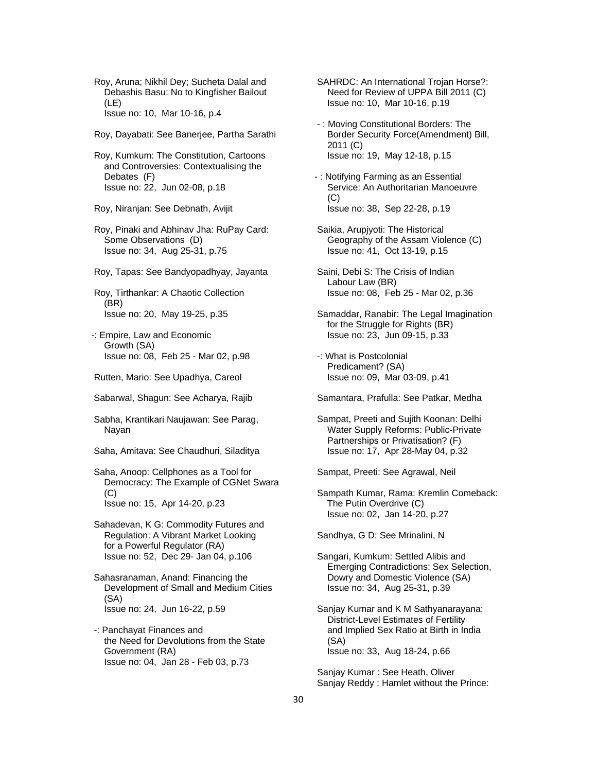Roy, Aruna; Nikhil Dey; Sucheta Dalal and Debashis Basu: No to Kingfisher Bailout (LE)
Issue no: 10, Mar 10-16, p.4

Roy, Dayabati: See Banerjee, Partha Sarathi

Roy, Kumkum: The Constitution, Cartoons and Controversies: Contextualising the Debates (F)
Issue no: 22, Jun 02-08, p.18

Roy, Niranjan: See Debnath, Avijit

Roy, Pinaki and Abhinav Jha: RuPay Card: Some Observations (D)
Issue no: 34, Aug 25-31, p.75

Roy, Tapas: See Bandyopadhyay, Jayanta

Roy, Tirthankar: A Chaotic Collection (BR)
Issue no: 20, May 19-25, p.35

-: Empire, Law and Economic Growth (SA)
Issue no: 08, Feb 25 - Mar 02, p.98

Rutten, Mario: See Upadhya, Careol

Sabarwal, Shagun: See Acharya, Rajib

Sabha, Krantikari Naujawan: See Parag, Nayan

Saha, Amitava: See Chaudhuri, Siladitya

Saha, Anoop: Cellphones as a Tool for Democracy: The Example of CGNet Swara (C)
Issue no: 15, Apr 14-20, p.23

Sahadevan, K G: Commodity Futures and Regulation: A Vibrant Market Looking for a Powerful Regulator (RA)
Issue no: 52, Dec 29- Jan 04, p.106

Sahasranaman, Anand: Financing the Development of Small and Medium Cities (SA)
Issue no: 24, Jun 16-22, p.59

-: Panchayat Finances and the Need for Devolutions from the State Government (RA)
Issue no: 04, Jan 28 - Feb 03, p.73

SAHRDC: An International Trojan Horse?: Need for Review of UPPA Bill 2011 (C)
Issue no: 10, Mar 10-16, p.19

- : Moving Constitutional Borders: The Border Security Force(Amendment) Bill, 2011 (C)
Issue no: 19, May 12-18, p.15

- : Notifying Farming as an Essential Service: An Authoritarian Manoeuvre (C)
Issue no: 38, Sep 22-28, p.19

Saikia, Arupjyoti: The Historical Geography of the Assam Violence (C)
Issue no: 41, Oct 13-19, p.15

Saini, Debi S: The Crisis of Indian Labour Law (BR)
Issue no: 08, Feb 25 - Mar 02, p.36

Samaddar, Ranabir: The Legal Imagination for the Struggle for Rights (BR)
Issue no: 23, Jun 09-15, p.33

-: What is Postcolonial Predicament? (SA)
Issue no: 09, Mar 03-09, p.41

Samantara, Prafulla: See Patkar, Medha

Sampat, Preeti and Sujith Koonan: Delhi Water Supply Reforms: Public-Private Partnerships or Privatisation? (F)
Issue no: 17, Apr 28-May 04, p.32

Sampat, Preeti: See Agrawal, Neil

Sampath Kumar, Rama: Kremlin Comeback: The Putin Overdrive (C)
Issue no: 02, Jan 14-20, p.27

Sandhya, G D: See Mrinalini, N

Sangari, Kumkum: Settled Alibis and Emerging Contradictions: Sex Selection, Dowry and Domestic Violence (SA)
Issue no: 34, Aug 25-31, p.39

Sanjay Kumar and K M Sathyanarayana: District-Level Estimates of Fertility and Implied Sex Ratio at Birth in India (SA)
Issue no: 33, Aug 18-24, p.66

Sanjay Kumar : See Heath, Oliver

Sanjay Reddy : Hamlet without the Prince: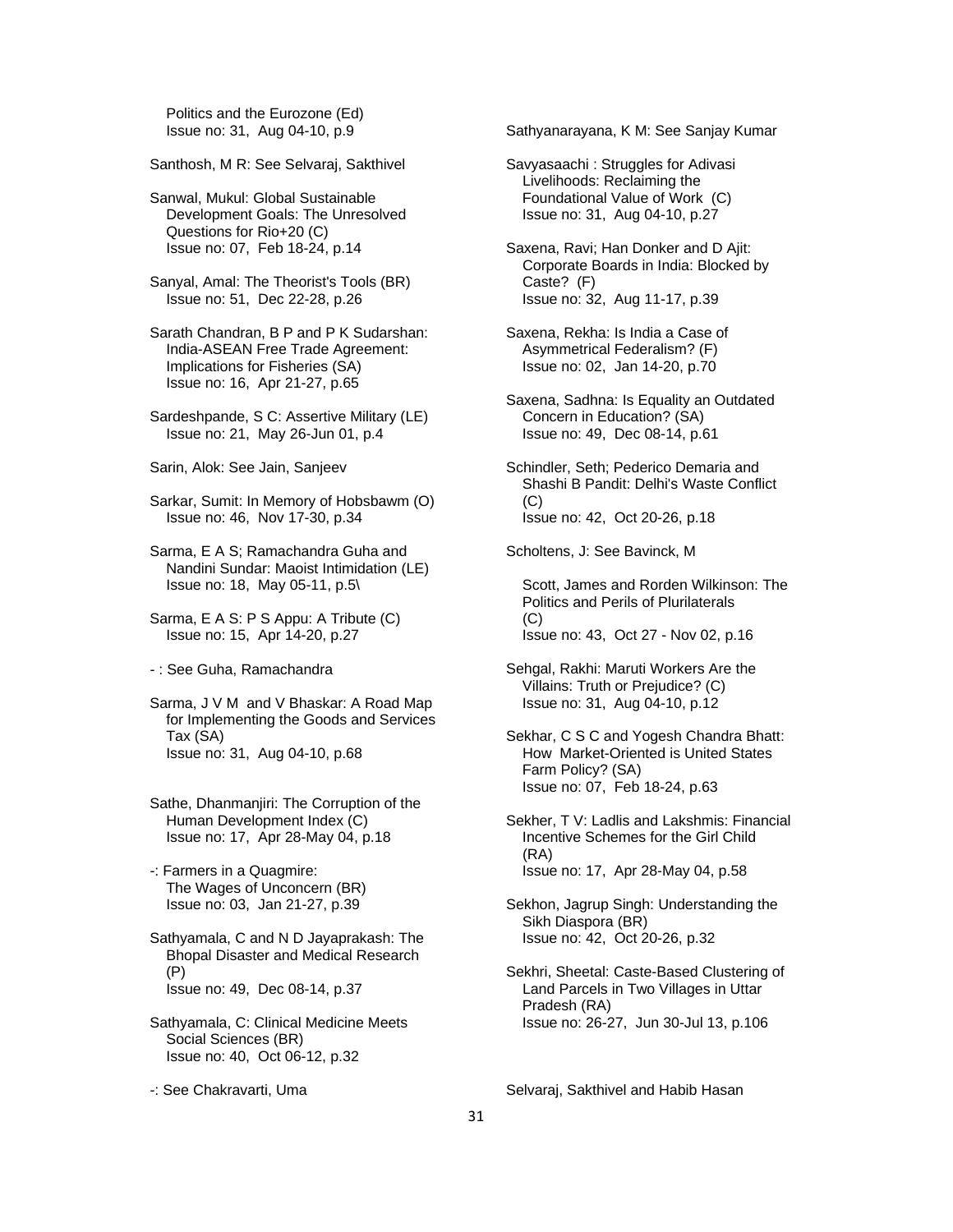Politics and the Eurozone (Ed)
Issue no: 31, Aug 04-10, p.9

Santhosh, M R: See Selvaraj, Sakthivel

Sanwal, Mukul: Global Sustainable Development Goals: The Unresolved Questions for Rio+20 (C)
Issue no: 07, Feb 18-24, p.14

Sanyal, Amal: The Theorist's Tools (BR)
Issue no: 51, Dec 22-28, p.26

Sarath Chandran, B P and P K Sudarshan: India-ASEAN Free Trade Agreement: Implications for Fisheries (SA)
Issue no: 16, Apr 21-27, p.65

Sardeshpande, S C: Assertive Military (LE)
Issue no: 21, May 26-Jun 01, p.4

Sarin, Alok: See Jain, Sanjeev

Sarkar, Sumit: In Memory of Hobsbawm (O)
Issue no: 46, Nov 17-30, p.34

Sarma, E A S; Ramachandra Guha and Nandini Sundar: Maoist Intimidation (LE)
Issue no: 18, May 05-11, p.5\

Sarma, E A S: P S Appu: A Tribute (C)
Issue no: 15, Apr 14-20, p.27

- : See Guha, Ramachandra

Sarma, J V M and V Bhaskar: A Road Map for Implementing the Goods and Services Tax (SA)
Issue no: 31, Aug 04-10, p.68

Sathe, Dhanmanjiri: The Corruption of the Human Development Index (C)
Issue no: 17, Apr 28-May 04, p.18

-: Farmers in a Quagmire: The Wages of Unconcern (BR)
Issue no: 03, Jan 21-27, p.39

Sathyamala, C and N D Jayaprakash: The Bhopal Disaster and Medical Research (P)
Issue no: 49, Dec 08-14, p.37

Sathyamala, C: Clinical Medicine Meets Social Sciences (BR)
Issue no: 40, Oct 06-12, p.32

-: See Chakravarti, Uma

Sathyanarayana, K M: See Sanjay Kumar

Savyasaachi : Struggles for Adivasi Livelihoods: Reclaiming the Foundational Value of Work (C)
Issue no: 31, Aug 04-10, p.27

Saxena, Ravi; Han Donker and D Ajit: Corporate Boards in India: Blocked by Caste? (F)
Issue no: 32, Aug 11-17, p.39

Saxena, Rekha: Is India a Case of Asymmetrical Federalism? (F)
Issue no: 02, Jan 14-20, p.70

Saxena, Sadhna: Is Equality an Outdated Concern in Education? (SA)
Issue no: 49, Dec 08-14, p.61

Schindler, Seth; Pederico Demaria and Shashi B Pandit: Delhi's Waste Conflict (C)
Issue no: 42, Oct 20-26, p.18

Scholtens, J: See Bavinck, M

Scott, James and Rorden Wilkinson: The Politics and Perils of Plurilaterals (C)
Issue no: 43, Oct 27 - Nov 02, p.16

Sehgal, Rakhi: Maruti Workers Are the Villains: Truth or Prejudice? (C)
Issue no: 31, Aug 04-10, p.12

Sekhar, C S C and Yogesh Chandra Bhatt: How Market-Oriented is United States Farm Policy? (SA)
Issue no: 07, Feb 18-24, p.63

Sekher, T V: Ladlis and Lakshmis: Financial Incentive Schemes for the Girl Child (RA)
Issue no: 17, Apr 28-May 04, p.58

Sekhon, Jagrup Singh: Understanding the Sikh Diaspora (BR)
Issue no: 42, Oct 20-26, p.32

Sekhri, Sheetal: Caste-Based Clustering of Land Parcels in Two Villages in Uttar Pradesh (RA)
Issue no: 26-27, Jun 30-Jul 13, p.106

Selvaraj, Sakthivel and Habib Hasan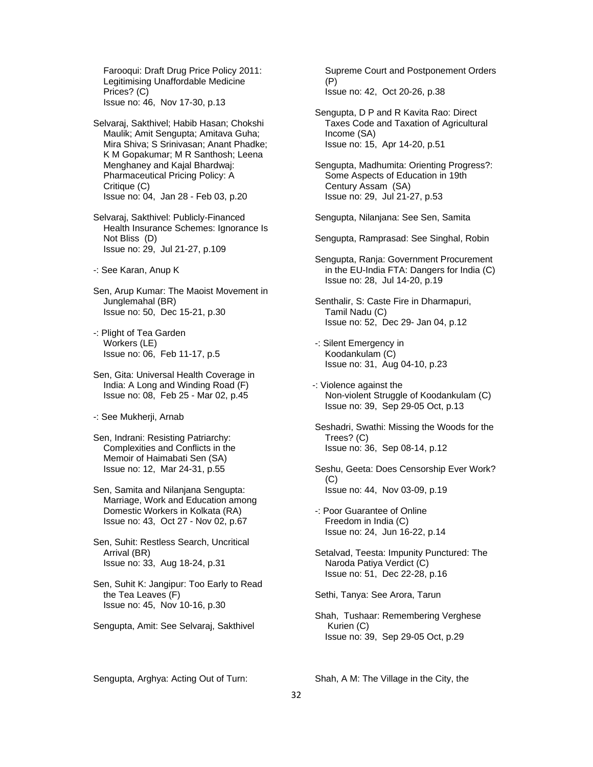Farooqui: Draft Drug Price Policy 2011: Legitimising Unaffordable Medicine Prices? (C)
Issue no: 46, Nov 17-30, p.13

Selvaraj, Sakthivel; Habib Hasan; Chokshi Maulik; Amit Sengupta; Amitava Guha; Mira Shiva; S Srinivasan; Anant Phadke; K M Gopakumar; M R Santhosh; Leena Menghaney and Kajal Bhardwaj: Pharmaceutical Pricing Policy: A Critique (C)
Issue no: 04, Jan 28 - Feb 03, p.20

Selvaraj, Sakthivel: Publicly-Financed Health Insurance Schemes: Ignorance Is Not Bliss (D)
Issue no: 29, Jul 21-27, p.109

-: See Karan, Anup K

Sen, Arup Kumar: The Maoist Movement in Junglemahal (BR)
Issue no: 50, Dec 15-21, p.30

-: Plight of Tea Garden Workers (LE)
Issue no: 06, Feb 11-17, p.5

Sen, Gita: Universal Health Coverage in India: A Long and Winding Road (F)
Issue no: 08, Feb 25 - Mar 02, p.45

-: See Mukherji, Arnab

Sen, Indrani: Resisting Patriarchy: Complexities and Conflicts in the Memoir of Haimabati Sen (SA)
Issue no: 12, Mar 24-31, p.55

Sen, Samita and Nilanjana Sengupta: Marriage, Work and Education among Domestic Workers in Kolkata (RA)
Issue no: 43, Oct 27 - Nov 02, p.67

Sen, Suhit: Restless Search, Uncritical Arrival (BR)
Issue no: 33, Aug 18-24, p.31

Sen, Suhit K: Jangipur: Too Early to Read the Tea Leaves (F)
Issue no: 45, Nov 10-16, p.30

Sengupta, Amit: See Selvaraj, Sakthivel

Sengupta, Arghya: Acting Out of Turn: Supreme Court and Postponement Orders (P)
Issue no: 42, Oct 20-26, p.38

Sengupta, D P and R Kavita Rao: Direct Taxes Code and Taxation of Agricultural Income (SA)
Issue no: 15, Apr 14-20, p.51

Sengupta, Madhumita: Orienting Progress?: Some Aspects of Education in 19th Century Assam (SA)
Issue no: 29, Jul 21-27, p.53

Sengupta, Nilanjana: See Sen, Samita

Sengupta, Ramprasad: See Singhal, Robin

Sengupta, Ranja: Government Procurement in the EU-India FTA: Dangers for India (C)
Issue no: 28, Jul 14-20, p.19

Senthalir, S: Caste Fire in Dharmapuri, Tamil Nadu (C)
Issue no: 52, Dec 29- Jan 04, p.12

-: Silent Emergency in Koodankulam (C)
Issue no: 31, Aug 04-10, p.23

-: Violence against the Non-violent Struggle of Koodankulam (C)
Issue no: 39, Sep 29-05 Oct, p.13

Seshadri, Swathi: Missing the Woods for the Trees? (C)
Issue no: 36, Sep 08-14, p.12

Seshu, Geeta: Does Censorship Ever Work? (C)
Issue no: 44, Nov 03-09, p.19

-: Poor Guarantee of Online Freedom in India (C)
Issue no: 24, Jun 16-22, p.14

Setalvad, Teesta: Impunity Punctured: The Naroda Patiya Verdict (C)
Issue no: 51, Dec 22-28, p.16

Sethi, Tanya: See Arora, Tarun

Shah, Tushaar: Remembering Verghese Kurien (C)
Issue no: 39, Sep 29-05 Oct, p.29

Shah, A M: The Village in the City, the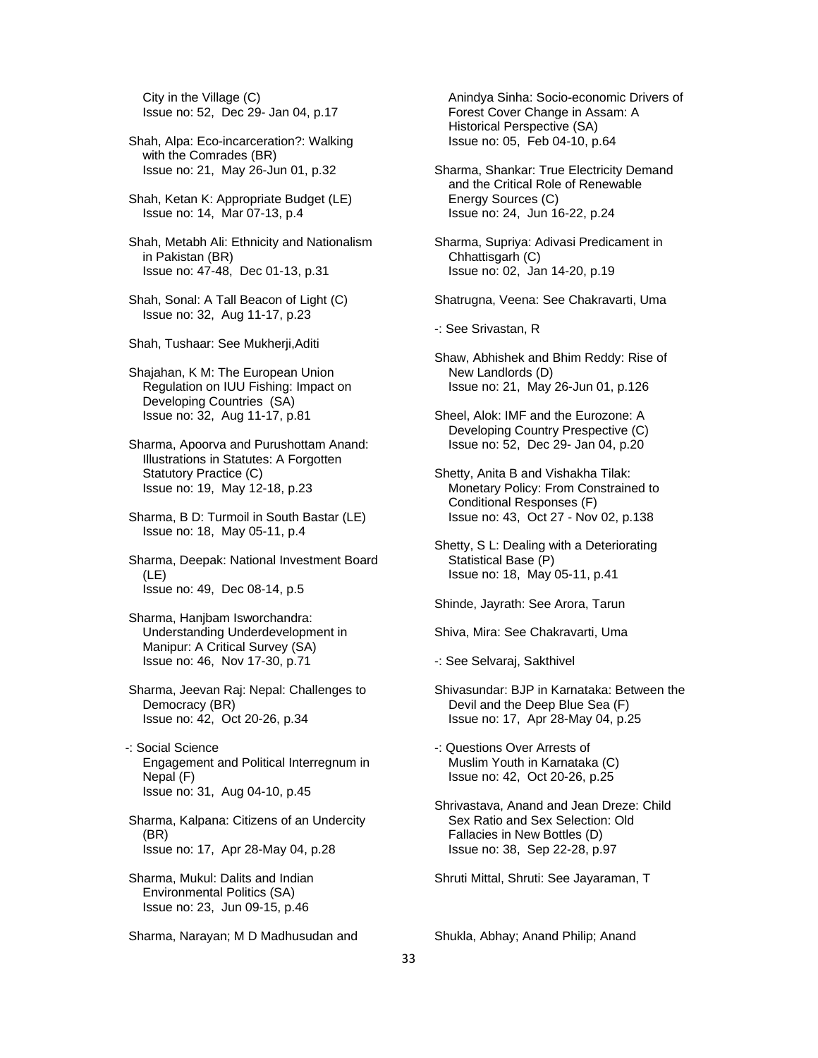City in the Village (C)
Issue no: 52, Dec 29- Jan 04, p.17

Shah, Alpa: Eco-incarceration?: Walking with the Comrades (BR)
Issue no: 21, May 26-Jun 01, p.32

Shah, Ketan K: Appropriate Budget (LE)
Issue no: 14, Mar 07-13, p.4

Shah, Metabh Ali: Ethnicity and Nationalism in Pakistan (BR)
Issue no: 47-48, Dec 01-13, p.31

Shah, Sonal: A Tall Beacon of Light (C)
Issue no: 32, Aug 11-17, p.23

Shah, Tushaar: See Mukherji,Aditi

Shajahan, K M: The European Union Regulation on IUU Fishing: Impact on Developing Countries (SA)
Issue no: 32, Aug 11-17, p.81

Sharma, Apoorva and Purushottam Anand: Illustrations in Statutes: A Forgotten Statutory Practice (C)
Issue no: 19, May 12-18, p.23

Sharma, B D: Turmoil in South Bastar (LE)
Issue no: 18, May 05-11, p.4

Sharma, Deepak: National Investment Board (LE)
Issue no: 49, Dec 08-14, p.5

Sharma, Hanjbam Isworchandra: Understanding Underdevelopment in Manipur: A Critical Survey (SA)
Issue no: 46, Nov 17-30, p.71

Sharma, Jeevan Raj: Nepal: Challenges to Democracy (BR)
Issue no: 42, Oct 20-26, p.34

-: Social Science Engagement and Political Interregnum in Nepal (F)
Issue no: 31, Aug 04-10, p.45

Sharma, Kalpana: Citizens of an Undercity (BR)
Issue no: 17, Apr 28-May 04, p.28

Sharma, Mukul: Dalits and Indian Environmental Politics (SA)
Issue no: 23, Jun 09-15, p.46

Sharma, Narayan; M D Madhusudan and Anindya Sinha: Socio-economic Drivers of Forest Cover Change in Assam: A Historical Perspective (SA)
Issue no: 05, Feb 04-10, p.64

Sharma, Shankar: True Electricity Demand and the Critical Role of Renewable Energy Sources (C)
Issue no: 24, Jun 16-22, p.24

Sharma, Supriya: Adivasi Predicament in Chhattisgarh (C)
Issue no: 02, Jan 14-20, p.19

Shatrugna, Veena: See Chakravarti, Uma

-: See Srivastan, R

Shaw, Abhishek and Bhim Reddy: Rise of New Landlords (D)
Issue no: 21, May 26-Jun 01, p.126

Sheel, Alok: IMF and the Eurozone: A Developing Country Prespective (C)
Issue no: 52, Dec 29- Jan 04, p.20

Shetty, Anita B and Vishakha Tilak: Monetary Policy: From Constrained to Conditional Responses (F)
Issue no: 43, Oct 27 - Nov 02, p.138

Shetty, S L: Dealing with a Deteriorating Statistical Base (P)
Issue no: 18, May 05-11, p.41

Shinde, Jayrath: See Arora, Tarun

Shiva, Mira: See Chakravarti, Uma

-: See Selvaraj, Sakthivel

Shivasundar: BJP in Karnataka: Between the Devil and the Deep Blue Sea (F)
Issue no: 17, Apr 28-May 04, p.25

-: Questions Over Arrests of Muslim Youth in Karnataka (C)
Issue no: 42, Oct 20-26, p.25

Shrivastava, Anand and Jean Dreze: Child Sex Ratio and Sex Selection: Old Fallacies in New Bottles (D)
Issue no: 38, Sep 22-28, p.97

Shruti Mittal, Shruti: See Jayaraman, T

Shukla, Abhay; Anand Philip; Anand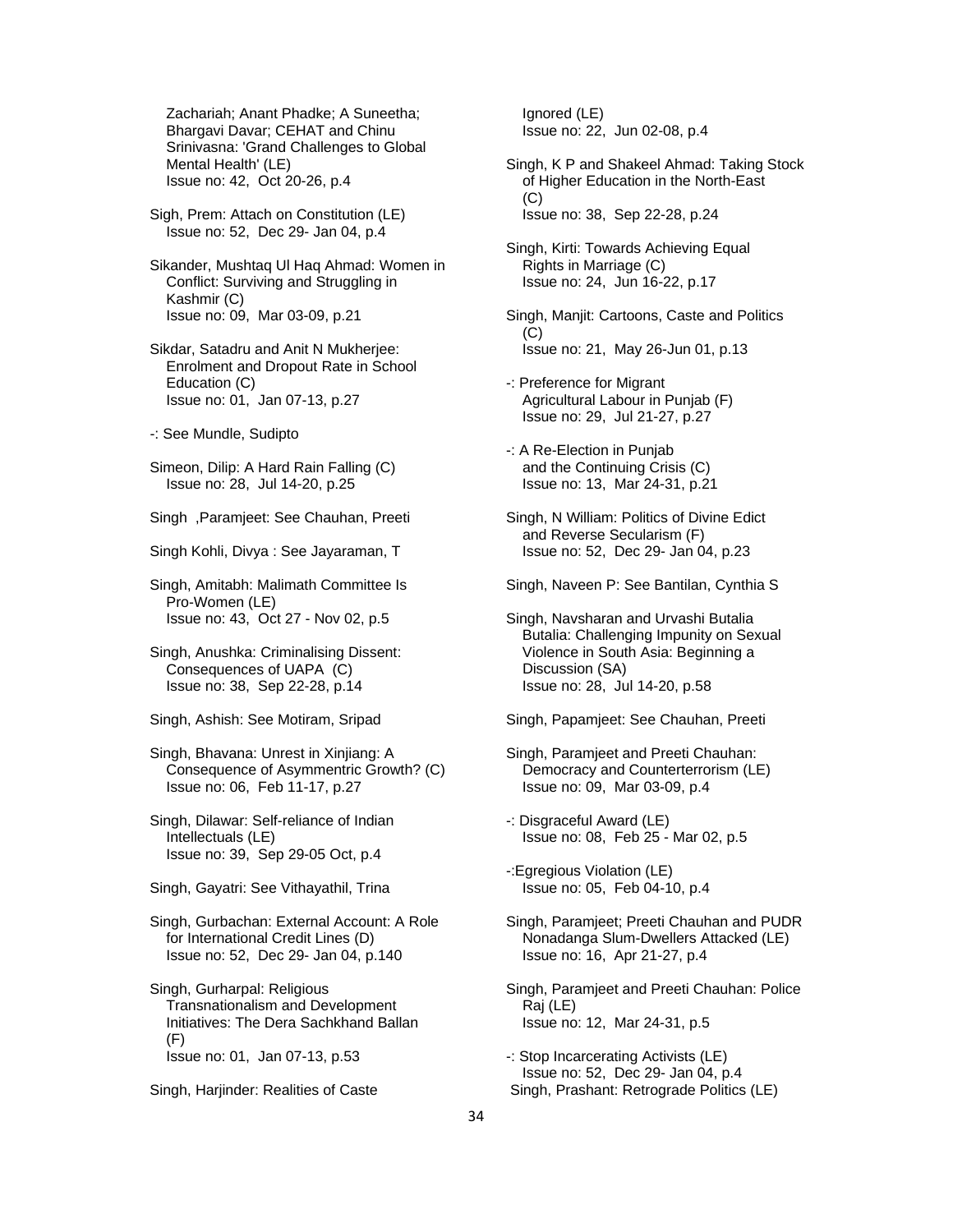Zachariah; Anant Phadke; A Suneetha; Bhargavi Davar; CEHAT and Chinu Srinivasna: 'Grand Challenges to Global Mental Health' (LE)
Issue no: 42, Oct 20-26, p.4

Sigh, Prem: Attach on Constitution (LE)
Issue no: 52, Dec 29- Jan 04, p.4

Sikander, Mushtaq Ul Haq Ahmad: Women in Conflict: Surviving and Struggling in Kashmir (C)
Issue no: 09, Mar 03-09, p.21

Sikdar, Satadru and Anit N Mukherjee: Enrolment and Dropout Rate in School Education (C)
Issue no: 01, Jan 07-13, p.27

-: See Mundle, Sudipto

Simeon, Dilip: A Hard Rain Falling (C)
Issue no: 28, Jul 14-20, p.25

Singh ,Paramjeet: See Chauhan, Preeti

Singh Kohli, Divya : See Jayaraman, T

Singh, Amitabh: Malimath Committee Is Pro-Women (LE)
Issue no: 43, Oct 27 - Nov 02, p.5

Singh, Anushka: Criminalising Dissent: Consequences of UAPA (C)
Issue no: 38, Sep 22-28, p.14

Singh, Ashish: See Motiram, Sripad

Singh, Bhavana: Unrest in Xinjiang: A Consequence of Asymmentric Growth? (C)
Issue no: 06, Feb 11-17, p.27

Singh, Dilawar: Self-reliance of Indian Intellectuals (LE)
Issue no: 39, Sep 29-05 Oct, p.4

Singh, Gayatri: See Vithayathil, Trina

Singh, Gurbachan: External Account: A Role for International Credit Lines (D)
Issue no: 52, Dec 29- Jan 04, p.140

Singh, Gurharpal: Religious Transnationalism and Development Initiatives: The Dera Sachkhand Ballan (F)
Issue no: 01, Jan 07-13, p.53

Singh, Harjinder: Realities of Caste Ignored (LE)
Issue no: 22, Jun 02-08, p.4

Singh, K P and Shakeel Ahmad: Taking Stock of Higher Education in the North-East (C)
Issue no: 38, Sep 22-28, p.24

Singh, Kirti: Towards Achieving Equal Rights in Marriage (C)
Issue no: 24, Jun 16-22, p.17

Singh, Manjit: Cartoons, Caste and Politics (C)
Issue no: 21, May 26-Jun 01, p.13

-: Preference for Migrant Agricultural Labour in Punjab (F)
Issue no: 29, Jul 21-27, p.27

-: A Re-Election in Punjab and the Continuing Crisis (C)
Issue no: 13, Mar 24-31, p.21

Singh, N William: Politics of Divine Edict and Reverse Secularism (F)
Issue no: 52, Dec 29- Jan 04, p.23

Singh, Naveen P: See Bantilan, Cynthia S

Singh, Navsharan and Urvashi Butalia Butalia: Challenging Impunity on Sexual Violence in South Asia: Beginning a Discussion (SA)
Issue no: 28, Jul 14-20, p.58

Singh, Papamjeet: See Chauhan, Preeti

Singh, Paramjeet and Preeti Chauhan: Democracy and Counterterrorism (LE)
Issue no: 09, Mar 03-09, p.4

-: Disgraceful Award (LE)
Issue no: 08, Feb 25 - Mar 02, p.5

-:Egregious Violation (LE)
Issue no: 05, Feb 04-10, p.4

Singh, Paramjeet; Preeti Chauhan and PUDR Nonadanga Slum-Dwellers Attacked (LE)
Issue no: 16, Apr 21-27, p.4

Singh, Paramjeet and Preeti Chauhan: Police Raj (LE)
Issue no: 12, Mar 24-31, p.5

-: Stop Incarcerating Activists (LE)
Issue no: 52, Dec 29- Jan 04, p.4

Singh, Prashant: Retrograde Politics (LE)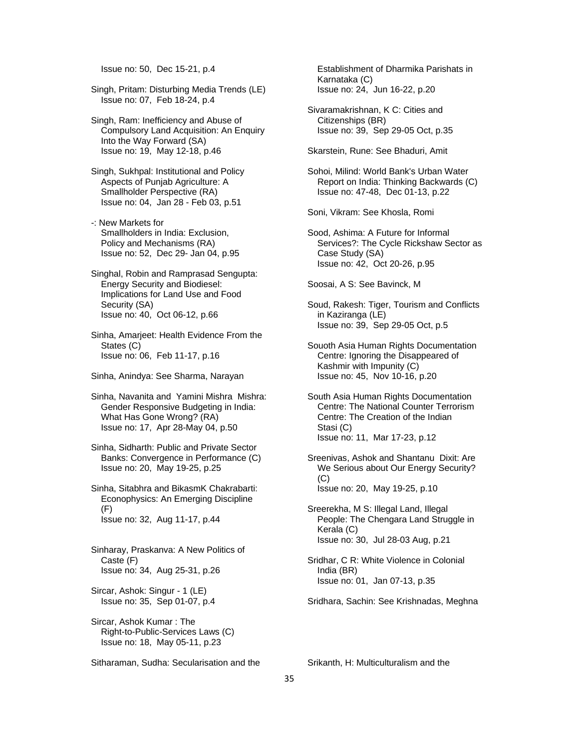Issue no: 50, Dec 15-21, p.4

Singh, Pritam: Disturbing Media Trends (LE)
Issue no: 07, Feb 18-24, p.4

Singh, Ram: Inefficiency and Abuse of Compulsory Land Acquisition: An Enquiry Into the Way Forward (SA)
Issue no: 19, May 12-18, p.46

Singh, Sukhpal: Institutional and Policy Aspects of Punjab Agriculture: A Smallholder Perspective (RA)
Issue no: 04, Jan 28 - Feb 03, p.51

-: New Markets for Smallholders in India: Exclusion, Policy and Mechanisms (RA)
Issue no: 52, Dec 29- Jan 04, p.95

Singhal, Robin and Ramprasad Sengupta: Energy Security and Biodiesel: Implications for Land Use and Food Security (SA)
Issue no: 40, Oct 06-12, p.66

Sinha, Amarjeet: Health Evidence From the States (C)
Issue no: 06, Feb 11-17, p.16

Sinha, Anindya: See Sharma, Narayan

Sinha, Navanita and Yamini Mishra Mishra: Gender Responsive Budgeting in India: What Has Gone Wrong? (RA)
Issue no: 17, Apr 28-May 04, p.50

Sinha, Sidharth: Public and Private Sector Banks: Convergence in Performance (C)
Issue no: 20, May 19-25, p.25

Sinha, Sitabhra and BikasmK Chakrabarti: Econophysics: An Emerging Discipline (F)
Issue no: 32, Aug 11-17, p.44

Sinharay, Praskanva: A New Politics of Caste (F)
Issue no: 34, Aug 25-31, p.26

Sircar, Ashok: Singur - 1 (LE)
Issue no: 35, Sep 01-07, p.4

Sircar, Ashok Kumar : The Right-to-Public-Services Laws (C)
Issue no: 18, May 05-11, p.23

Sitharaman, Sudha: Secularisation and the Establishment of Dharmika Parishats in Karnataka (C)
Issue no: 24, Jun 16-22, p.20

Sivaramakrishnan, K C: Cities and Citizenships (BR)
Issue no: 39, Sep 29-05 Oct, p.35

Skarstein, Rune: See Bhaduri, Amit

Sohoi, Milind: World Bank's Urban Water Report on India: Thinking Backwards (C)
Issue no: 47-48, Dec 01-13, p.22

Soni, Vikram: See Khosla, Romi

Sood, Ashima: A Future for Informal Services?: The Cycle Rickshaw Sector as Case Study (SA)
Issue no: 42, Oct 20-26, p.95

Soosai, A S: See Bavinck, M

Soud, Rakesh: Tiger, Tourism and Conflicts in Kaziranga (LE)
Issue no: 39, Sep 29-05 Oct, p.5

Souoth Asia Human Rights Documentation Centre: Ignoring the Disappeared of Kashmir with Impunity (C)
Issue no: 45, Nov 10-16, p.20

South Asia Human Rights Documentation Centre: The National Counter Terrorism Centre: The Creation of the Indian Stasi (C)
Issue no: 11, Mar 17-23, p.12

Sreenivas, Ashok and Shantanu Dixit: Are We Serious about Our Energy Security? (C)
Issue no: 20, May 19-25, p.10

Sreerekha, M S: Illegal Land, Illegal People: The Chengara Land Struggle in Kerala (C)
Issue no: 30, Jul 28-03 Aug, p.21

Sridhar, C R: White Violence in Colonial India (BR)
Issue no: 01, Jan 07-13, p.35

Sridhara, Sachin: See Krishnadas, Meghna

Srikanth, H: Multiculturalism and the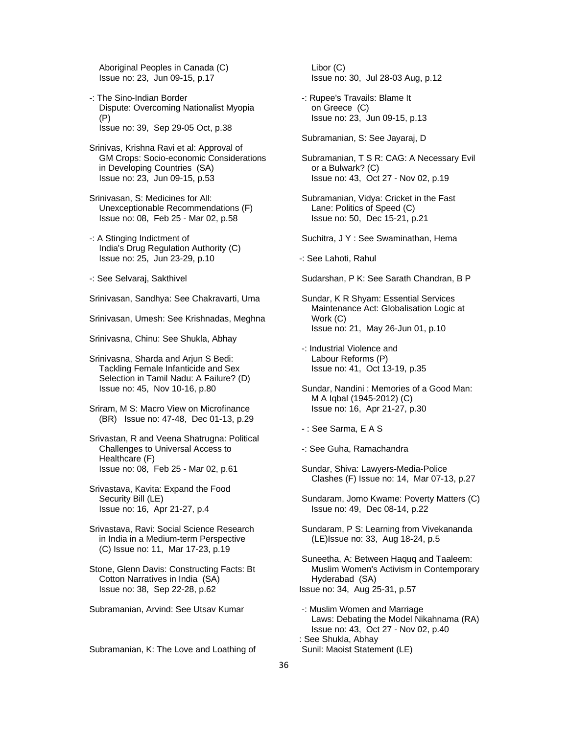Aboriginal Peoples in Canada (C)
Issue no: 23, Jun 09-15, p.17

-: The Sino-Indian Border Dispute: Overcoming Nationalist Myopia (P)
Issue no: 39, Sep 29-05 Oct, p.38

Srinivas, Krishna Ravi et al: Approval of GM Crops: Socio-economic Considerations in Developing Countries (SA)
Issue no: 23, Jun 09-15, p.53

Srinivasan, S: Medicines for All: Unexceptionable Recommendations (F)
Issue no: 08, Feb 25 - Mar 02, p.58

-: A Stinging Indictment of India's Drug Regulation Authority (C)
Issue no: 25, Jun 23-29, p.10

-: See Selvaraj, Sakthivel

Srinivasan, Sandhya: See Chakravarti, Uma

Srinivasan, Umesh: See Krishnadas, Meghna

Srinivasna, Chinu: See Shukla, Abhay

Srinivasna, Sharda and Arjun S Bedi: Tackling Female Infanticide and Sex Selection in Tamil Nadu: A Failure? (D)
Issue no: 45, Nov 10-16, p.80

Sriram, M S: Macro View on Microfinance (BR) Issue no: 47-48, Dec 01-13, p.29

Srivastan, R and Veena Shatrugna: Political Challenges to Universal Access to Healthcare (F)
Issue no: 08, Feb 25 - Mar 02, p.61

Srivastava, Kavita: Expand the Food Security Bill (LE)
Issue no: 16, Apr 21-27, p.4

Srivastava, Ravi: Social Science Research in India in a Medium-term Perspective (C) Issue no: 11, Mar 17-23, p.19

Stone, Glenn Davis: Constructing Facts: Bt Cotton Narratives in India (SA)
Issue no: 38, Sep 22-28, p.62

Subramanian, Arvind: See Utsav Kumar

Subramanian, K: The Love and Loathing of Libor (C)
Issue no: 30, Jul 28-03 Aug, p.12

-: Rupee's Travails: Blame It on Greece (C)
Issue no: 23, Jun 09-15, p.13

Subramanian, S: See Jayaraj, D

Subramanian, T S R: CAG: A Necessary Evil or a Bulwark? (C)
Issue no: 43, Oct 27 - Nov 02, p.19

Subramanian, Vidya: Cricket in the Fast Lane: Politics of Speed (C)
Issue no: 50, Dec 15-21, p.21

Suchitra, J Y : See Swaminathan, Hema

-: See Lahoti, Rahul

Sudarshan, P K: See Sarath Chandran, B P

Sundar, K R Shyam: Essential Services Maintenance Act: Globalisation Logic at Work (C)
Issue no: 21, May 26-Jun 01, p.10

-: Industrial Violence and Labour Reforms (P)
Issue no: 41, Oct 13-19, p.35

Sundar, Nandini : Memories of a Good Man: M A Iqbal (1945-2012) (C)
Issue no: 16, Apr 21-27, p.30

- : See Sarma, E A S

-: See Guha, Ramachandra

Sundar, Shiva: Lawyers-Media-Police Clashes (F) Issue no: 14, Mar 07-13, p.27

Sundaram, Jomo Kwame: Poverty Matters (C)
Issue no: 49, Dec 08-14, p.22

Sundaram, P S: Learning from Vivekananda (LE)Issue no: 33, Aug 18-24, p.5

Suneetha, A: Between Haquq and Taaleem: Muslim Women's Activism in Contemporary Hyderabad (SA)
Issue no: 34, Aug 25-31, p.57

-: Muslim Women and Marriage Laws: Debating the Model Nikahnama (RA)
Issue no: 43, Oct 27 - Nov 02, p.40
: See Shukla, Abhay

Sunil: Maoist Statement (LE)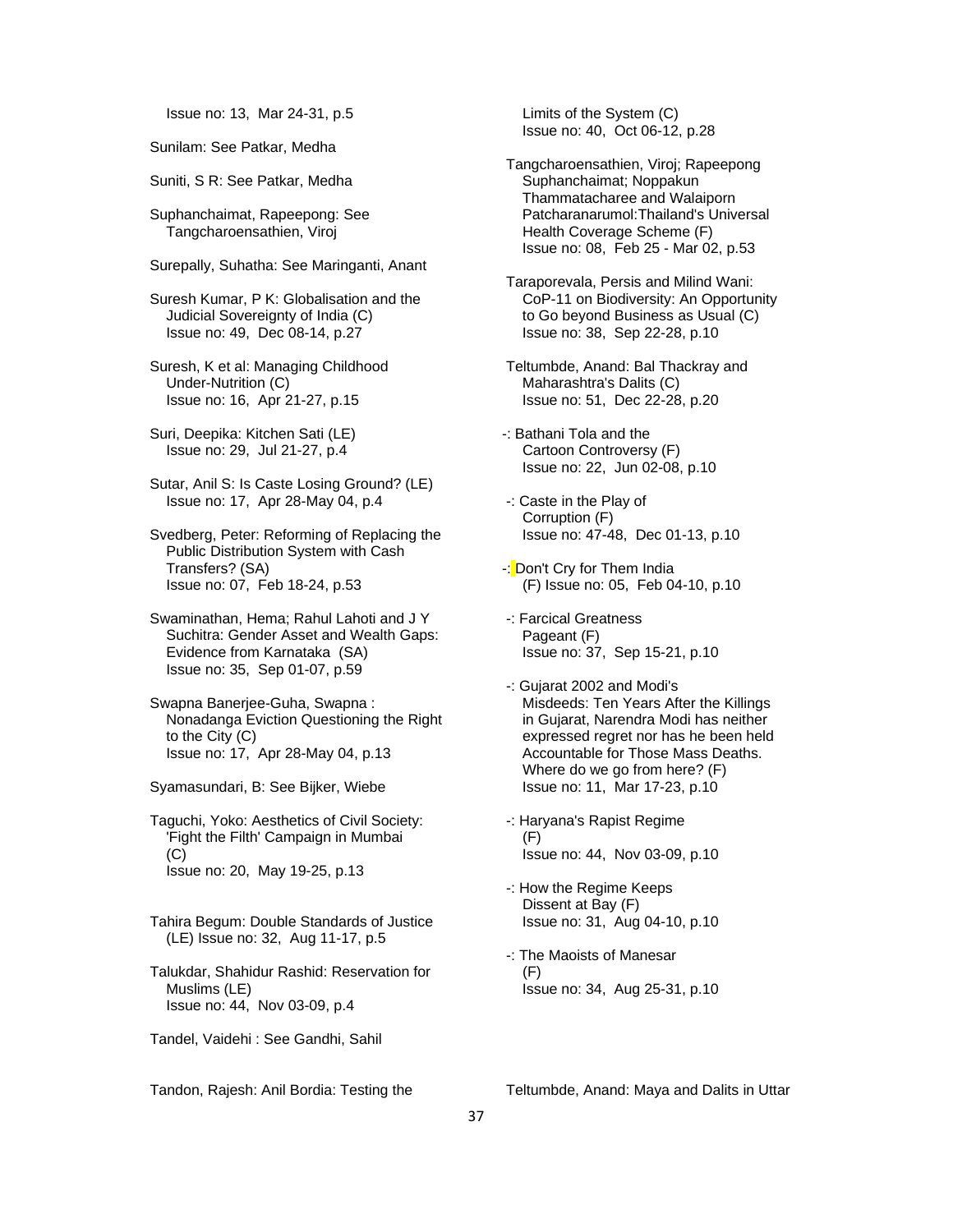Issue no: 13, Mar 24-31, p.5

Sunilam: See Patkar, Medha

Suniti, S R: See Patkar, Medha

Suphanchaimat, Rapeepong: See Tangcharoensathien, Viroj

Surepally, Suhatha: See Maringanti, Anant

Suresh Kumar, P K: Globalisation and the Judicial Sovereignty of India (C)
Issue no: 49, Dec 08-14, p.27

Suresh, K et al: Managing Childhood Under-Nutrition (C)
Issue no: 16, Apr 21-27, p.15

Suri, Deepika: Kitchen Sati (LE)
Issue no: 29, Jul 21-27, p.4

Sutar, Anil S: Is Caste Losing Ground? (LE)
Issue no: 17, Apr 28-May 04, p.4

Svedberg, Peter: Reforming of Replacing the Public Distribution System with Cash Transfers? (SA)
Issue no: 07, Feb 18-24, p.53

Swaminathan, Hema; Rahul Lahoti and J Y Suchitra: Gender Asset and Wealth Gaps: Evidence from Karnataka (SA)
Issue no: 35, Sep 01-07, p.59

Swapna Banerjee-Guha, Swapna : Nonadanga Eviction Questioning the Right to the City (C)
Issue no: 17, Apr 28-May 04, p.13

Syamasundari, B: See Bijker, Wiebe

Taguchi, Yoko: Aesthetics of Civil Society: 'Fight the Filth' Campaign in Mumbai (C)
Issue no: 20, May 19-25, p.13

Tahira Begum: Double Standards of Justice (LE) Issue no: 32, Aug 11-17, p.5

Talukdar, Shahidur Rashid: Reservation for Muslims (LE)
Issue no: 44, Nov 03-09, p.4

Tandel, Vaidehi : See Gandhi, Sahil

Tandon, Rajesh: Anil Bordia: Testing the Limits of the System (C)
Issue no: 40, Oct 06-12, p.28

Tangcharoensathien, Viroj; Rapeepong Suphanchaimat; Noppakun Thammatacharee and Walaiporn Patcharanarumol:Thailand's Universal Health Coverage Scheme (F)
Issue no: 08, Feb 25 - Mar 02, p.53

Taraporevala, Persis and Milind Wani: CoP-11 on Biodiversity: An Opportunity to Go beyond Business as Usual (C)
Issue no: 38, Sep 22-28, p.10

Teltumbde, Anand: Bal Thackray and Maharashtra's Dalits (C)
Issue no: 51, Dec 22-28, p.20

-: Bathani Tola and the Cartoon Controversy (F)
Issue no: 22, Jun 02-08, p.10

-: Caste in the Play of Corruption (F)
Issue no: 47-48, Dec 01-13, p.10

-: Don't Cry for Them India (F) Issue no: 05, Feb 04-10, p.10

-: Farcical Greatness Pageant (F)
Issue no: 37, Sep 15-21, p.10

-: Gujarat 2002 and Modi's Misdeeds: Ten Years After the Killings in Gujarat, Narendra Modi has neither expressed regret nor has he been held Accountable for Those Mass Deaths. Where do we go from here? (F)
Issue no: 11, Mar 17-23, p.10

-: Haryana's Rapist Regime (F)
Issue no: 44, Nov 03-09, p.10

-: How the Regime Keeps Dissent at Bay (F)
Issue no: 31, Aug 04-10, p.10

-: The Maoists of Manesar (F)
Issue no: 34, Aug 25-31, p.10

Teltumbde, Anand: Maya and Dalits in Uttar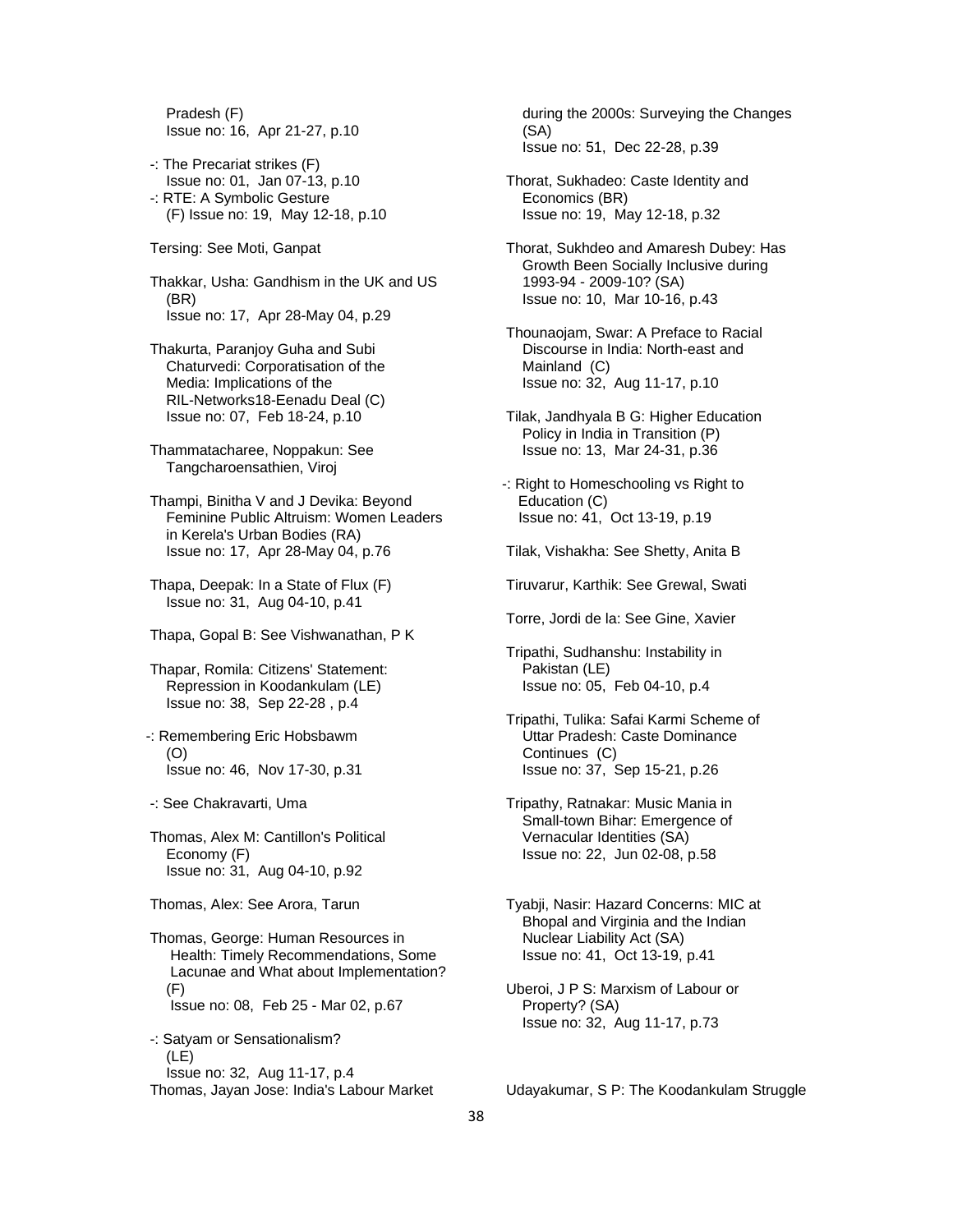Pradesh (F)
Issue no: 16, Apr 21-27, p.10

-: The Precariat strikes (F)
Issue no: 01, Jan 07-13, p.10

-: RTE: A Symbolic Gesture
(F) Issue no: 19, May 12-18, p.10

Tersing: See Moti, Ganpat

Thakkar, Usha: Gandhism in the UK and US (BR)
Issue no: 17, Apr 28-May 04, p.29

Thakurta, Paranjoy Guha and Subi Chaturvedi: Corporatisation of the Media: Implications of the RIL-Networks18-Eenadu Deal (C)
Issue no: 07, Feb 18-24, p.10

Thammatacharee, Noppakun: See Tangcharoensathien, Viroj

Thampi, Binitha V and J Devika: Beyond Feminine Public Altruism: Women Leaders in Kerela's Urban Bodies (RA)
Issue no: 17, Apr 28-May 04, p.76

Thapa, Deepak: In a State of Flux (F)
Issue no: 31, Aug 04-10, p.41

Thapa, Gopal B: See Vishwanathan, P K

Thapar, Romila: Citizens' Statement: Repression in Koodankulam (LE)
Issue no: 38, Sep 22-28 , p.4

-: Remembering Eric Hobsbawm (O)
Issue no: 46, Nov 17-30, p.31

-: See Chakravarti, Uma

Thomas, Alex M: Cantillon's Political Economy (F)
Issue no: 31, Aug 04-10, p.92

Thomas, Alex: See Arora, Tarun

Thomas, George: Human Resources in Health: Timely Recommendations, Some Lacunae and What about Implementation? (F)
Issue no: 08, Feb 25 - Mar 02, p.67

-: Satyam or Sensationalism? (LE)
Issue no: 32, Aug 11-17, p.4

Thomas, Jayan Jose: India's Labour Market during the 2000s: Surveying the Changes (SA)
Issue no: 51, Dec 22-28, p.39

Thorat, Sukhadeo: Caste Identity and Economics (BR)
Issue no: 19, May 12-18, p.32

Thorat, Sukhdeo and Amaresh Dubey: Has Growth Been Socially Inclusive during 1993-94 - 2009-10? (SA)
Issue no: 10, Mar 10-16, p.43

Thounaojam, Swar: A Preface to Racial Discourse in India: North-east and Mainland (C)
Issue no: 32, Aug 11-17, p.10

Tilak, Jandhyala B G: Higher Education Policy in India in Transition (P)
Issue no: 13, Mar 24-31, p.36

-: Right to Homeschooling vs Right to Education (C)
Issue no: 41, Oct 13-19, p.19

Tilak, Vishakha: See Shetty, Anita B

Tiruvarur, Karthik: See Grewal, Swati

Torre, Jordi de la: See Gine, Xavier

Tripathi, Sudhanshu: Instability in Pakistan (LE)
Issue no: 05, Feb 04-10, p.4

Tripathi, Tulika: Safai Karmi Scheme of Uttar Pradesh: Caste Dominance Continues (C)
Issue no: 37, Sep 15-21, p.26

Tripathy, Ratnakar: Music Mania in Small-town Bihar: Emergence of Vernacular Identities (SA)
Issue no: 22, Jun 02-08, p.58

Tyabji, Nasir: Hazard Concerns: MIC at Bhopal and Virginia and the Indian Nuclear Liability Act (SA)
Issue no: 41, Oct 13-19, p.41

Uberoi, J P S: Marxism of Labour or Property? (SA)
Issue no: 32, Aug 11-17, p.73

Udayakumar, S P: The Koodankulam Struggle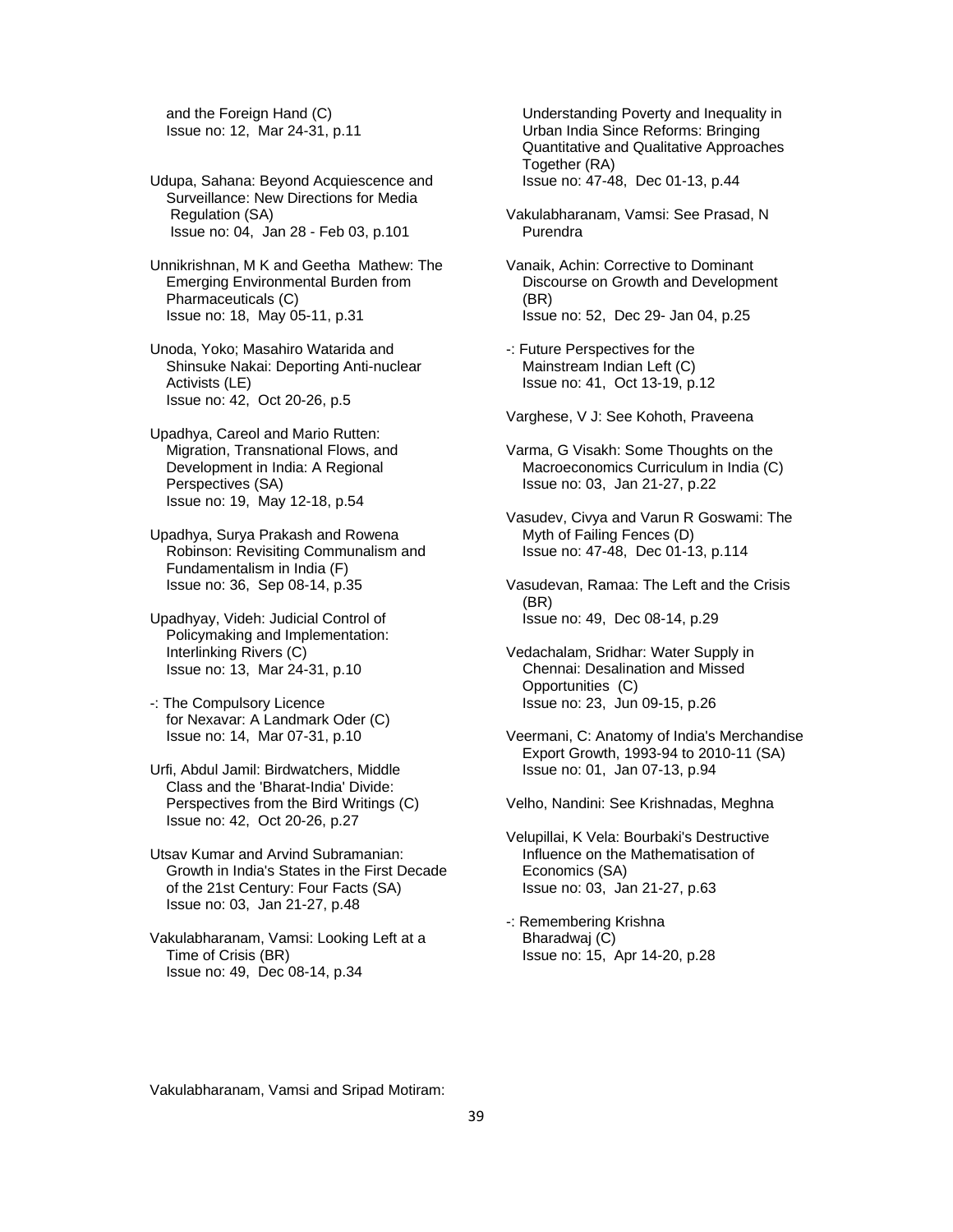and the Foreign Hand (C)
Issue no: 12, Mar 24-31, p.11

Udupa, Sahana: Beyond Acquiescence and Surveillance: New Directions for Media Regulation (SA)
Issue no: 04, Jan 28 - Feb 03, p.101

Unnikrishnan, M K and Geetha Mathew: The Emerging Environmental Burden from Pharmaceuticals (C)
Issue no: 18, May 05-11, p.31

Unoda, Yoko; Masahiro Watarida and Shinsuke Nakai: Deporting Anti-nuclear Activists (LE)
Issue no: 42, Oct 20-26, p.5

Upadhya, Careol and Mario Rutten: Migration, Transnational Flows, and Development in India: A Regional Perspectives (SA)
Issue no: 19, May 12-18, p.54

Upadhya, Surya Prakash and Rowena Robinson: Revisiting Communalism and Fundamentalism in India (F)
Issue no: 36, Sep 08-14, p.35

Upadhyay, Videh: Judicial Control of Policymaking and Implementation: Interlinking Rivers (C)
Issue no: 13, Mar 24-31, p.10

-: The Compulsory Licence for Nexavar: A Landmark Oder (C)
Issue no: 14, Mar 07-31, p.10

Urfi, Abdul Jamil: Birdwatchers, Middle Class and the 'Bharat-India' Divide: Perspectives from the Bird Writings (C)
Issue no: 42, Oct 20-26, p.27

Utsav Kumar and Arvind Subramanian: Growth in India's States in the First Decade of the 21st Century: Four Facts (SA)
Issue no: 03, Jan 21-27, p.48

Vakulabharanam, Vamsi: Looking Left at a Time of Crisis (BR)
Issue no: 49, Dec 08-14, p.34

Vakulabharanam, Vamsi and Sripad Motiram: Understanding Poverty and Inequality in Urban India Since Reforms: Bringing Quantitative and Qualitative Approaches Together (RA)
Issue no: 47-48, Dec 01-13, p.44

Vakulabharanam, Vamsi: See Prasad, N Purendra

Vanaik, Achin: Corrective to Dominant Discourse on Growth and Development (BR)
Issue no: 52, Dec 29- Jan 04, p.25

-: Future Perspectives for the Mainstream Indian Left (C)
Issue no: 41, Oct 13-19, p.12

Varghese, V J: See Kohoth, Praveena

Varma, G Visakh: Some Thoughts on the Macroeconomics Curriculum in India (C)
Issue no: 03, Jan 21-27, p.22

Vasudev, Civya and Varun R Goswami: The Myth of Failing Fences (D)
Issue no: 47-48, Dec 01-13, p.114

Vasudevan, Ramaa: The Left and the Crisis (BR)
Issue no: 49, Dec 08-14, p.29

Vedachalam, Sridhar: Water Supply in Chennai: Desalination and Missed Opportunities (C)
Issue no: 23, Jun 09-15, p.26

Veermani, C: Anatomy of India's Merchandise Export Growth, 1993-94 to 2010-11 (SA)
Issue no: 01, Jan 07-13, p.94

Velho, Nandini: See Krishnadas, Meghna

Velupillai, K Vela: Bourbaki's Destructive Influence on the Mathematisation of Economics (SA)
Issue no: 03, Jan 21-27, p.63

-: Remembering Krishna Bharadwaj (C)
Issue no: 15, Apr 14-20, p.28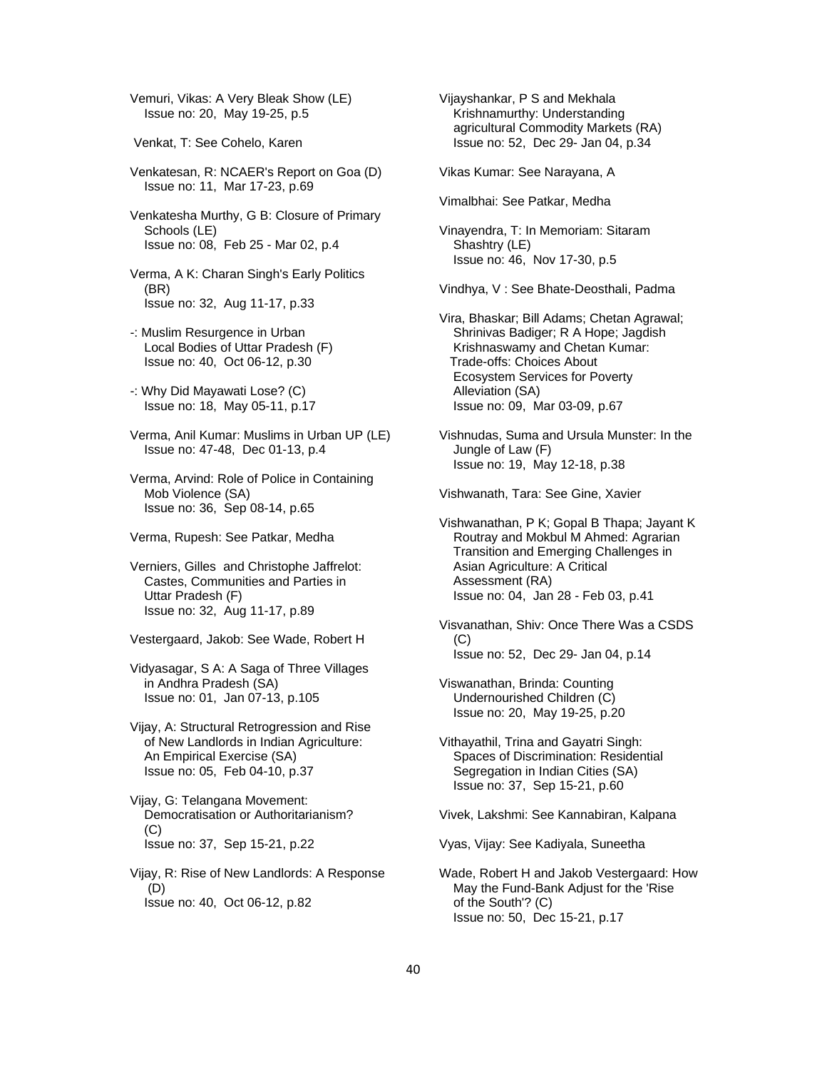Vemuri, Vikas: A Very Bleak Show (LE)
Issue no: 20, May 19-25, p.5

Venkat, T: See Cohelo, Karen

Venkatesan, R: NCAER's Report on Goa (D)
Issue no: 11, Mar 17-23, p.69

Venkatesha Murthy, G B: Closure of Primary Schools (LE)
Issue no: 08, Feb 25 - Mar 02, p.4

Verma, A K: Charan Singh's Early Politics (BR)
Issue no: 32, Aug 11-17, p.33

-: Muslim Resurgence in Urban Local Bodies of Uttar Pradesh (F)
Issue no: 40, Oct 06-12, p.30

-: Why Did Mayawati Lose? (C)
Issue no: 18, May 05-11, p.17

Verma, Anil Kumar: Muslims in Urban UP (LE)
Issue no: 47-48, Dec 01-13, p.4

Verma, Arvind: Role of Police in Containing Mob Violence (SA)
Issue no: 36, Sep 08-14, p.65

Verma, Rupesh: See Patkar, Medha

Verniers, Gilles and Christophe Jaffrelot: Castes, Communities and Parties in Uttar Pradesh (F)
Issue no: 32, Aug 11-17, p.89

Vestergaard, Jakob: See Wade, Robert H

Vidyasagar, S A: A Saga of Three Villages in Andhra Pradesh (SA)
Issue no: 01, Jan 07-13, p.105

Vijay, A: Structural Retrogression and Rise of New Landlords in Indian Agriculture: An Empirical Exercise (SA)
Issue no: 05, Feb 04-10, p.37

Vijay, G: Telangana Movement: Democratisation or Authoritarianism? (C)
Issue no: 37, Sep 15-21, p.22

Vijay, R: Rise of New Landlords: A Response (D)
Issue no: 40, Oct 06-12, p.82

Vijayshankar, P S and Mekhala Krishnamurthy: Understanding agricultural Commodity Markets (RA)
Issue no: 52, Dec 29- Jan 04, p.34

Vikas Kumar: See Narayana, A

Vimalbhai: See Patkar, Medha

Vinayendra, T: In Memoriam: Sitaram Shashtry (LE)
Issue no: 46, Nov 17-30, p.5

Vindhya, V : See Bhate-Deosthali, Padma

Vira, Bhaskar; Bill Adams; Chetan Agrawal; Shrinivas Badiger; R A Hope; Jagdish Krishnaswamy and Chetan Kumar: Trade-offs: Choices About Ecosystem Services for Poverty Alleviation (SA)
Issue no: 09, Mar 03-09, p.67

Vishnudas, Suma and Ursula Munster: In the Jungle of Law (F)
Issue no: 19, May 12-18, p.38

Vishwanath, Tara: See Gine, Xavier

Vishwanathan, P K; Gopal B Thapa; Jayant K Routray and Mokbul M Ahmed: Agrarian Transition and Emerging Challenges in Asian Agriculture: A Critical Assessment (RA)
Issue no: 04, Jan 28 - Feb 03, p.41

Visvanathan, Shiv: Once There Was a CSDS (C)
Issue no: 52, Dec 29- Jan 04, p.14

Viswanathan, Brinda: Counting Undernourished Children (C)
Issue no: 20, May 19-25, p.20

Vithayathil, Trina and Gayatri Singh: Spaces of Discrimination: Residential Segregation in Indian Cities (SA)
Issue no: 37, Sep 15-21, p.60

Vivek, Lakshmi: See Kannabiran, Kalpana

Vyas, Vijay: See Kadiyala, Suneetha

Wade, Robert H and Jakob Vestergaard: How May the Fund-Bank Adjust for the 'Rise of the South'? (C)
Issue no: 50, Dec 15-21, p.17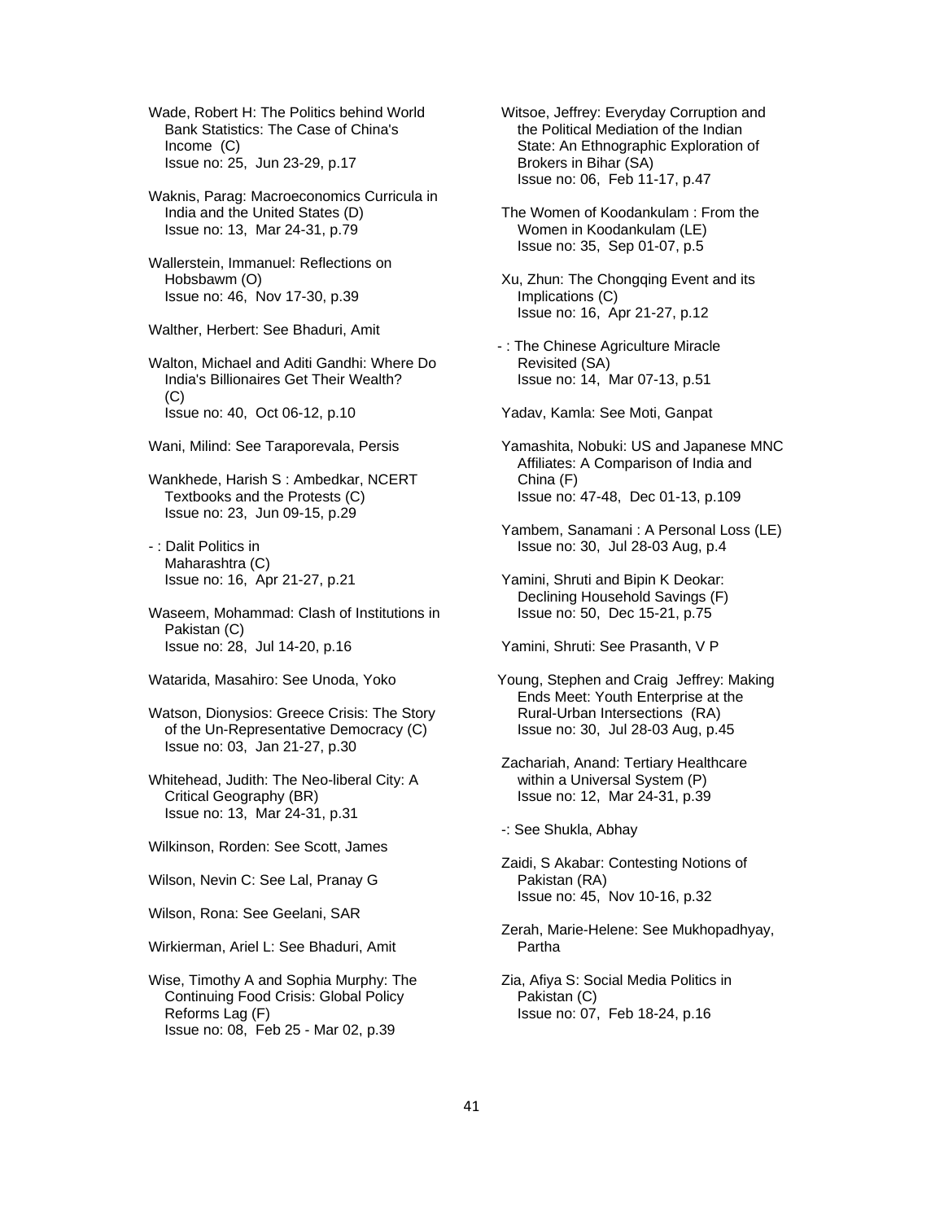Wade, Robert H: The Politics behind World Bank Statistics: The Case of China's Income (C)
Issue no: 25, Jun 23-29, p.17

Waknis, Parag: Macroeconomics Curricula in India and the United States (D)
Issue no: 13, Mar 24-31, p.79

Wallerstein, Immanuel: Reflections on Hobsbawm (O)
Issue no: 46, Nov 17-30, p.39

Walther, Herbert: See Bhaduri, Amit

Walton, Michael and Aditi Gandhi: Where Do India's Billionaires Get Their Wealth? (C)
Issue no: 40, Oct 06-12, p.10

Wani, Milind: See Taraporevala, Persis

Wankhede, Harish S : Ambedkar, NCERT Textbooks and the Protests (C)
Issue no: 23, Jun 09-15, p.29

- : Dalit Politics in Maharashtra (C)
Issue no: 16, Apr 21-27, p.21

Waseem, Mohammad: Clash of Institutions in Pakistan (C)
Issue no: 28, Jul 14-20, p.16

Watarida, Masahiro: See Unoda, Yoko

Watson, Dionysios: Greece Crisis: The Story of the Un-Representative Democracy (C)
Issue no: 03, Jan 21-27, p.30

Whitehead, Judith: The Neo-liberal City: A Critical Geography (BR)
Issue no: 13, Mar 24-31, p.31

Wilkinson, Rorden: See Scott, James

Wilson, Nevin C: See Lal, Pranay G

Wilson, Rona: See Geelani, SAR

Wirkierman, Ariel L: See Bhaduri, Amit

Wise, Timothy A and Sophia Murphy: The Continuing Food Crisis: Global Policy Reforms Lag (F)
Issue no: 08, Feb 25 - Mar 02, p.39

Witsoe, Jeffrey: Everyday Corruption and the Political Mediation of the Indian State: An Ethnographic Exploration of Brokers in Bihar (SA)
Issue no: 06, Feb 11-17, p.47

The Women of Koodankulam : From the Women in Koodankulam (LE)
Issue no: 35, Sep 01-07, p.5

Xu, Zhun: The Chongqing Event and its Implications (C)
Issue no: 16, Apr 21-27, p.12

- : The Chinese Agriculture Miracle Revisited (SA)
Issue no: 14, Mar 07-13, p.51

Yadav, Kamla: See Moti, Ganpat

Yamashita, Nobuki: US and Japanese MNC Affiliates: A Comparison of India and China (F)
Issue no: 47-48, Dec 01-13, p.109

Yambem, Sanamani : A Personal Loss (LE)
Issue no: 30, Jul 28-03 Aug, p.4

Yamini, Shruti and Bipin K Deokar: Declining Household Savings (F)
Issue no: 50, Dec 15-21, p.75

Yamini, Shruti: See Prasanth, V P

Young, Stephen and Craig Jeffrey: Making Ends Meet: Youth Enterprise at the Rural-Urban Intersections (RA)
Issue no: 30, Jul 28-03 Aug, p.45

Zachariah, Anand: Tertiary Healthcare within a Universal System (P)
Issue no: 12, Mar 24-31, p.39

-: See Shukla, Abhay

Zaidi, S Akabar: Contesting Notions of Pakistan (RA)
Issue no: 45, Nov 10-16, p.32

Zerah, Marie-Helene: See Mukhopadhyay, Partha

Zia, Afiya S: Social Media Politics in Pakistan (C)
Issue no: 07, Feb 18-24, p.16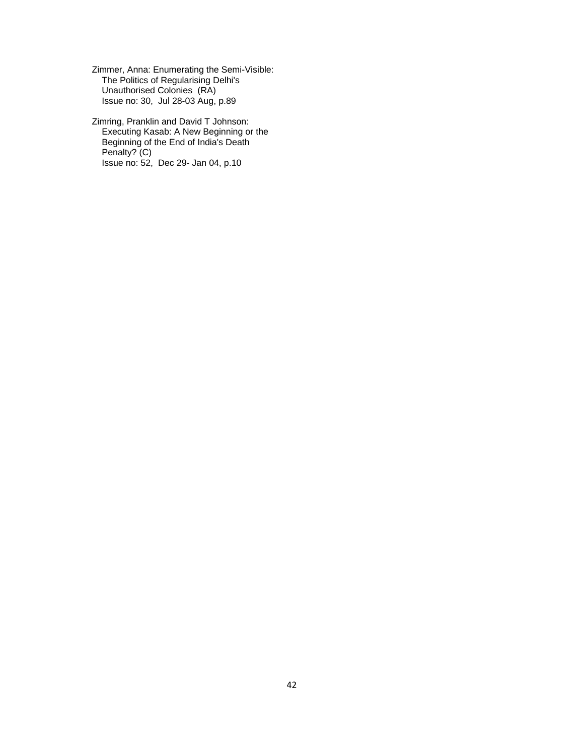Zimmer, Anna: Enumerating the Semi-Visible: The Politics of Regularising Delhi's Unauthorised Colonies (RA)
Issue no: 30, Jul 28-03 Aug, p.89

Zimring, Pranklin and David T Johnson: Executing Kasab: A New Beginning or the Beginning of the End of India's Death Penalty? (C)
Issue no: 52, Dec 29- Jan 04, p.10